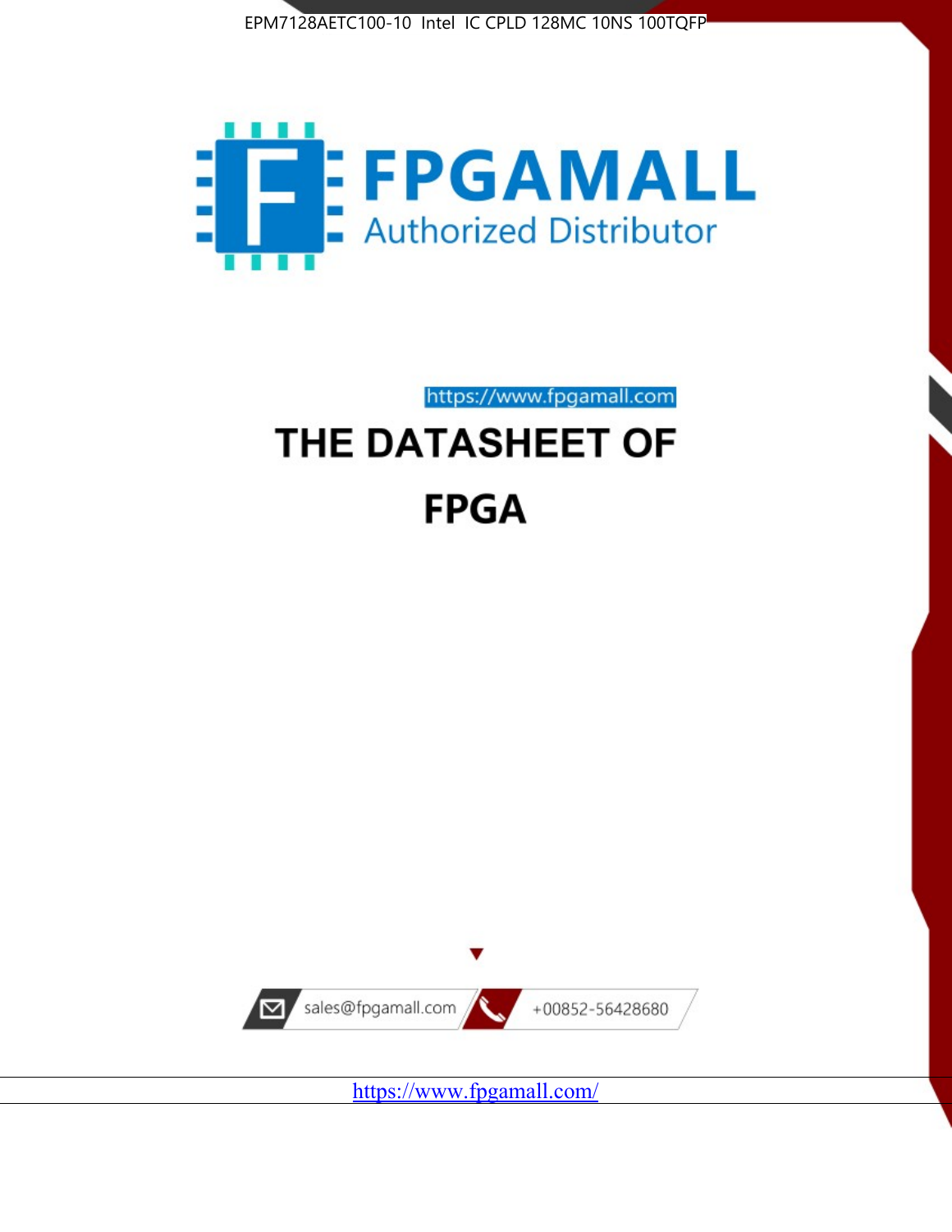EPM7128AETC100-10 Intel IC CPLD 128MC 10NS 100TQFP

FPGAMALL

Authorized Distributor

https://www.fpgamall.com

# THE DATASHEET OF

# FPGA

sales@fpgamall.com

+00852-56428680

https://www.fpgamall.com/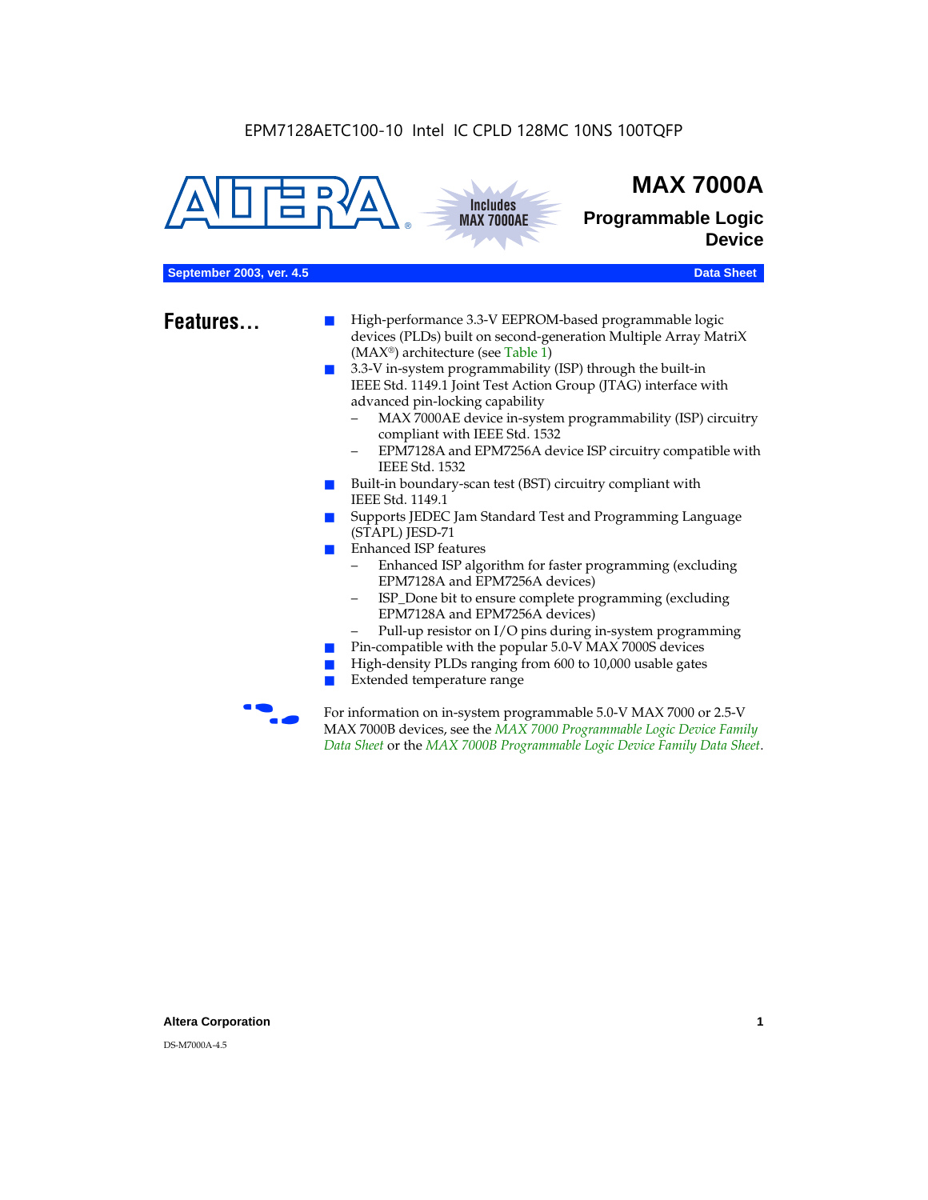EPM7128AETC100-10 Intel IC CPLD 128MC 10NS 100TQFP

# MAX 7000A

## Programmable Logic Device

Includes MAX 7000AE

September 2003, ver. 4.5 — Data Sheet

## Features...

- High-performance 3.3-V EEPROM-based programmable logic devices (PLDs) built on second-generation Multiple Array MatriX (MAX®) architecture (see Table 1)
- 3.3-V in-system programmability (ISP) through the built-in IEEE Std. 1149.1 Joint Test Action Group (JTAG) interface with advanced pin-locking capability
  - MAX 7000AE device in-system programmability (ISP) circuitry compliant with IEEE Std. 1532
  - EPM7128A and EPM7256A device ISP circuitry compatible with IEEE Std. 1532
- Built-in boundary-scan test (BST) circuitry compliant with IEEE Std. 1149.1
- Supports JEDEC Jam Standard Test and Programming Language (STAPL) JESD-71
- Enhanced ISP features
  - Enhanced ISP algorithm for faster programming (excluding EPM7128A and EPM7256A devices)
  - ISP_Done bit to ensure complete programming (excluding EPM7128A and EPM7256A devices)
  - Pull-up resistor on I/O pins during in-system programming
- Pin-compatible with the popular 5.0-V MAX 7000S devices
- High-density PLDs ranging from 600 to 10,000 usable gates
- Extended temperature range

For information on in-system programmable 5.0-V MAX 7000 or 2.5-V MAX 7000B devices, see the *MAX 7000 Programmable Logic Device Family Data Sheet* or the *MAX 7000B Programmable Logic Device Family Data Sheet*.

Altera Corporation

DS-M7000A-4.5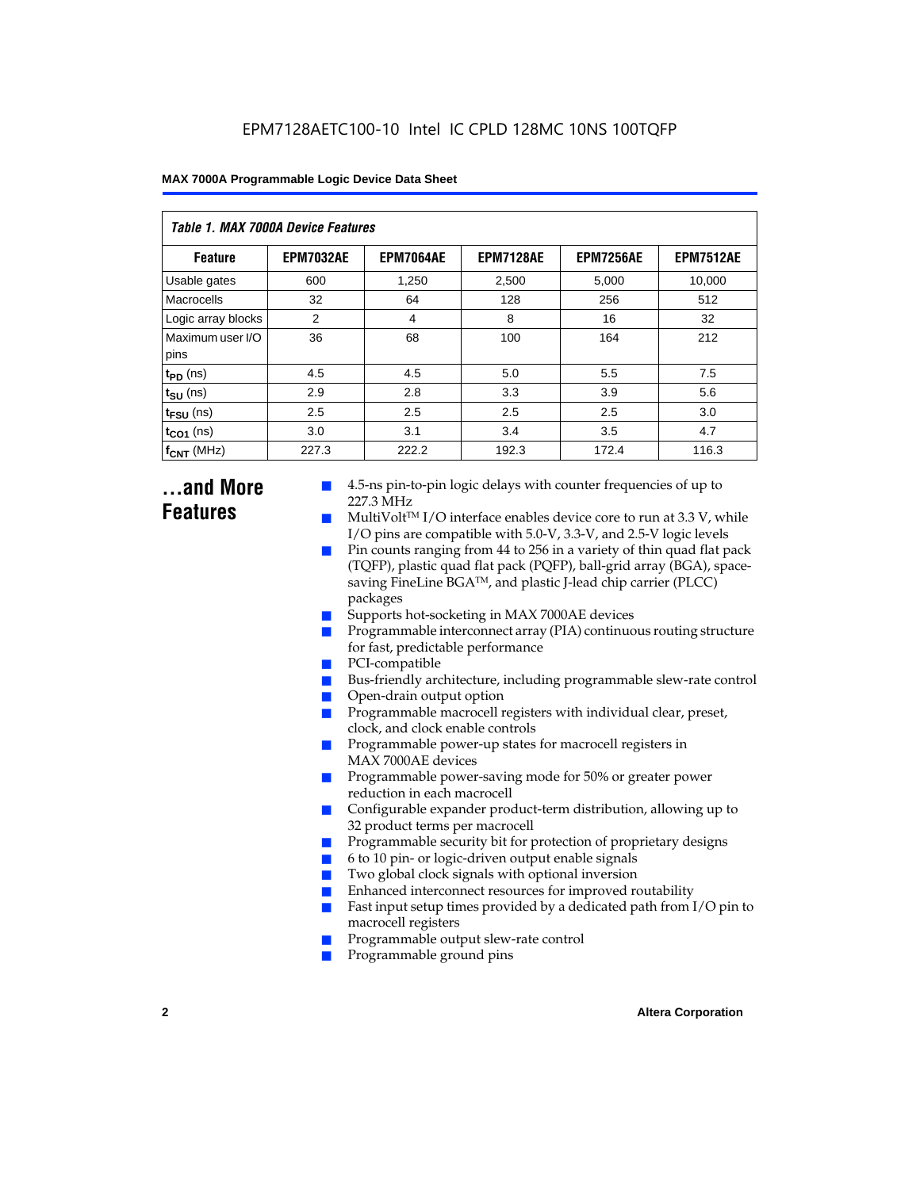*Table 1. MAX 7000A Device Features*

| Feature | EPM7032AE | EPM7064AE | EPM7128AE | EPM7256AE | EPM7512AE |
|---|---|---|---|---|---|
| Usable gates | 600 | 1,250 | 2,500 | 5,000 | 10,000 |
| Macrocells | 32 | 64 | 128 | 256 | 512 |
| Logic array blocks | 2 | 4 | 8 | 16 | 32 |
| Maximum user I/O pins | 36 | 68 | 100 | 164 | 212 |
| $t_{PD}$ (ns) | 4.5 | 4.5 | 5.0 | 5.5 | 7.5 |
| $t_{SU}$ (ns) | 2.9 | 2.8 | 3.3 | 3.9 | 5.6 |
| $t_{FSU}$ (ns) | 2.5 | 2.5 | 2.5 | 2.5 | 3.0 |
| $t_{CO1}$ (ns) | 3.0 | 3.1 | 3.4 | 3.5 | 4.7 |
| $f_{CNT}$ (MHz) | 227.3 | 222.2 | 192.3 | 172.4 | 116.3 |

## ...and More Features

- 4.5-ns pin-to-pin logic delays with counter frequencies of up to 227.3 MHz
- MultiVolt™ I/O interface enables device core to run at 3.3 V, while I/O pins are compatible with 5.0-V, 3.3-V, and 2.5-V logic levels
- Pin counts ranging from 44 to 256 in a variety of thin quad flat pack (TQFP), plastic quad flat pack (PQFP), ball-grid array (BGA), space-saving FineLine BGA™, and plastic J-lead chip carrier (PLCC) packages
- Supports hot-socketing in MAX 7000AE devices
- Programmable interconnect array (PIA) continuous routing structure for fast, predictable performance
- PCI-compatible
- Bus-friendly architecture, including programmable slew-rate control
- Open-drain output option
- Programmable macrocell registers with individual clear, preset, clock, and clock enable controls
- Programmable power-up states for macrocell registers in MAX 7000AE devices
- Programmable power-saving mode for 50% or greater power reduction in each macrocell
- Configurable expander product-term distribution, allowing up to 32 product terms per macrocell
- Programmable security bit for protection of proprietary designs
- 6 to 10 pin- or logic-driven output enable signals
- Two global clock signals with optional inversion
- Enhanced interconnect resources for improved routability
- Fast input setup times provided by a dedicated path from I/O pin to macrocell registers
- Programmable output slew-rate control
- Programmable ground pins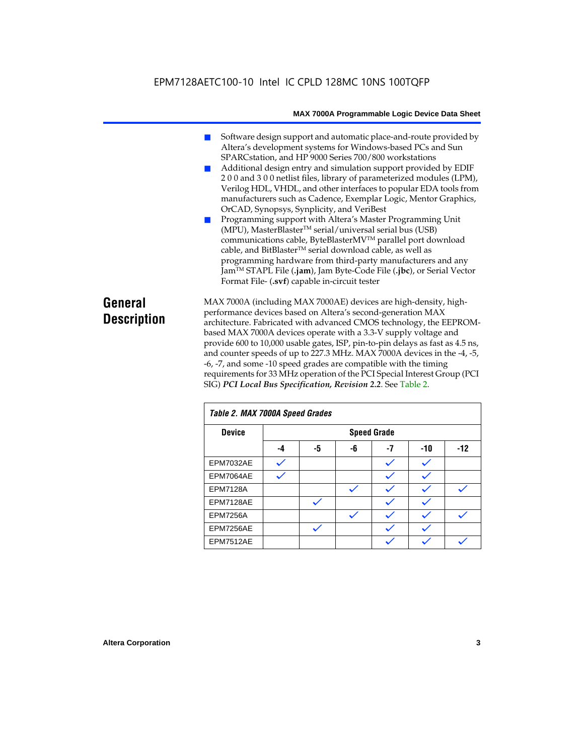- Software design support and automatic place-and-route provided by Altera's development systems for Windows-based PCs and Sun SPARCstation, and HP 9000 Series 700/800 workstations
- Additional design entry and simulation support provided by EDIF 2 0 0 and 3 0 0 netlist files, library of parameterized modules (LPM), Verilog HDL, VHDL, and other interfaces to popular EDA tools from manufacturers such as Cadence, Exemplar Logic, Mentor Graphics, OrCAD, Synopsys, Synplicity, and VeriBest
- Programming support with Altera's Master Programming Unit (MPU), MasterBlaster™ serial/universal serial bus (USB) communications cable, ByteBlasterMV™ parallel port download cable, and BitBlaster™ serial download cable, as well as programming hardware from third-party manufacturers and any Jam™ STAPL File (**.jam**), Jam Byte-Code File (**.jbc**), or Serial Vector Format File- (**.svf**) capable in-circuit tester

# General Description

MAX 7000A (including MAX 7000AE) devices are high-density, high-performance devices based on Altera's second-generation MAX architecture. Fabricated with advanced CMOS technology, the EEPROM-based MAX 7000A devices operate with a 3.3-V supply voltage and provide 600 to 10,000 usable gates, ISP, pin-to-pin delays as fast as 4.5 ns, and counter speeds of up to 227.3 MHz. MAX 7000A devices in the -4, -5, -6, -7, and some -10 speed grades are compatible with the timing requirements for 33 MHz operation of the PCI Special Interest Group (PCI SIG) ***PCI Local Bus Specification, Revision 2.2***. See Table 2.

*Table 2. MAX 7000A Speed Grades*

| Device | Speed Grade | | | | | |
|---|---|---|---|---|---|---|
| | -4 | -5 | -6 | -7 | -10 | -12 |
| EPM7032AE | ✓ | | | ✓ | ✓ | |
| EPM7064AE | ✓ | | | ✓ | ✓ | |
| EPM7128A | | | ✓ | ✓ | ✓ | ✓ |
| EPM7128AE | | ✓ | | ✓ | ✓ | |
| EPM7256A | | | ✓ | ✓ | ✓ | ✓ |
| EPM7256AE | | ✓ | | ✓ | ✓ | |
| EPM7512AE | | | | ✓ | ✓ | ✓ |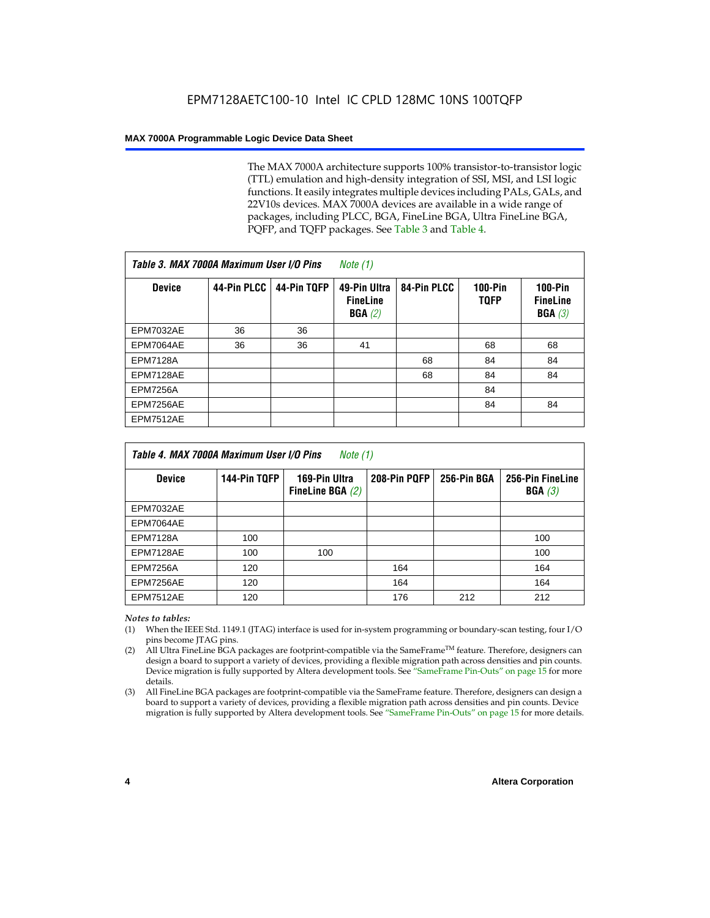The MAX 7000A architecture supports 100% transistor-to-transistor logic (TTL) emulation and high-density integration of SSI, MSI, and LSI logic functions. It easily integrates multiple devices including PALs, GALs, and 22V10s devices. MAX 7000A devices are available in a wide range of packages, including PLCC, BGA, FineLine BGA, Ultra FineLine BGA, PQFP, and TQFP packages. See Table 3 and Table 4.

*Table 3. MAX 7000A Maximum User I/O Pins Note (1)*

| Device | 44-Pin PLCC | 44-Pin TQFP | 49-Pin Ultra FineLine BGA *(2)* | 84-Pin PLCC | 100-Pin TQFP | 100-Pin FineLine BGA *(3)* |
|---|---|---|---|---|---|---|
| EPM7032AE | 36 | 36 | | | | |
| EPM7064AE | 36 | 36 | 41 | | 68 | 68 |
| EPM7128A | | | | 68 | 84 | 84 |
| EPM7128AE | | | | 68 | 84 | 84 |
| EPM7256A | | | | | 84 | |
| EPM7256AE | | | | | 84 | 84 |
| EPM7512AE | | | | | | |

*Table 4. MAX 7000A Maximum User I/O Pins Note (1)*

| Device | 144-Pin TQFP | 169-Pin Ultra FineLine BGA *(2)* | 208-Pin PQFP | 256-Pin BGA | 256-Pin FineLine BGA *(3)* |
|---|---|---|---|---|---|
| EPM7032AE | | | | | |
| EPM7064AE | | | | | |
| EPM7128A | 100 | | | | 100 |
| EPM7128AE | 100 | 100 | | | 100 |
| EPM7256A | 120 | | 164 | | 164 |
| EPM7256AE | 120 | | 164 | | 164 |
| EPM7512AE | 120 | | 176 | 212 | 212 |

*Notes to tables:*

(1) When the IEEE Std. 1149.1 (JTAG) interface is used for in-system programming or boundary-scan testing, four I/O pins become JTAG pins.

(2) All Ultra FineLine BGA packages are footprint-compatible via the SameFrame™ feature. Therefore, designers can design a board to support a variety of devices, providing a flexible migration path across densities and pin counts. Device migration is fully supported by Altera development tools. See "SameFrame Pin-Outs" on page 15 for more details.

(3) All FineLine BGA packages are footprint-compatible via the SameFrame feature. Therefore, designers can design a board to support a variety of devices, providing a flexible migration path across densities and pin counts. Device migration is fully supported by Altera development tools. See "SameFrame Pin-Outs" on page 15 for more details.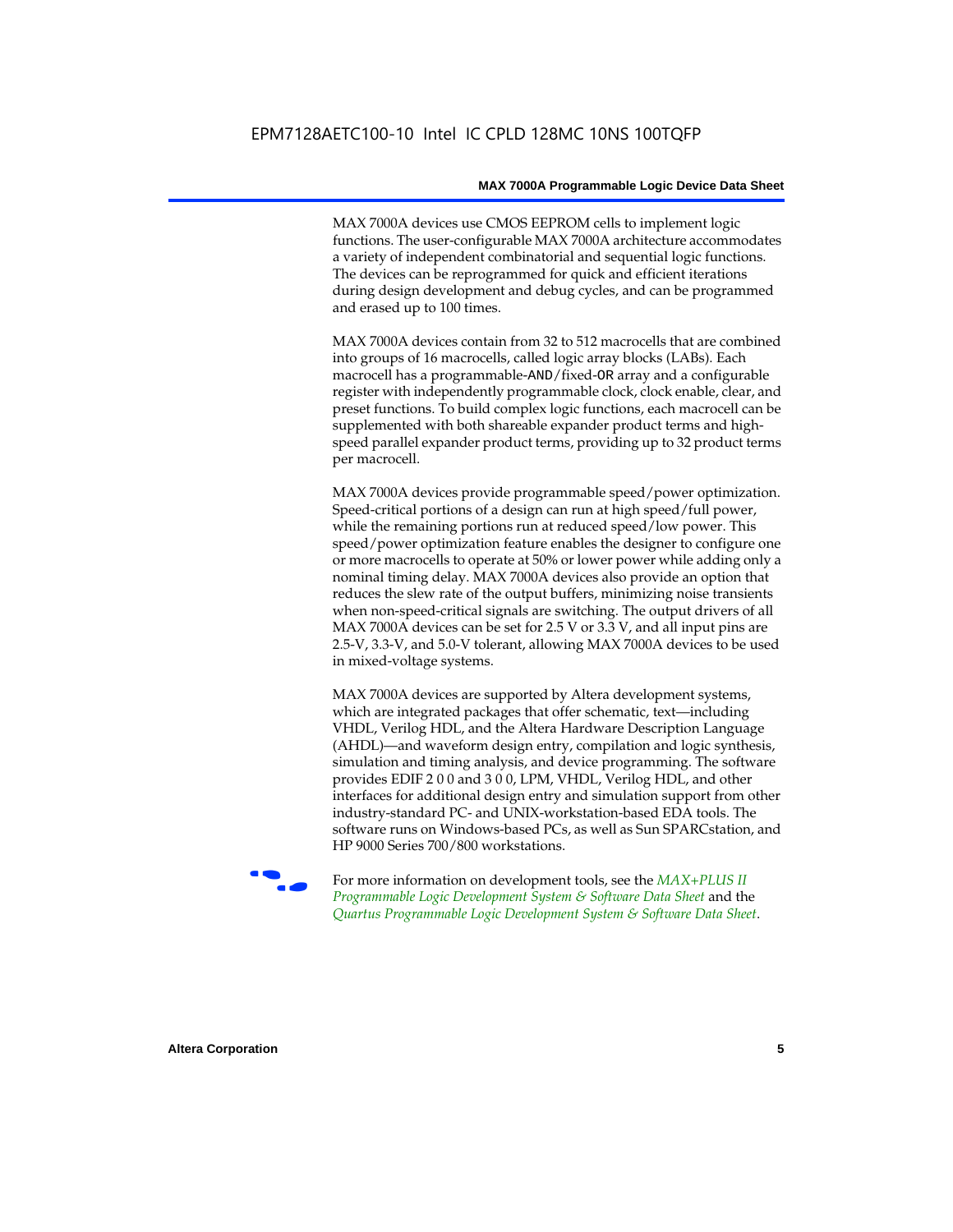MAX 7000A devices use CMOS EEPROM cells to implement logic functions. The user-configurable MAX 7000A architecture accommodates a variety of independent combinatorial and sequential logic functions. The devices can be reprogrammed for quick and efficient iterations during design development and debug cycles, and can be programmed and erased up to 100 times.

MAX 7000A devices contain from 32 to 512 macrocells that are combined into groups of 16 macrocells, called logic array blocks (LABs). Each macrocell has a programmable-AND/fixed-OR array and a configurable register with independently programmable clock, clock enable, clear, and preset functions. To build complex logic functions, each macrocell can be supplemented with both shareable expander product terms and high-speed parallel expander product terms, providing up to 32 product terms per macrocell.

MAX 7000A devices provide programmable speed/power optimization. Speed-critical portions of a design can run at high speed/full power, while the remaining portions run at reduced speed/low power. This speed/power optimization feature enables the designer to configure one or more macrocells to operate at 50% or lower power while adding only a nominal timing delay. MAX 7000A devices also provide an option that reduces the slew rate of the output buffers, minimizing noise transients when non-speed-critical signals are switching. The output drivers of all MAX 7000A devices can be set for 2.5 V or 3.3 V, and all input pins are 2.5-V, 3.3-V, and 5.0-V tolerant, allowing MAX 7000A devices to be used in mixed-voltage systems.

MAX 7000A devices are supported by Altera development systems, which are integrated packages that offer schematic, text—including VHDL, Verilog HDL, and the Altera Hardware Description Language (AHDL)—and waveform design entry, compilation and logic synthesis, simulation and timing analysis, and device programming. The software provides EDIF 2 0 0 and 3 0 0, LPM, VHDL, Verilog HDL, and other interfaces for additional design entry and simulation support from other industry-standard PC- and UNIX-workstation-based EDA tools. The software runs on Windows-based PCs, as well as Sun SPARCstation, and HP 9000 Series 700/800 workstations.

For more information on development tools, see the *MAX+PLUS II Programmable Logic Development System & Software Data Sheet* and the *Quartus Programmable Logic Development System & Software Data Sheet*.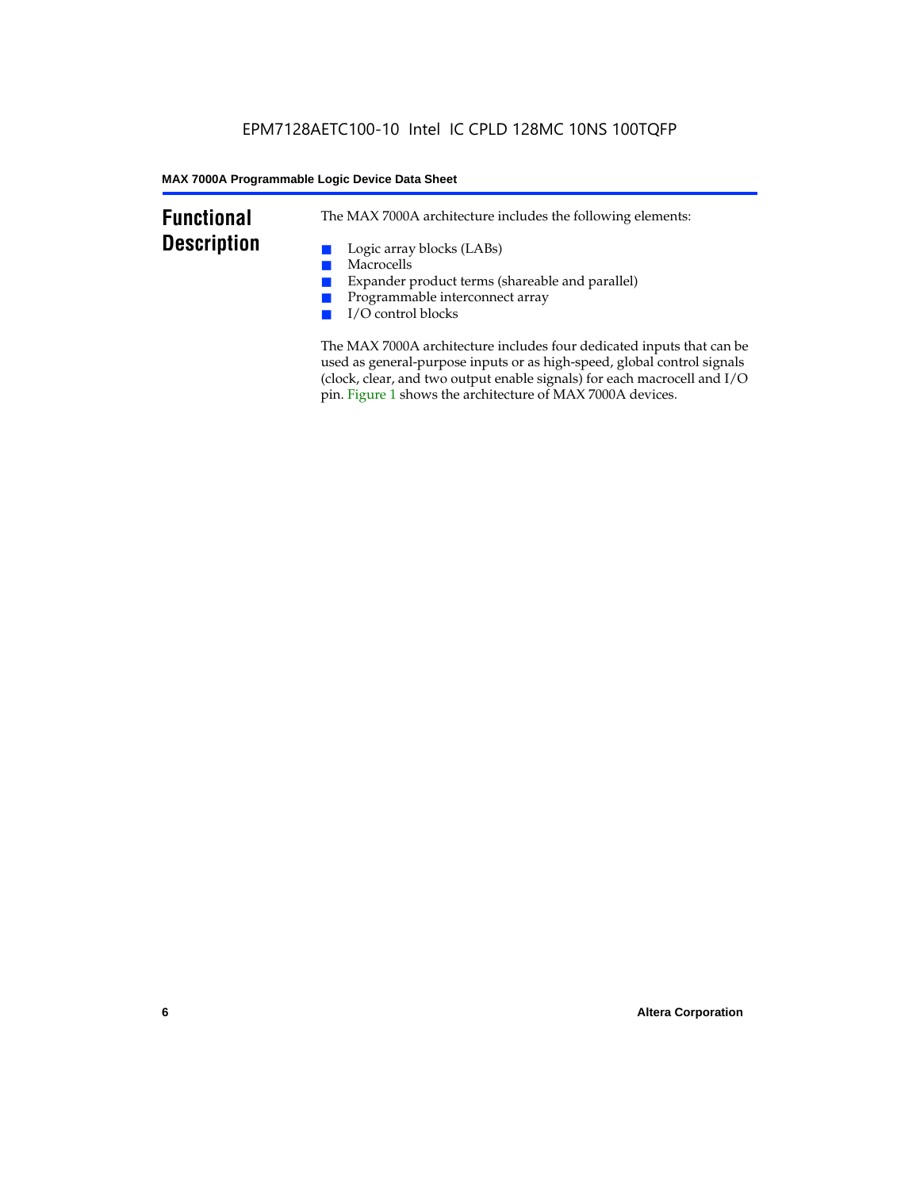## Functional Description

The MAX 7000A architecture includes the following elements:

- Logic array blocks (LABs)
- Macrocells
- Expander product terms (shareable and parallel)
- Programmable interconnect array
- I/O control blocks

The MAX 7000A architecture includes four dedicated inputs that can be used as general-purpose inputs or as high-speed, global control signals (clock, clear, and two output enable signals) for each macrocell and I/O pin. Figure 1 shows the architecture of MAX 7000A devices.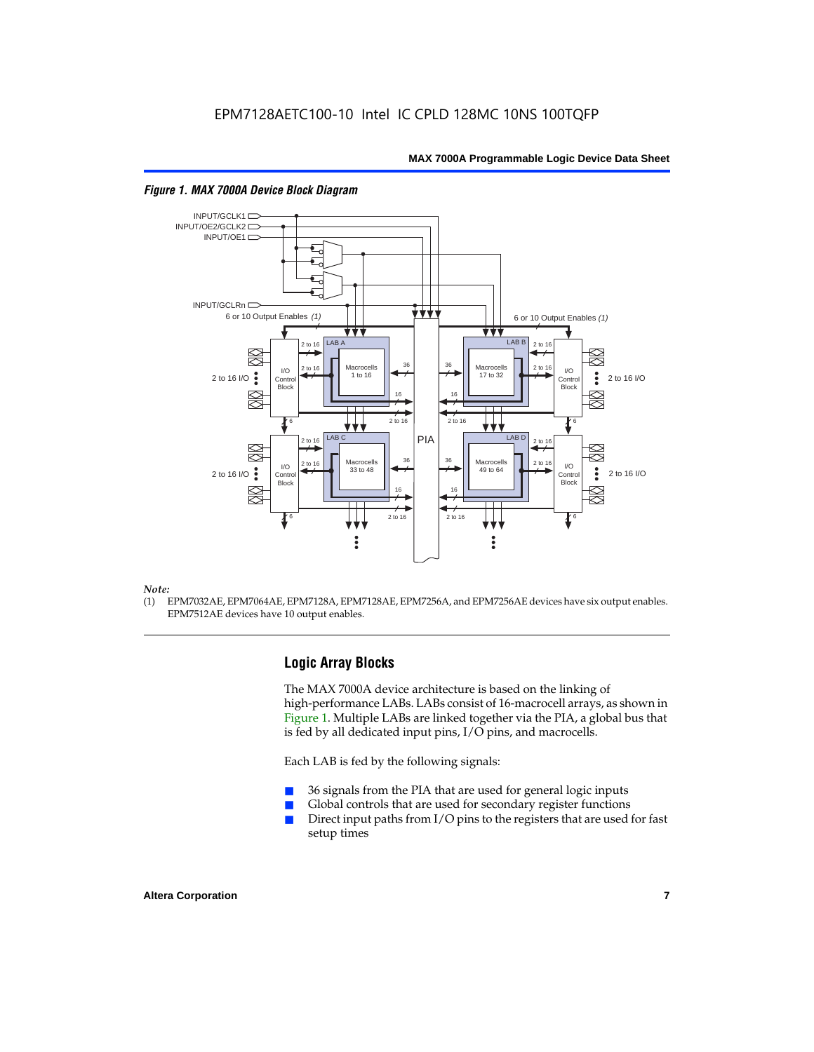*Figure 1. MAX 7000A Device Block Diagram*

*Note:*
(1) EPM7032AE, EPM7064AE, EPM7128A, EPM7128AE, EPM7256A, and EPM7256AE devices have six output enables. EPM7512AE devices have 10 output enables.

## Logic Array Blocks

The MAX 7000A device architecture is based on the linking of high-performance LABs. LABs consist of 16-macrocell arrays, as shown in Figure 1. Multiple LABs are linked together via the PIA, a global bus that is fed by all dedicated input pins, I/O pins, and macrocells.

Each LAB is fed by the following signals:

- 36 signals from the PIA that are used for general logic inputs
- Global controls that are used for secondary register functions
- Direct input paths from I/O pins to the registers that are used for fast setup times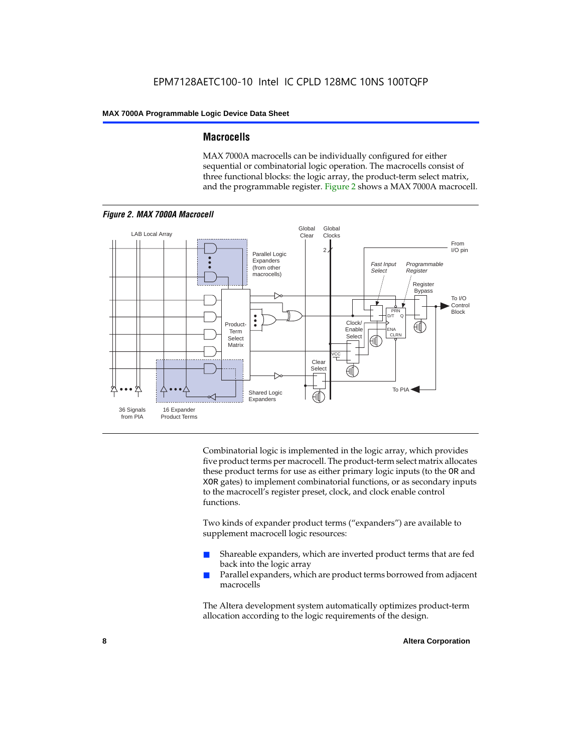## Macrocells

MAX 7000A macrocells can be individually configured for either sequential or combinatorial logic operation. The macrocells consist of three functional blocks: the logic array, the product-term select matrix, and the programmable register. Figure 2 shows a MAX 7000A macrocell.

*Figure 2. MAX 7000A Macrocell*

Combinatorial logic is implemented in the logic array, which provides five product terms per macrocell. The product-term select matrix allocates these product terms for use as either primary logic inputs (to the OR and XOR gates) to implement combinatorial functions, or as secondary inputs to the macrocell's register preset, clock, and clock enable control functions.

Two kinds of expander product terms ("expanders") are available to supplement macrocell logic resources:

- Shareable expanders, which are inverted product terms that are fed back into the logic array
- Parallel expanders, which are product terms borrowed from adjacent macrocells

The Altera development system automatically optimizes product-term allocation according to the logic requirements of the design.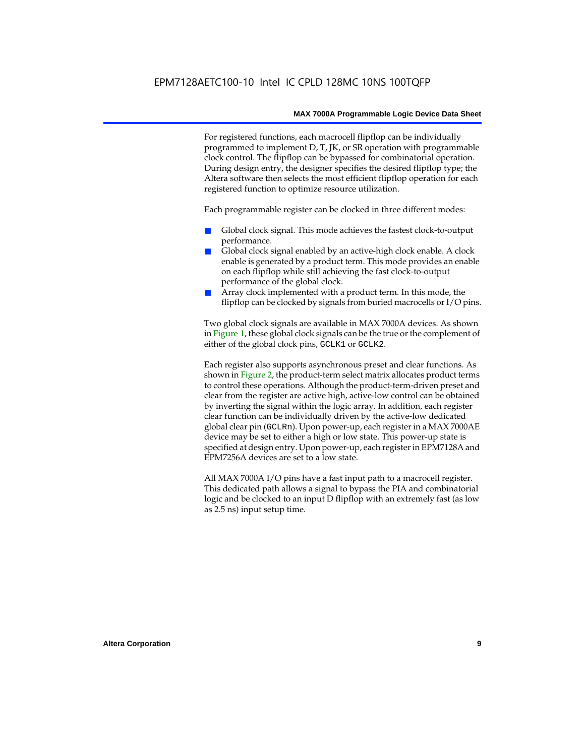For registered functions, each macrocell flipflop can be individually programmed to implement D, T, JK, or SR operation with programmable clock control. The flipflop can be bypassed for combinatorial operation. During design entry, the designer specifies the desired flipflop type; the Altera software then selects the most efficient flipflop operation for each registered function to optimize resource utilization.

Each programmable register can be clocked in three different modes:

- Global clock signal. This mode achieves the fastest clock-to-output performance.
- Global clock signal enabled by an active-high clock enable. A clock enable is generated by a product term. This mode provides an enable on each flipflop while still achieving the fast clock-to-output performance of the global clock.
- Array clock implemented with a product term. In this mode, the flipflop can be clocked by signals from buried macrocells or I/O pins.

Two global clock signals are available in MAX 7000A devices. As shown in Figure 1, these global clock signals can be the true or the complement of either of the global clock pins, `GCLK1` or `GCLK2`.

Each register also supports asynchronous preset and clear functions. As shown in Figure 2, the product-term select matrix allocates product terms to control these operations. Although the product-term-driven preset and clear from the register are active high, active-low control can be obtained by inverting the signal within the logic array. In addition, each register clear function can be individually driven by the active-low dedicated global clear pin (`GCLRn`). Upon power-up, each register in a MAX 7000AE device may be set to either a high or low state. This power-up state is specified at design entry. Upon power-up, each register in EPM7128A and EPM7256A devices are set to a low state.

All MAX 7000A I/O pins have a fast input path to a macrocell register. This dedicated path allows a signal to bypass the PIA and combinatorial logic and be clocked to an input D flipflop with an extremely fast (as low as 2.5 ns) input setup time.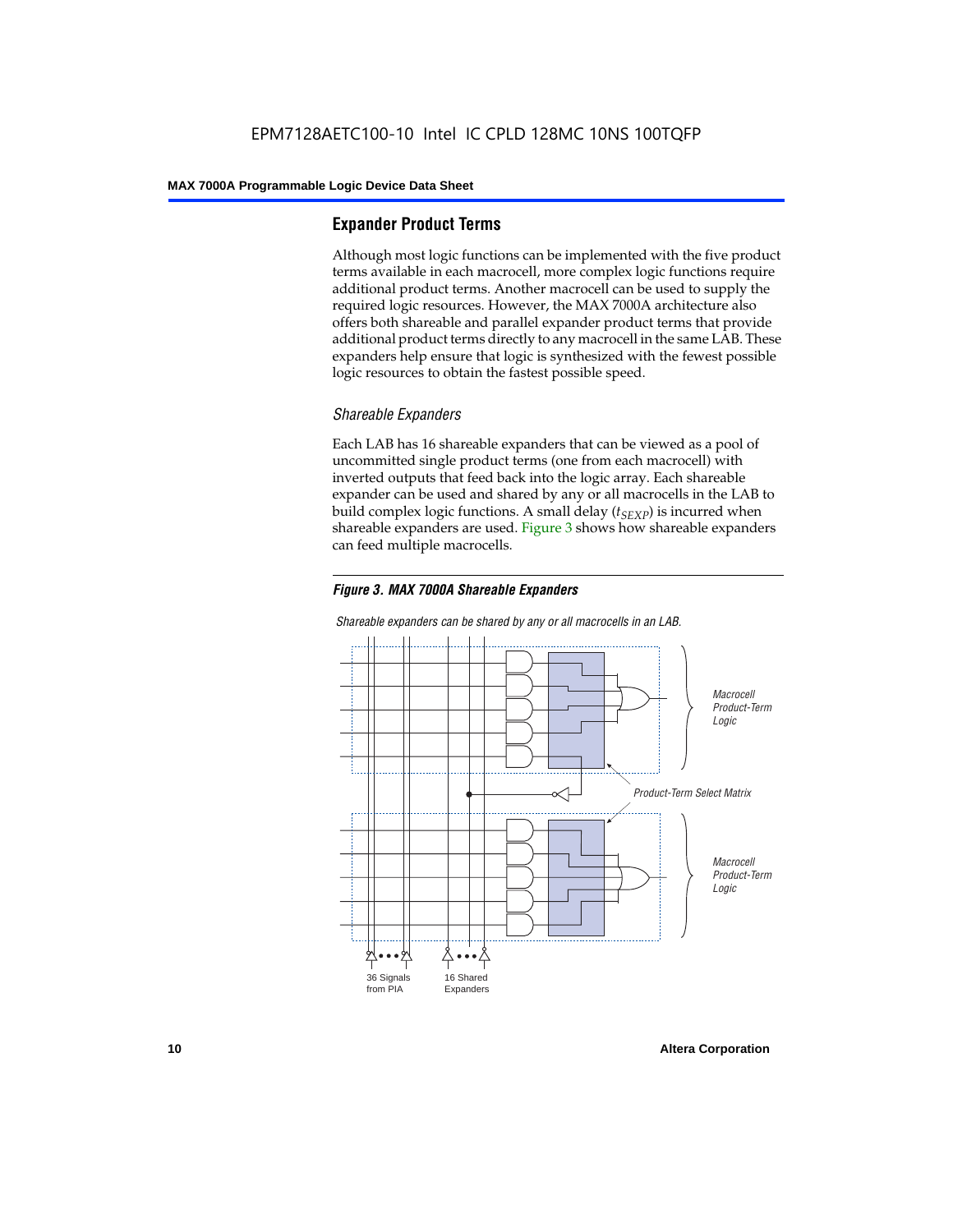## Expander Product Terms

Although most logic functions can be implemented with the five product terms available in each macrocell, more complex logic functions require additional product terms. Another macrocell can be used to supply the required logic resources. However, the MAX 7000A architecture also offers both shareable and parallel expander product terms that provide additional product terms directly to any macrocell in the same LAB. These expanders help ensure that logic is synthesized with the fewest possible logic resources to obtain the fastest possible speed.

### *Shareable Expanders*

Each LAB has 16 shareable expanders that can be viewed as a pool of uncommitted single product terms (one from each macrocell) with inverted outputs that feed back into the logic array. Each shareable expander can be used and shared by any or all macrocells in the LAB to build complex logic functions. A small delay ($t_{SEXP}$) is incurred when shareable expanders are used. Figure 3 shows how shareable expanders can feed multiple macrocells.

***Figure 3. MAX 7000A Shareable Expanders***

*Shareable expanders can be shared by any or all macrocells in an LAB.*

*Macrocell Product-Term Logic*

*Product-Term Select Matrix*

*Macrocell Product-Term Logic*

36 Signals from PIA

16 Shared Expanders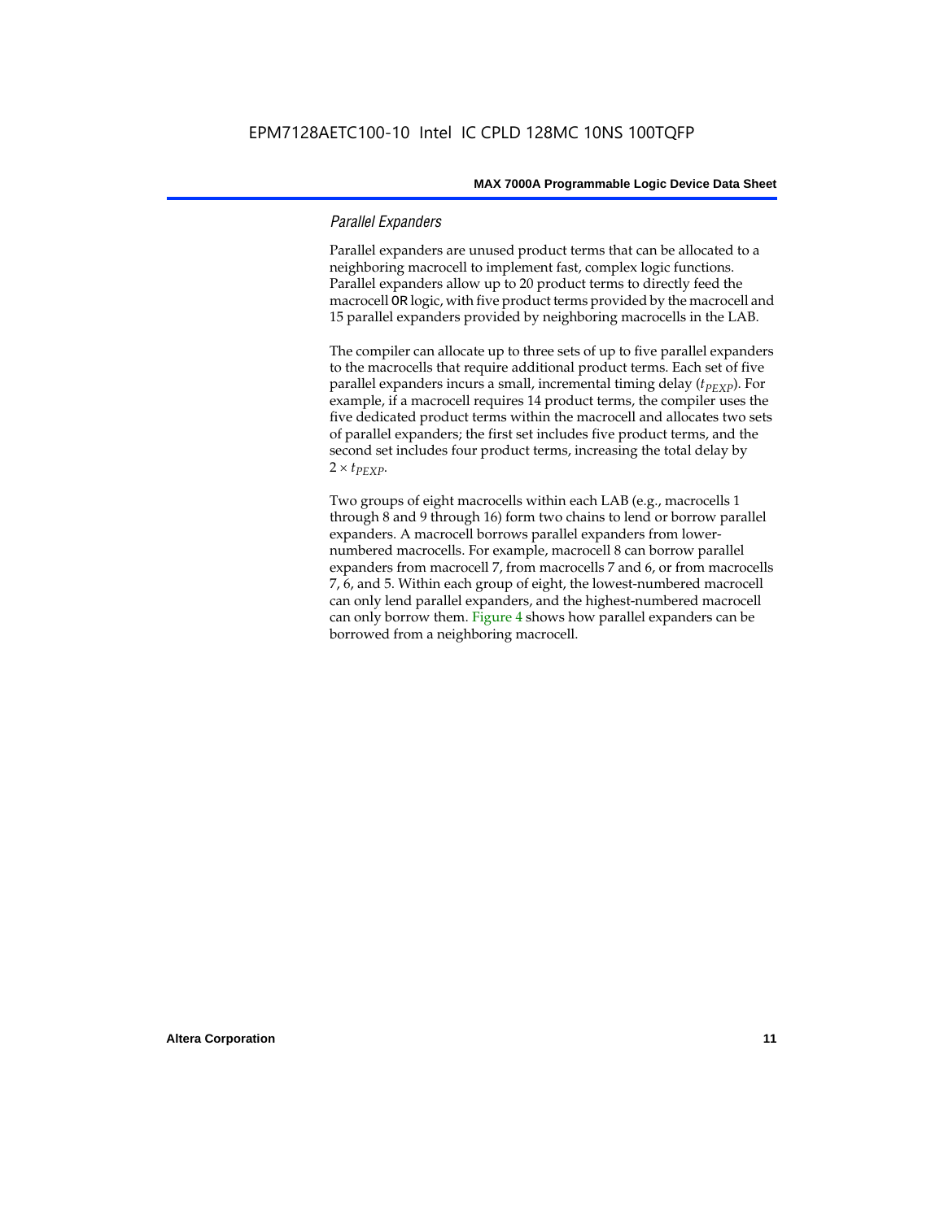### *Parallel Expanders*

Parallel expanders are unused product terms that can be allocated to a neighboring macrocell to implement fast, complex logic functions. Parallel expanders allow up to 20 product terms to directly feed the macrocell OR logic, with five product terms provided by the macrocell and 15 parallel expanders provided by neighboring macrocells in the LAB.

The compiler can allocate up to three sets of up to five parallel expanders to the macrocells that require additional product terms. Each set of five parallel expanders incurs a small, incremental timing delay ($t_{PEXP}$). For example, if a macrocell requires 14 product terms, the compiler uses the five dedicated product terms within the macrocell and allocates two sets of parallel expanders; the first set includes five product terms, and the second set includes four product terms, increasing the total delay by $2 \times t_{PEXP}$.

Two groups of eight macrocells within each LAB (e.g., macrocells 1 through 8 and 9 through 16) form two chains to lend or borrow parallel expanders. A macrocell borrows parallel expanders from lower-numbered macrocells. For example, macrocell 8 can borrow parallel expanders from macrocell 7, from macrocells 7 and 6, or from macrocells 7, 6, and 5. Within each group of eight, the lowest-numbered macrocell can only lend parallel expanders, and the highest-numbered macrocell can only borrow them. Figure 4 shows how parallel expanders can be borrowed from a neighboring macrocell.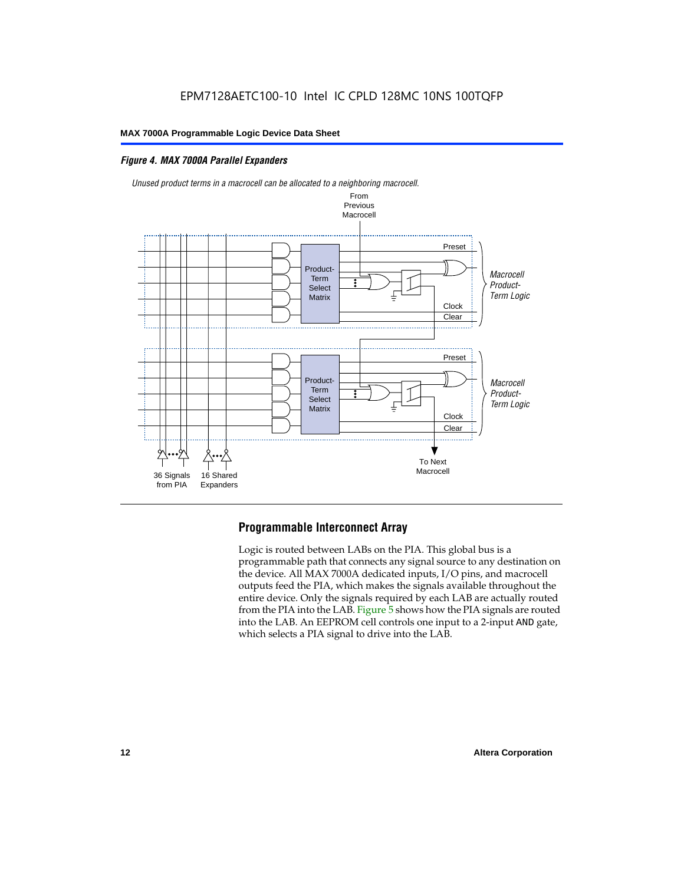*Figure 4. MAX 7000A Parallel Expanders*

*Unused product terms in a macrocell can be allocated to a neighboring macrocell.*

From Previous Macrocell

Preset

Product-Term Select Matrix

*Macrocell Product-Term Logic*

Clock

Clear

Preset

Product-Term Select Matrix

*Macrocell Product-Term Logic*

Clock

Clear

36 Signals from PIA

16 Shared Expanders

To Next Macrocell

## Programmable Interconnect Array

Logic is routed between LABs on the PIA. This global bus is a programmable path that connects any signal source to any destination on the device. All MAX 7000A dedicated inputs, I/O pins, and macrocell outputs feed the PIA, which makes the signals available throughout the entire device. Only the signals required by each LAB are actually routed from the PIA into the LAB. Figure 5 shows how the PIA signals are routed into the LAB. An EEPROM cell controls one input to a 2-input AND gate, which selects a PIA signal to drive into the LAB.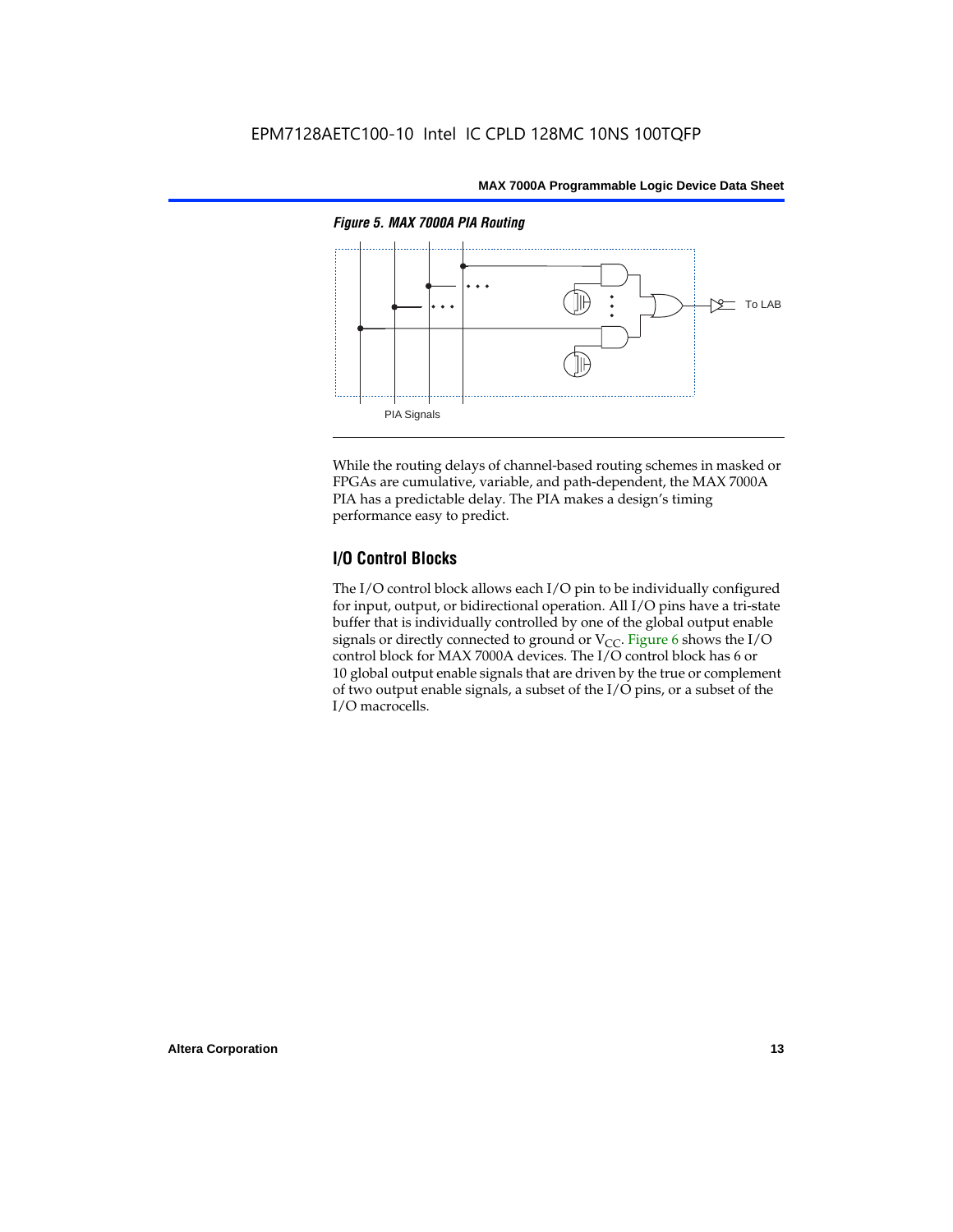*Figure 5. MAX 7000A PIA Routing*

PIA Signals

To LAB

While the routing delays of channel-based routing schemes in masked or FPGAs are cumulative, variable, and path-dependent, the MAX 7000A PIA has a predictable delay. The PIA makes a design's timing performance easy to predict.

## I/O Control Blocks

The I/O control block allows each I/O pin to be individually configured for input, output, or bidirectional operation. All I/O pins have a tri-state buffer that is individually controlled by one of the global output enable signals or directly connected to ground or $V_{CC}$. Figure 6 shows the I/O control block for MAX 7000A devices. The I/O control block has 6 or 10 global output enable signals that are driven by the true or complement of two output enable signals, a subset of the I/O pins, or a subset of the I/O macrocells.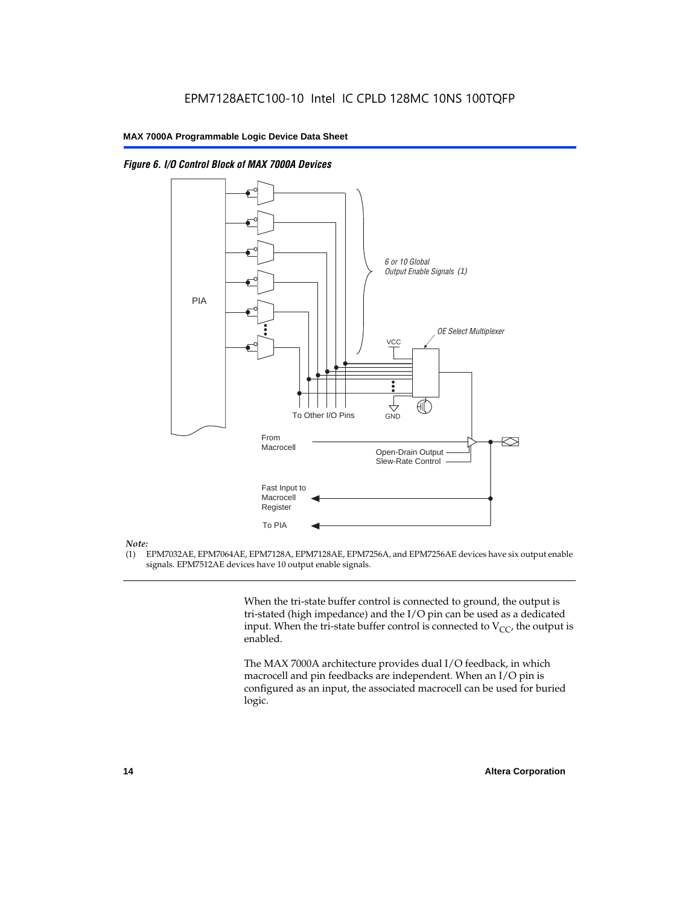*Figure 6. I/O Control Block of MAX 7000A Devices*

*Note:*

(1) EPM7032AE, EPM7064AE, EPM7128A, EPM7128AE, EPM7256A, and EPM7256AE devices have six output enable signals. EPM7512AE devices have 10 output enable signals.

When the tri-state buffer control is connected to ground, the output is tri-stated (high impedance) and the I/O pin can be used as a dedicated input. When the tri-state buffer control is connected to $V_{CC}$, the output is enabled.

The MAX 7000A architecture provides dual I/O feedback, in which macrocell and pin feedbacks are independent. When an I/O pin is configured as an input, the associated macrocell can be used for buried logic.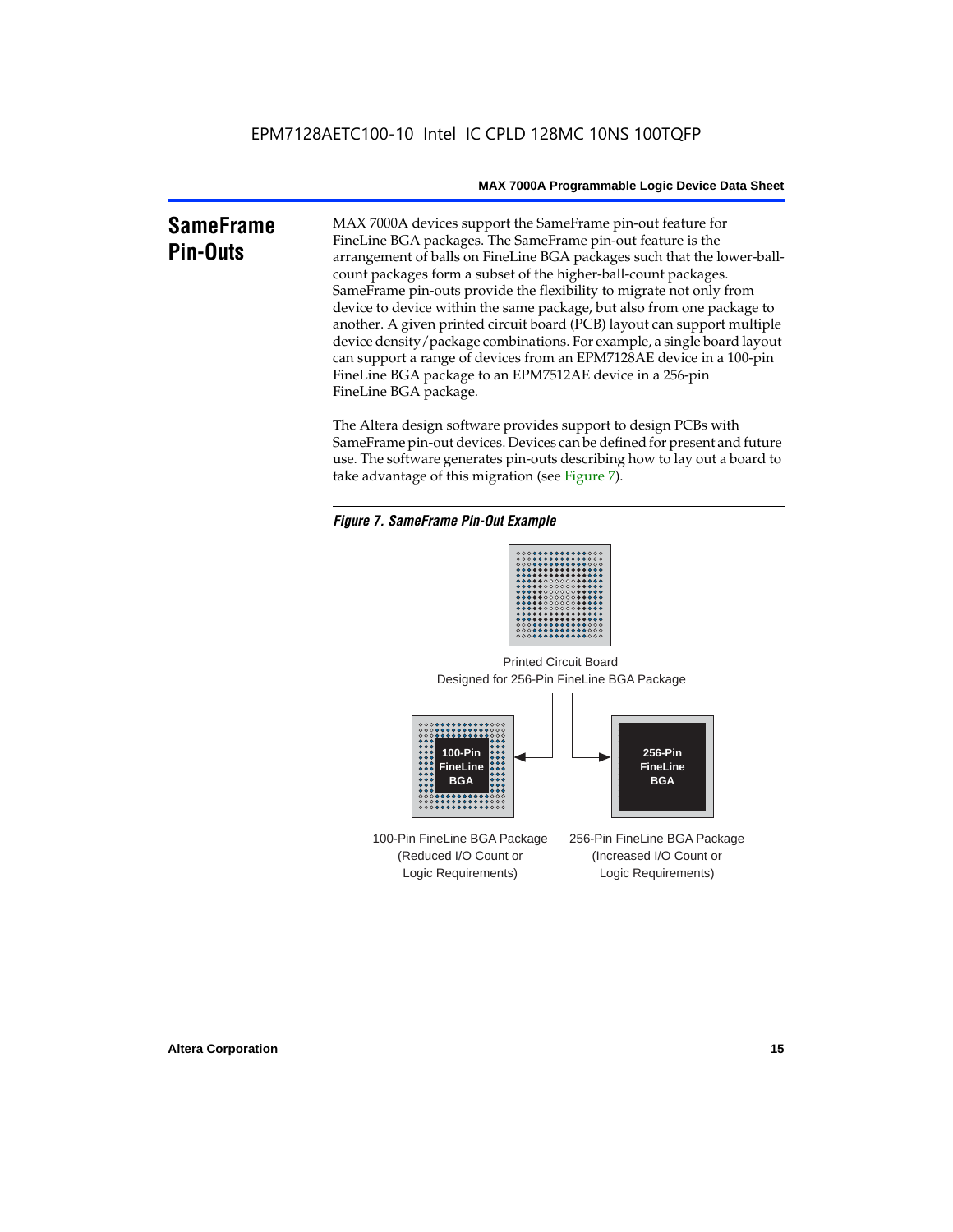## SameFrame Pin-Outs

MAX 7000A devices support the SameFrame pin-out feature for FineLine BGA packages. The SameFrame pin-out feature is the arrangement of balls on FineLine BGA packages such that the lower-ball-count packages form a subset of the higher-ball-count packages. SameFrame pin-outs provide the flexibility to migrate not only from device to device within the same package, but also from one package to another. A given printed circuit board (PCB) layout can support multiple device density/package combinations. For example, a single board layout can support a range of devices from an EPM7128AE device in a 100-pin FineLine BGA package to an EPM7512AE device in a 256-pin FineLine BGA package.

The Altera design software provides support to design PCBs with SameFrame pin-out devices. Devices can be defined for present and future use. The software generates pin-outs describing how to lay out a board to take advantage of this migration (see Figure 7).

*Figure 7. SameFrame Pin-Out Example*

Printed Circuit Board
Designed for 256-Pin FineLine BGA Package

100-Pin FineLine BGA

256-Pin FineLine BGA

100-Pin FineLine BGA Package
(Reduced I/O Count or
Logic Requirements)

256-Pin FineLine BGA Package
(Increased I/O Count or
Logic Requirements)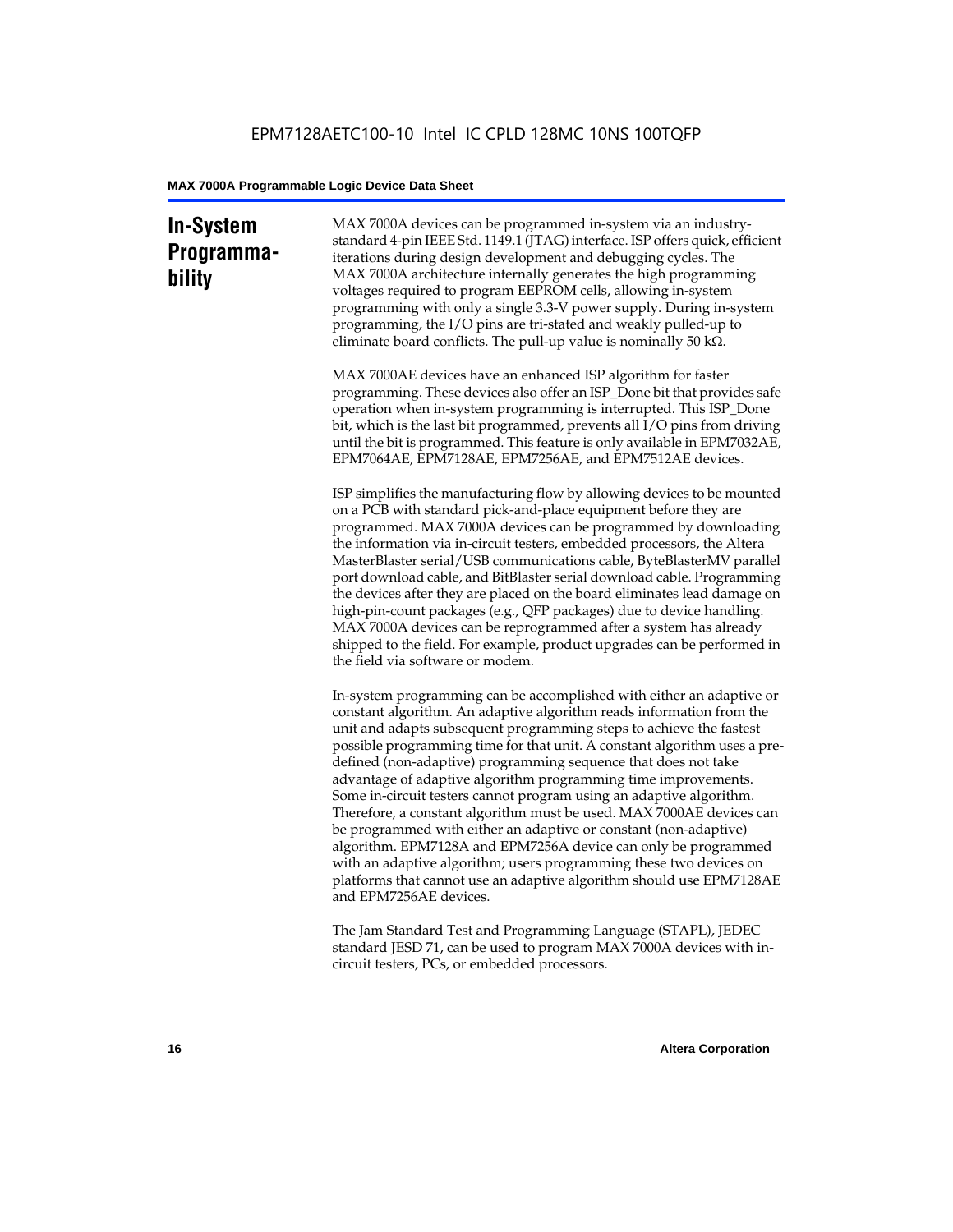## In-System Programmability

MAX 7000A devices can be programmed in-system via an industry-standard 4-pin IEEE Std. 1149.1 (JTAG) interface. ISP offers quick, efficient iterations during design development and debugging cycles. The MAX 7000A architecture internally generates the high programming voltages required to program EEPROM cells, allowing in-system programming with only a single 3.3-V power supply. During in-system programming, the I/O pins are tri-stated and weakly pulled-up to eliminate board conflicts. The pull-up value is nominally 50 kΩ.

MAX 7000AE devices have an enhanced ISP algorithm for faster programming. These devices also offer an ISP_Done bit that provides safe operation when in-system programming is interrupted. This ISP_Done bit, which is the last bit programmed, prevents all I/O pins from driving until the bit is programmed. This feature is only available in EPM7032AE, EPM7064AE, EPM7128AE, EPM7256AE, and EPM7512AE devices.

ISP simplifies the manufacturing flow by allowing devices to be mounted on a PCB with standard pick-and-place equipment before they are programmed. MAX 7000A devices can be programmed by downloading the information via in-circuit testers, embedded processors, the Altera MasterBlaster serial/USB communications cable, ByteBlasterMV parallel port download cable, and BitBlaster serial download cable. Programming the devices after they are placed on the board eliminates lead damage on high-pin-count packages (e.g., QFP packages) due to device handling. MAX 7000A devices can be reprogrammed after a system has already shipped to the field. For example, product upgrades can be performed in the field via software or modem.

In-system programming can be accomplished with either an adaptive or constant algorithm. An adaptive algorithm reads information from the unit and adapts subsequent programming steps to achieve the fastest possible programming time for that unit. A constant algorithm uses a pre-defined (non-adaptive) programming sequence that does not take advantage of adaptive algorithm programming time improvements. Some in-circuit testers cannot program using an adaptive algorithm. Therefore, a constant algorithm must be used. MAX 7000AE devices can be programmed with either an adaptive or constant (non-adaptive) algorithm. EPM7128A and EPM7256A device can only be programmed with an adaptive algorithm; users programming these two devices on platforms that cannot use an adaptive algorithm should use EPM7128AE and EPM7256AE devices.

The Jam Standard Test and Programming Language (STAPL), JEDEC standard JESD 71, can be used to program MAX 7000A devices with in-circuit testers, PCs, or embedded processors.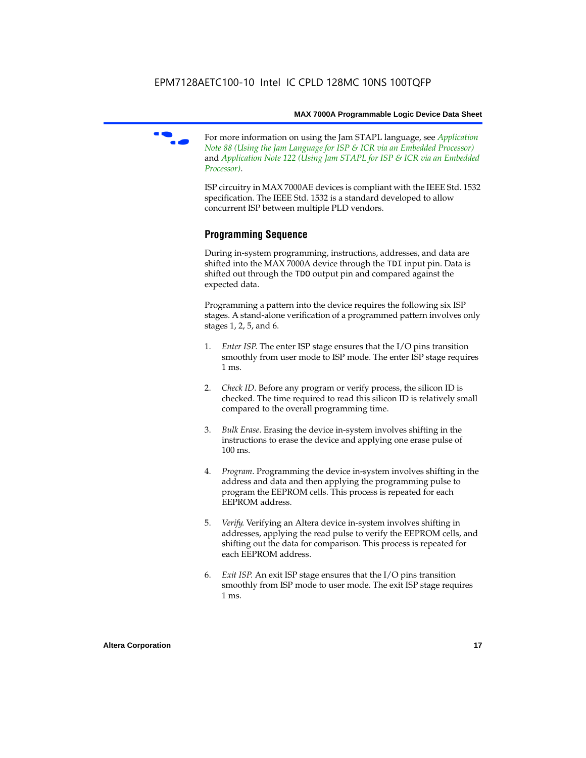For more information on using the Jam STAPL language, see *Application Note 88 (Using the Jam Language for ISP & ICR via an Embedded Processor)* and *Application Note 122 (Using Jam STAPL for ISP & ICR via an Embedded Processor)*.

ISP circuitry in MAX 7000AE devices is compliant with the IEEE Std. 1532 specification. The IEEE Std. 1532 is a standard developed to allow concurrent ISP between multiple PLD vendors.

## Programming Sequence

During in-system programming, instructions, addresses, and data are shifted into the MAX 7000A device through the `TDI` input pin. Data is shifted out through the `TDO` output pin and compared against the expected data.

Programming a pattern into the device requires the following six ISP stages. A stand-alone verification of a programmed pattern involves only stages 1, 2, 5, and 6.

1. *Enter ISP*. The enter ISP stage ensures that the I/O pins transition smoothly from user mode to ISP mode. The enter ISP stage requires 1 ms.

2. *Check ID*. Before any program or verify process, the silicon ID is checked. The time required to read this silicon ID is relatively small compared to the overall programming time.

3. *Bulk Erase*. Erasing the device in-system involves shifting in the instructions to erase the device and applying one erase pulse of 100 ms.

4. *Program*. Programming the device in-system involves shifting in the address and data and then applying the programming pulse to program the EEPROM cells. This process is repeated for each EEPROM address.

5. *Verify*. Verifying an Altera device in-system involves shifting in addresses, applying the read pulse to verify the EEPROM cells, and shifting out the data for comparison. This process is repeated for each EEPROM address.

6. *Exit ISP*. An exit ISP stage ensures that the I/O pins transition smoothly from ISP mode to user mode. The exit ISP stage requires 1 ms.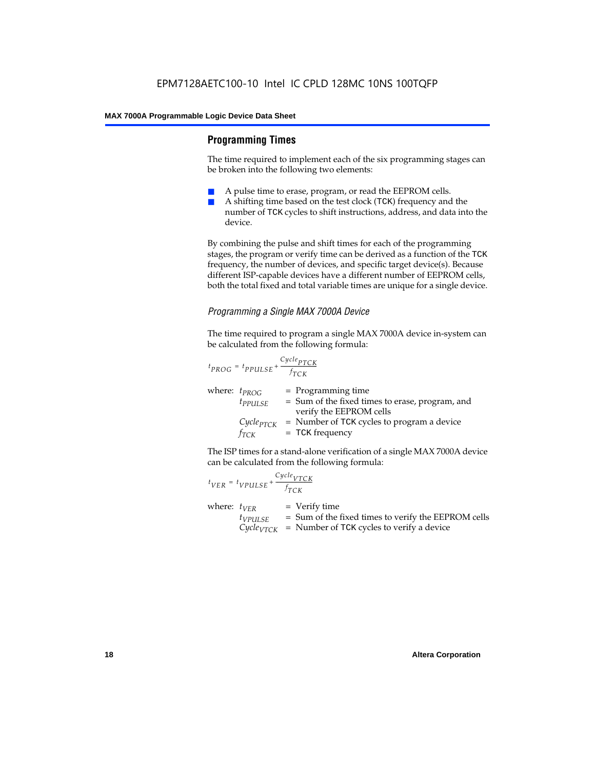## Programming Times

The time required to implement each of the six programming stages can be broken into the following two elements:

- A pulse time to erase, program, or read the EEPROM cells.
- A shifting time based on the test clock (TCK) frequency and the number of TCK cycles to shift instructions, address, and data into the device.

By combining the pulse and shift times for each of the programming stages, the program or verify time can be derived as a function of the TCK frequency, the number of devices, and specific target device(s). Because different ISP-capable devices have a different number of EEPROM cells, both the total fixed and total variable times are unique for a single device.

### *Programming a Single MAX 7000A Device*

The time required to program a single MAX 7000A device in-system can be calculated from the following formula:

$$t_{PROG} = t_{PPULSE} + \frac{Cycle_{PTCK}}{f_{TCK}}$$

where:
- $t_{PROG}$ = Programming time
- $t_{PPULSE}$ = Sum of the fixed times to erase, program, and verify the EEPROM cells
- $Cycle_{PTCK}$ = Number of TCK cycles to program a device
- $f_{TCK}$ = TCK frequency

The ISP times for a stand-alone verification of a single MAX 7000A device can be calculated from the following formula:

$$t_{VER} = t_{VPULSE} + \frac{Cycle_{VTCK}}{f_{TCK}}$$

where:
- $t_{VER}$ = Verify time
- $t_{VPULSE}$ = Sum of the fixed times to verify the EEPROM cells
- $Cycle_{VTCK}$ = Number of TCK cycles to verify a device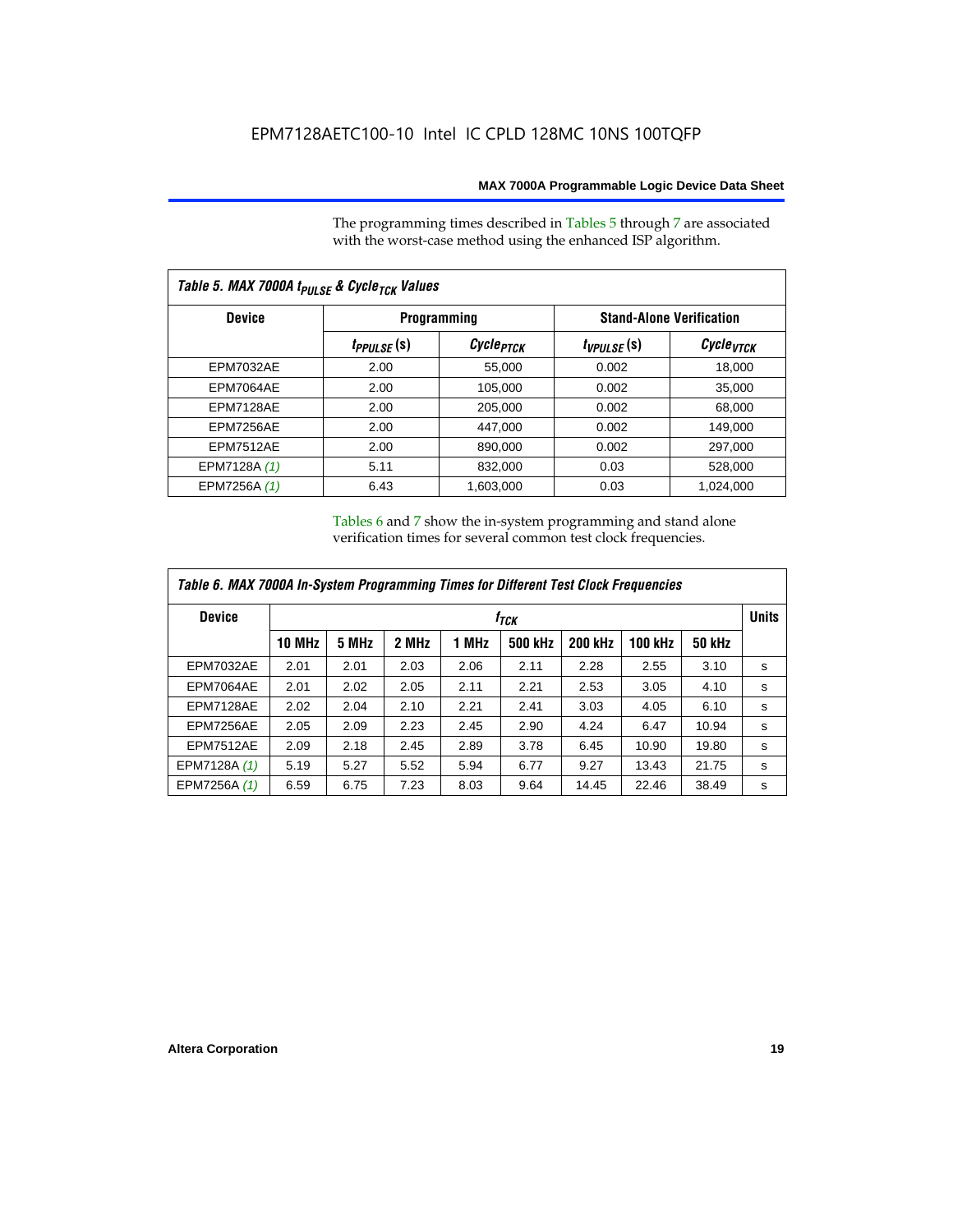The programming times described in Tables 5 through 7 are associated with the worst-case method using the enhanced ISP algorithm.

| Table 5. MAX 7000A $t_{PULSE}$ & $Cycle_{TCK}$ Values | | | | |
|---|---|---|---|---|
| **Device** | **Programming** | | **Stand-Alone Verification** | |
| | $t_{PPULSE}$ (s) | $Cycle_{PTCK}$ | $t_{VPULSE}$ (s) | $Cycle_{VTCK}$ |
| EPM7032AE | 2.00 | 55,000 | 0.002 | 18,000 |
| EPM7064AE | 2.00 | 105,000 | 0.002 | 35,000 |
| EPM7128AE | 2.00 | 205,000 | 0.002 | 68,000 |
| EPM7256AE | 2.00 | 447,000 | 0.002 | 149,000 |
| EPM7512AE | 2.00 | 890,000 | 0.002 | 297,000 |
| EPM7128A *(1)* | 5.11 | 832,000 | 0.03 | 528,000 |
| EPM7256A *(1)* | 6.43 | 1,603,000 | 0.03 | 1,024,000 |

Tables 6 and 7 show the in-system programming and stand alone verification times for several common test clock frequencies.

| Table 6. MAX 7000A In-System Programming Times for Different Test Clock Frequencies | | | | | | | | | |
|---|---|---|---|---|---|---|---|---|---|
| **Device** | $f_{TCK}$ | | | | | | | | **Units** |
| | **10 MHz** | **5 MHz** | **2 MHz** | **1 MHz** | **500 kHz** | **200 kHz** | **100 kHz** | **50 kHz** | |
| EPM7032AE | 2.01 | 2.01 | 2.03 | 2.06 | 2.11 | 2.28 | 2.55 | 3.10 | s |
| EPM7064AE | 2.01 | 2.02 | 2.05 | 2.11 | 2.21 | 2.53 | 3.05 | 4.10 | s |
| EPM7128AE | 2.02 | 2.04 | 2.10 | 2.21 | 2.41 | 3.03 | 4.05 | 6.10 | s |
| EPM7256AE | 2.05 | 2.09 | 2.23 | 2.45 | 2.90 | 4.24 | 6.47 | 10.94 | s |
| EPM7512AE | 2.09 | 2.18 | 2.45 | 2.89 | 3.78 | 6.45 | 10.90 | 19.80 | s |
| EPM7128A *(1)* | 5.19 | 5.27 | 5.52 | 5.94 | 6.77 | 9.27 | 13.43 | 21.75 | s |
| EPM7256A *(1)* | 6.59 | 6.75 | 7.23 | 8.03 | 9.64 | 14.45 | 22.46 | 38.49 | s |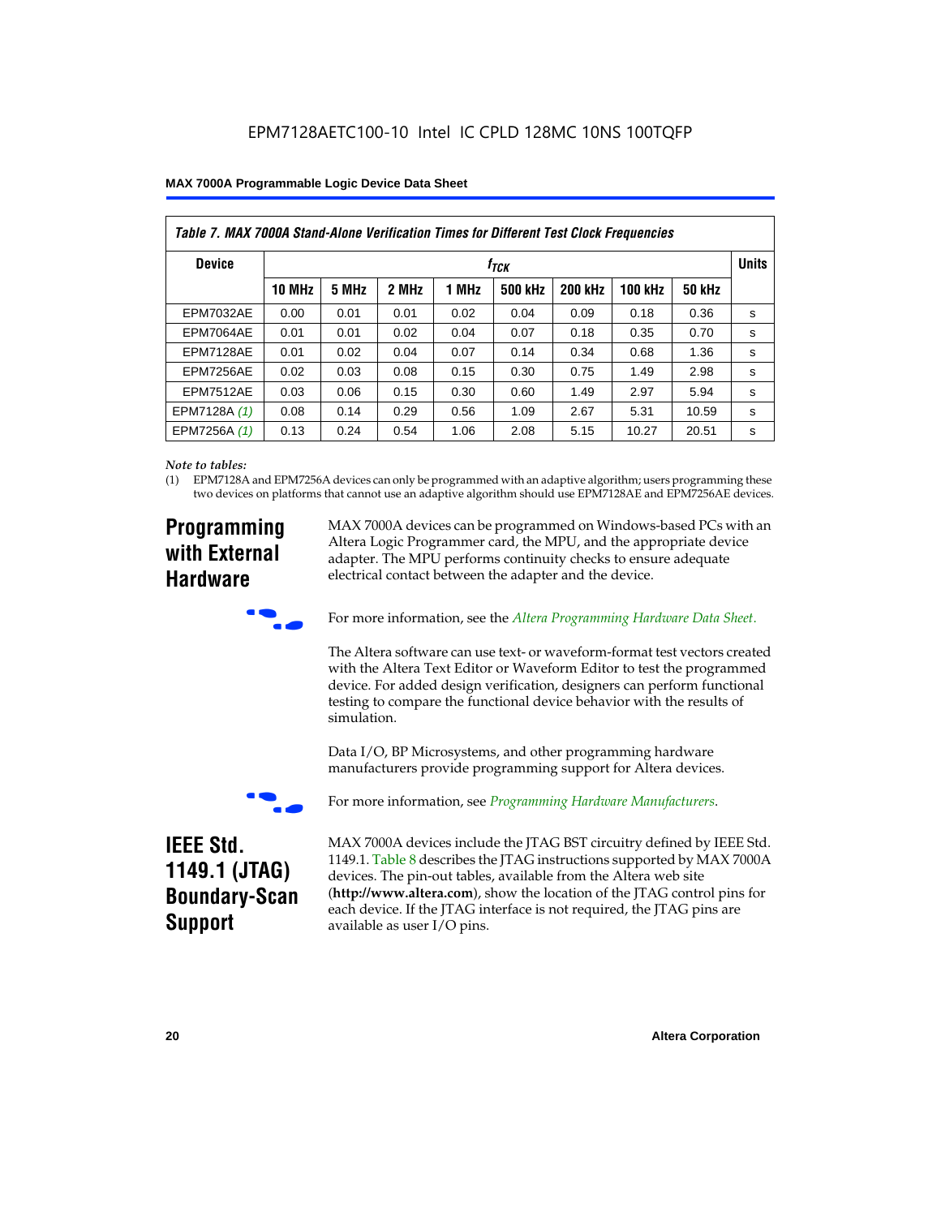Table 7. MAX 7000A Stand-Alone Verification Times for Different Test Clock Frequencies

| Device | $f_{TCK}$ | | | | | | | | Units |
|---|---|---|---|---|---|---|---|---|---|
| | 10 MHz | 5 MHz | 2 MHz | 1 MHz | 500 kHz | 200 kHz | 100 kHz | 50 kHz | |
| EPM7032AE | 0.00 | 0.01 | 0.01 | 0.02 | 0.04 | 0.09 | 0.18 | 0.36 | s |
| EPM7064AE | 0.01 | 0.01 | 0.02 | 0.04 | 0.07 | 0.18 | 0.35 | 0.70 | s |
| EPM7128AE | 0.01 | 0.02 | 0.04 | 0.07 | 0.14 | 0.34 | 0.68 | 1.36 | s |
| EPM7256AE | 0.02 | 0.03 | 0.08 | 0.15 | 0.30 | 0.75 | 1.49 | 2.98 | s |
| EPM7512AE | 0.03 | 0.06 | 0.15 | 0.30 | 0.60 | 1.49 | 2.97 | 5.94 | s |
| EPM7128A *(1)* | 0.08 | 0.14 | 0.29 | 0.56 | 1.09 | 2.67 | 5.31 | 10.59 | s |
| EPM7256A *(1)* | 0.13 | 0.24 | 0.54 | 1.06 | 2.08 | 5.15 | 10.27 | 20.51 | s |

*Note to tables:*

(1) EPM7128A and EPM7256A devices can only be programmed with an adaptive algorithm; users programming these two devices on platforms that cannot use an adaptive algorithm should use EPM7128AE and EPM7256AE devices.

## Programming with External Hardware

MAX 7000A devices can be programmed on Windows-based PCs with an Altera Logic Programmer card, the MPU, and the appropriate device adapter. The MPU performs continuity checks to ensure adequate electrical contact between the adapter and the device.

For more information, see the *Altera Programming Hardware Data Sheet*.

The Altera software can use text- or waveform-format test vectors created with the Altera Text Editor or Waveform Editor to test the programmed device. For added design verification, designers can perform functional testing to compare the functional device behavior with the results of simulation.

Data I/O, BP Microsystems, and other programming hardware manufacturers provide programming support for Altera devices.

For more information, see *Programming Hardware Manufacturers*.

## IEEE Std. 1149.1 (JTAG) Boundary-Scan Support

MAX 7000A devices include the JTAG BST circuitry defined by IEEE Std. 1149.1. Table 8 describes the JTAG instructions supported by MAX 7000A devices. The pin-out tables, available from the Altera web site (**http://www.altera.com**), show the location of the JTAG control pins for each device. If the JTAG interface is not required, the JTAG pins are available as user I/O pins.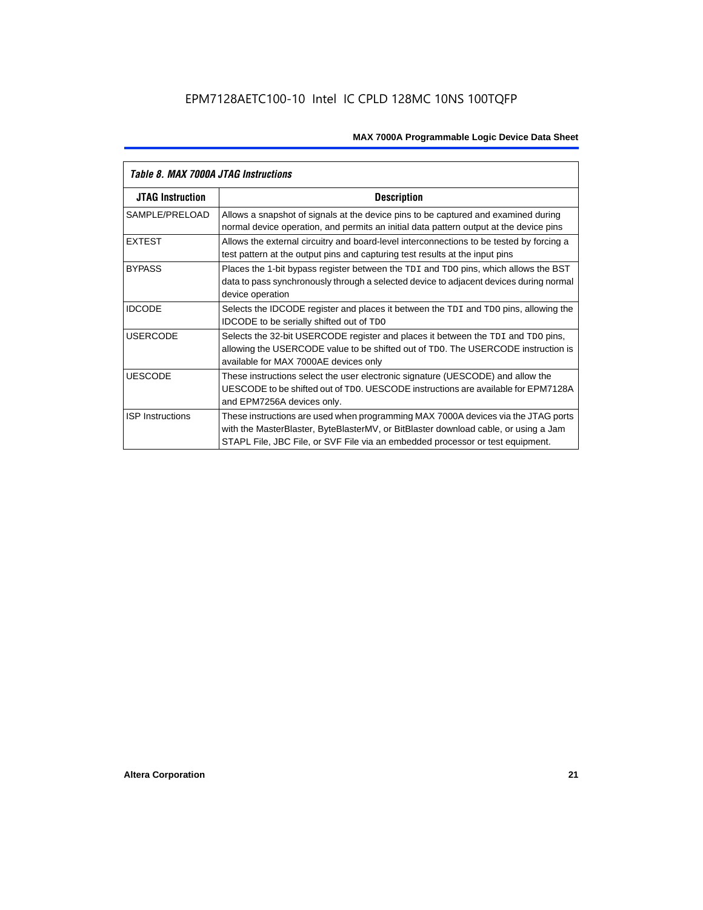| Table 8. MAX 7000A JTAG Instructions | |
|---|---|
| **JTAG Instruction** | **Description** |
| SAMPLE/PRELOAD | Allows a snapshot of signals at the device pins to be captured and examined during normal device operation, and permits an initial data pattern output at the device pins |
| EXTEST | Allows the external circuitry and board-level interconnections to be tested by forcing a test pattern at the output pins and capturing test results at the input pins |
| BYPASS | Places the 1-bit bypass register between the `TDI` and `TDO` pins, which allows the BST data to pass synchronously through a selected device to adjacent devices during normal device operation |
| IDCODE | Selects the IDCODE register and places it between the `TDI` and `TDO` pins, allowing the IDCODE to be serially shifted out of `TDO` |
| USERCODE | Selects the 32-bit USERCODE register and places it between the `TDI` and `TDO` pins, allowing the USERCODE value to be shifted out of `TDO`. The USERCODE instruction is available for MAX 7000AE devices only |
| UESCODE | These instructions select the user electronic signature (UESCODE) and allow the UESCODE to be shifted out of `TDO`. UESCODE instructions are available for EPM7128A and EPM7256A devices only. |
| ISP Instructions | These instructions are used when programming MAX 7000A devices via the JTAG ports with the MasterBlaster, ByteBlasterMV, or BitBlaster download cable, or using a Jam STAPL File, JBC File, or SVF File via an embedded processor or test equipment. |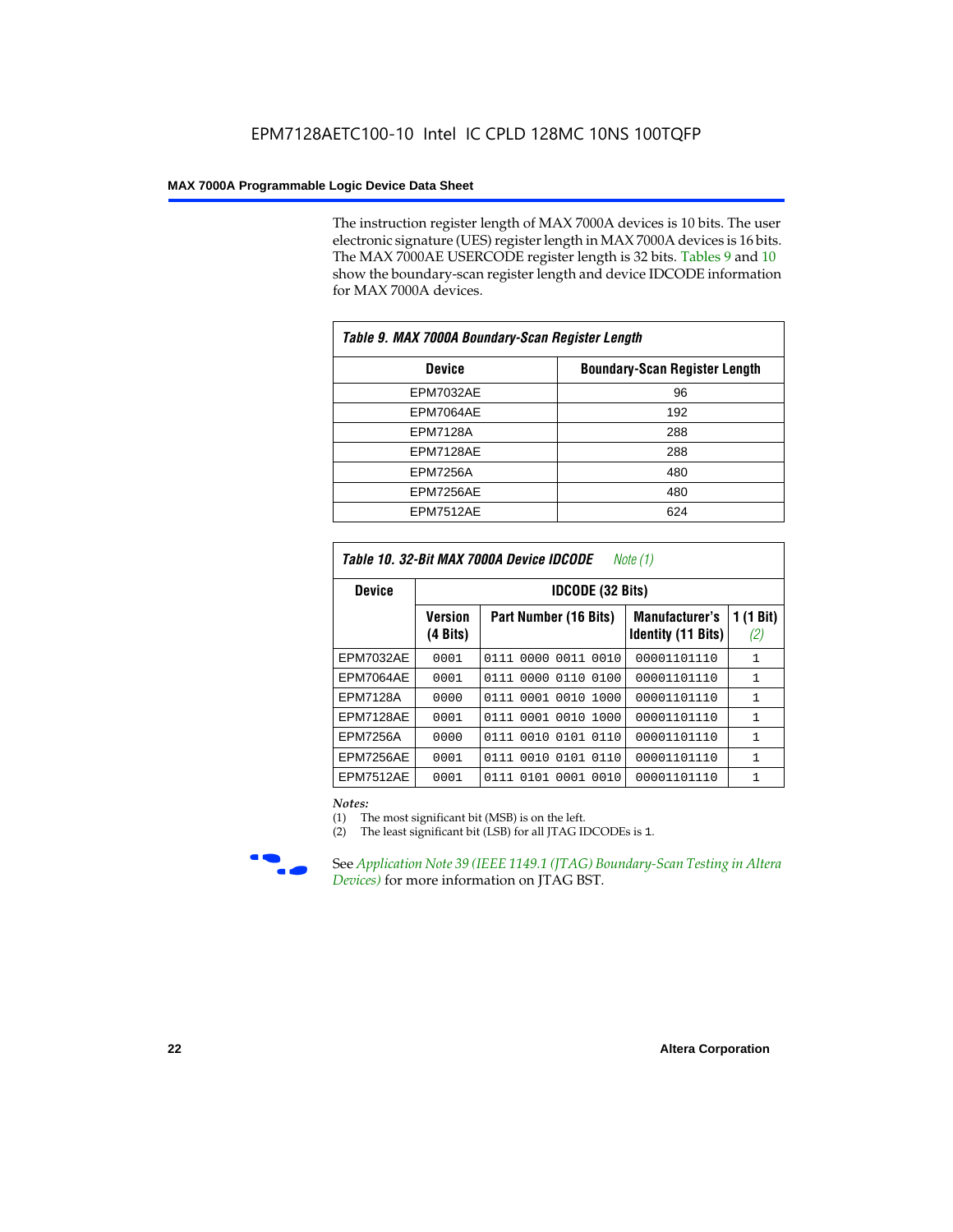The instruction register length of MAX 7000A devices is 10 bits. The user electronic signature (UES) register length in MAX 7000A devices is 16 bits. The MAX 7000AE USERCODE register length is 32 bits. Tables 9 and 10 show the boundary-scan register length and device IDCODE information for MAX 7000A devices.

| *Table 9. MAX 7000A Boundary-Scan Register Length* | |
|---|---|
| **Device** | **Boundary-Scan Register Length** |
| EPM7032AE | 96 |
| EPM7064AE | 192 |
| EPM7128A | 288 |
| EPM7128AE | 288 |
| EPM7256A | 480 |
| EPM7256AE | 480 |
| EPM7512AE | 624 |

*Table 10. 32-Bit MAX 7000A Device IDCODE Note (1)*

| Device | IDCODE (32 Bits) | | | |
|---|---|---|---|---|
| | **Version (4 Bits)** | **Part Number (16 Bits)** | **Manufacturer's Identity (11 Bits)** | **1 (1 Bit) (2)** |
| EPM7032AE | 0001 | 0111 0000 0011 0010 | 00001101110 | 1 |
| EPM7064AE | 0001 | 0111 0000 0110 0100 | 00001101110 | 1 |
| EPM7128A | 0000 | 0111 0001 0010 1000 | 00001101110 | 1 |
| EPM7128AE | 0001 | 0111 0001 0010 1000 | 00001101110 | 1 |
| EPM7256A | 0000 | 0111 0010 0101 0110 | 00001101110 | 1 |
| EPM7256AE | 0001 | 0111 0010 0101 0110 | 00001101110 | 1 |
| EPM7512AE | 0001 | 0111 0101 0001 0010 | 00001101110 | 1 |

*Notes:*

(1) The most significant bit (MSB) is on the left.

(2) The least significant bit (LSB) for all JTAG IDCODEs is 1.

See *Application Note 39 (IEEE 1149.1 (JTAG) Boundary-Scan Testing in Altera Devices)* for more information on JTAG BST.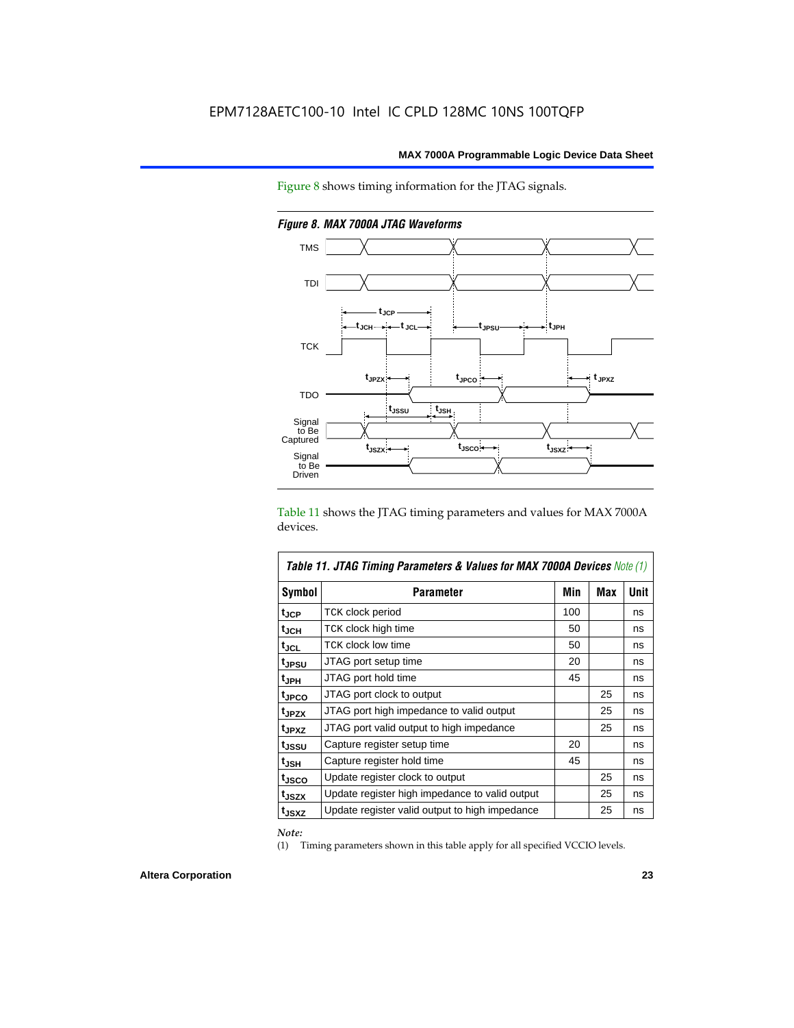EPM7128AETC100-10 Intel IC CPLD 128MC 10NS 100TQFP

Figure 8 shows timing information for the JTAG signals.

*Figure 8. MAX 7000A JTAG Waveforms*

Table 11 shows the JTAG timing parameters and values for MAX 7000A devices.

| *Table 11. JTAG Timing Parameters & Values for MAX 7000A Devices Note (1)* | | | | |
|---|---|---|---|---|
| **Symbol** | **Parameter** | **Min** | **Max** | **Unit** |
| $t_{JCP}$ | TCK clock period | 100 | | ns |
| $t_{JCH}$ | TCK clock high time | 50 | | ns |
| $t_{JCL}$ | TCK clock low time | 50 | | ns |
| $t_{JPSU}$ | JTAG port setup time | 20 | | ns |
| $t_{JPH}$ | JTAG port hold time | 45 | | ns |
| $t_{JPCO}$ | JTAG port clock to output | | 25 | ns |
| $t_{JPZX}$ | JTAG port high impedance to valid output | | 25 | ns |
| $t_{JPXZ}$ | JTAG port valid output to high impedance | | 25 | ns |
| $t_{JSSU}$ | Capture register setup time | 20 | | ns |
| $t_{JSH}$ | Capture register hold time | 45 | | ns |
| $t_{JSCO}$ | Update register clock to output | | 25 | ns |
| $t_{JSZX}$ | Update register high impedance to valid output | | 25 | ns |
| $t_{JSXZ}$ | Update register valid output to high impedance | | 25 | ns |

*Note:*

(1) Timing parameters shown in this table apply for all specified VCCIO levels.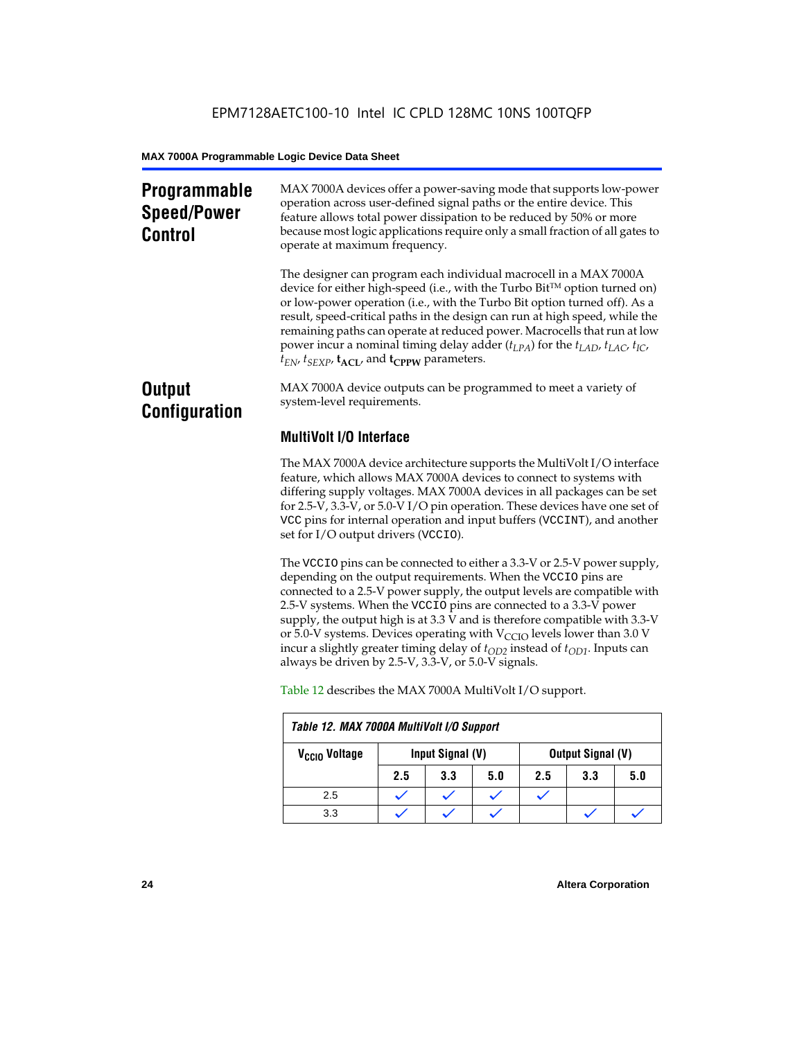## Programmable Speed/Power Control

MAX 7000A devices offer a power-saving mode that supports low-power operation across user-defined signal paths or the entire device. This feature allows total power dissipation to be reduced by 50% or more because most logic applications require only a small fraction of all gates to operate at maximum frequency.

The designer can program each individual macrocell in a MAX 7000A device for either high-speed (i.e., with the Turbo Bit™ option turned on) or low-power operation (i.e., with the Turbo Bit option turned off). As a result, speed-critical paths in the design can run at high speed, while the remaining paths can operate at reduced power. Macrocells that run at low power incur a nominal timing delay adder ($t_{LPA}$) for the $t_{LAD}$, $t_{LAC}$, $t_{IC}$, $t_{EN}$, $t_{SEXP}$, $\mathbf{t_{ACL}}$, and $\mathbf{t_{CPPW}}$ parameters.

## Output Configuration

MAX 7000A device outputs can be programmed to meet a variety of system-level requirements.

### MultiVolt I/O Interface

The MAX 7000A device architecture supports the MultiVolt I/O interface feature, which allows MAX 7000A devices to connect to systems with differing supply voltages. MAX 7000A devices in all packages can be set for 2.5-V, 3.3-V, or 5.0-V I/O pin operation. These devices have one set of `VCC` pins for internal operation and input buffers (`VCCINT`), and another set for I/O output drivers (`VCCIO`).

The `VCCIO` pins can be connected to either a 3.3-V or 2.5-V power supply, depending on the output requirements. When the `VCCIO` pins are connected to a 2.5-V power supply, the output levels are compatible with 2.5-V systems. When the `VCCIO` pins are connected to a 3.3-V power supply, the output high is at 3.3 V and is therefore compatible with 3.3-V or 5.0-V systems. Devices operating with $V_{CCIO}$ levels lower than 3.0 V incur a slightly greater timing delay of $t_{OD2}$ instead of $t_{OD1}$. Inputs can always be driven by 2.5-V, 3.3-V, or 5.0-V signals.

Table 12 describes the MAX 7000A MultiVolt I/O support.

*Table 12. MAX 7000A MultiVolt I/O Support*

| $V_{CCIO}$ Voltage | Input Signal (V) | | | Output Signal (V) | | |
|---|---|---|---|---|---|---|
| | 2.5 | 3.3 | 5.0 | 2.5 | 3.3 | 5.0 |
| 2.5 | ✓ | ✓ | ✓ | ✓ | | |
| 3.3 | ✓ | ✓ | ✓ | | ✓ | ✓ |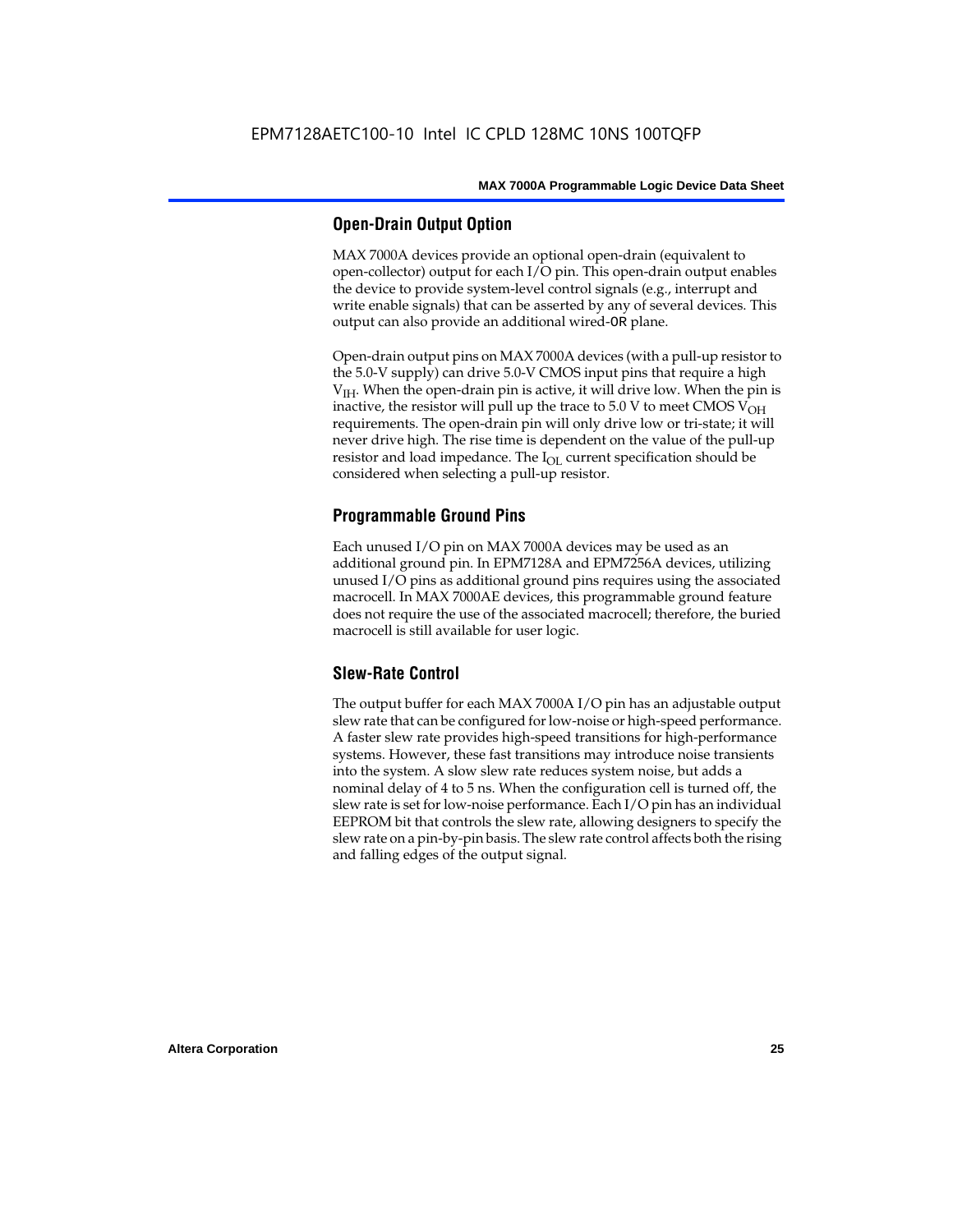## Open-Drain Output Option

MAX 7000A devices provide an optional open-drain (equivalent to open-collector) output for each I/O pin. This open-drain output enables the device to provide system-level control signals (e.g., interrupt and write enable signals) that can be asserted by any of several devices. This output can also provide an additional wired-OR plane.

Open-drain output pins on MAX 7000A devices (with a pull-up resistor to the 5.0-V supply) can drive 5.0-V CMOS input pins that require a high $V_{IH}$. When the open-drain pin is active, it will drive low. When the pin is inactive, the resistor will pull up the trace to 5.0 V to meet CMOS $V_{OH}$ requirements. The open-drain pin will only drive low or tri-state; it will never drive high. The rise time is dependent on the value of the pull-up resistor and load impedance. The $I_{OL}$ current specification should be considered when selecting a pull-up resistor.

## Programmable Ground Pins

Each unused I/O pin on MAX 7000A devices may be used as an additional ground pin. In EPM7128A and EPM7256A devices, utilizing unused I/O pins as additional ground pins requires using the associated macrocell. In MAX 7000AE devices, this programmable ground feature does not require the use of the associated macrocell; therefore, the buried macrocell is still available for user logic.

## Slew-Rate Control

The output buffer for each MAX 7000A I/O pin has an adjustable output slew rate that can be configured for low-noise or high-speed performance. A faster slew rate provides high-speed transitions for high-performance systems. However, these fast transitions may introduce noise transients into the system. A slow slew rate reduces system noise, but adds a nominal delay of 4 to 5 ns. When the configuration cell is turned off, the slew rate is set for low-noise performance. Each I/O pin has an individual EEPROM bit that controls the slew rate, allowing designers to specify the slew rate on a pin-by-pin basis. The slew rate control affects both the rising and falling edges of the output signal.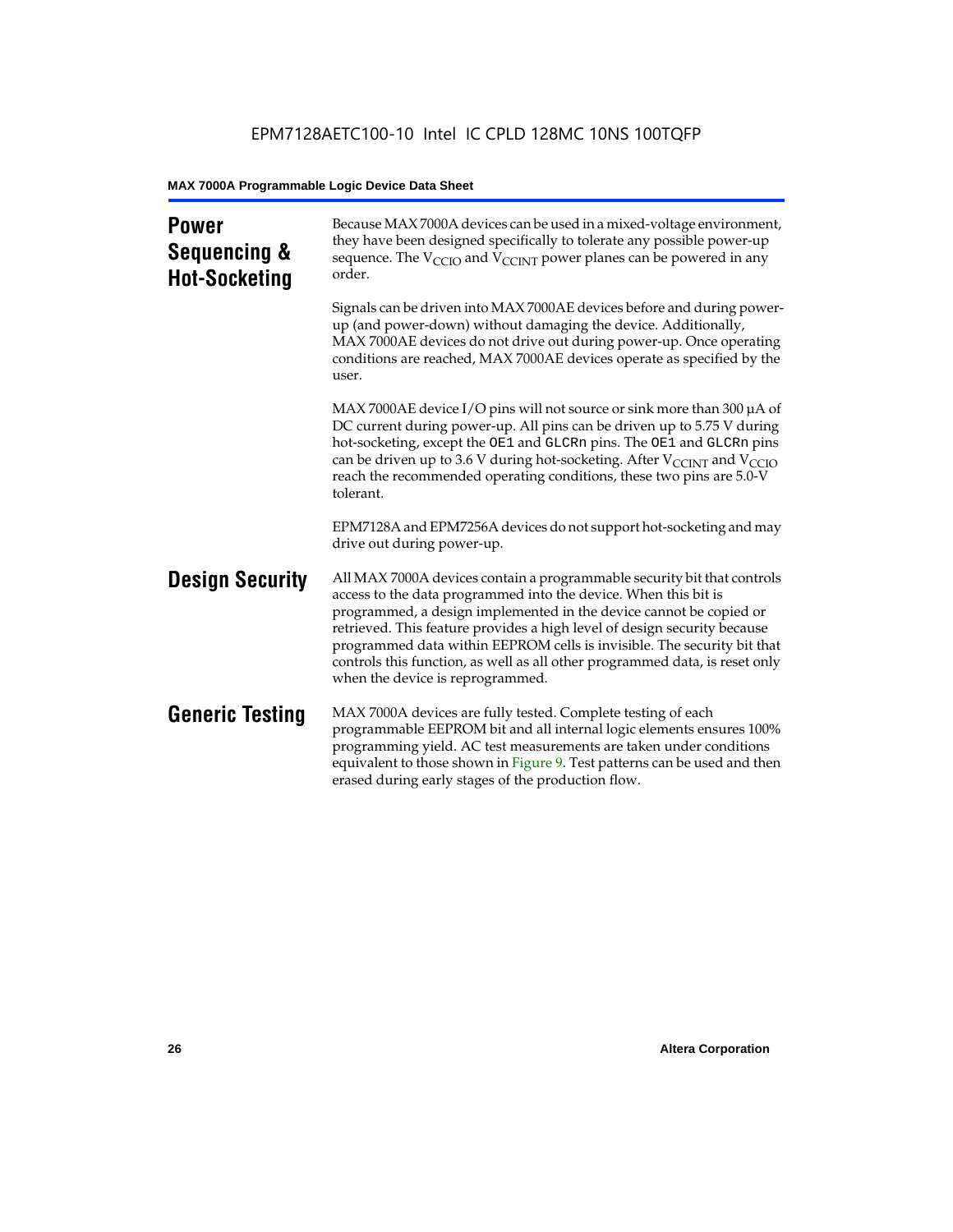## Power Sequencing & Hot-Socketing

Because MAX 7000A devices can be used in a mixed-voltage environment, they have been designed specifically to tolerate any possible power-up sequence. The $V_{CCIO}$ and $V_{CCINT}$ power planes can be powered in any order.

Signals can be driven into MAX 7000AE devices before and during power-up (and power-down) without damaging the device. Additionally, MAX 7000AE devices do not drive out during power-up. Once operating conditions are reached, MAX 7000AE devices operate as specified by the user.

MAX 7000AE device I/O pins will not source or sink more than 300 µA of DC current during power-up. All pins can be driven up to 5.75 V during hot-socketing, except the OE1 and GLCRn pins. The OE1 and GLCRn pins can be driven up to 3.6 V during hot-socketing. After $V_{CCINT}$ and $V_{CCIO}$ reach the recommended operating conditions, these two pins are 5.0-V tolerant.

EPM7128A and EPM7256A devices do not support hot-socketing and may drive out during power-up.

## Design Security

All MAX 7000A devices contain a programmable security bit that controls access to the data programmed into the device. When this bit is programmed, a design implemented in the device cannot be copied or retrieved. This feature provides a high level of design security because programmed data within EEPROM cells is invisible. The security bit that controls this function, as well as all other programmed data, is reset only when the device is reprogrammed.

## Generic Testing

MAX 7000A devices are fully tested. Complete testing of each programmable EEPROM bit and all internal logic elements ensures 100% programming yield. AC test measurements are taken under conditions equivalent to those shown in Figure 9. Test patterns can be used and then erased during early stages of the production flow.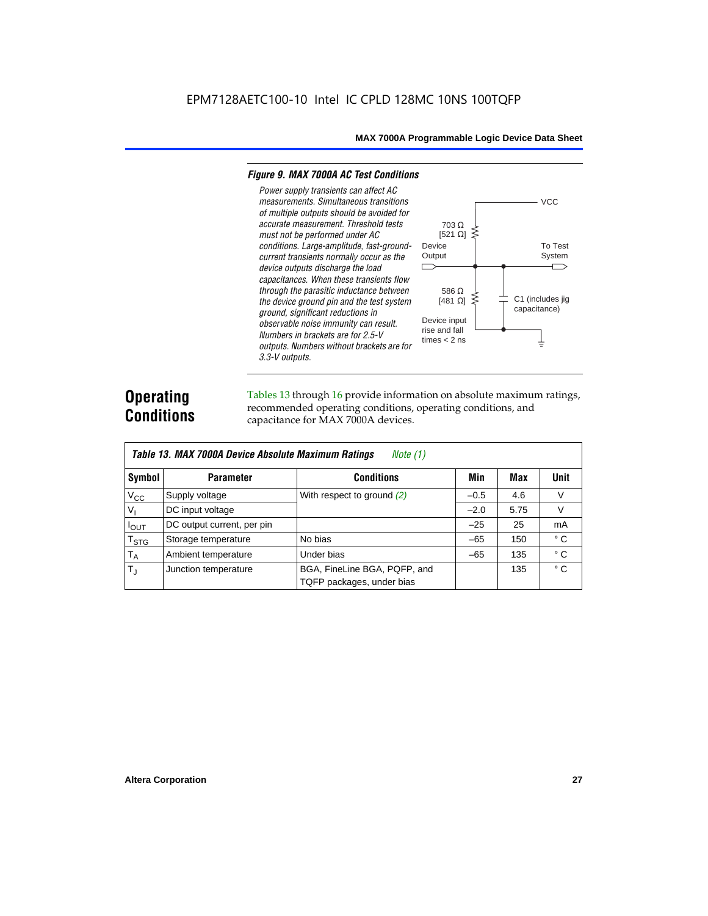#### *Figure 9. MAX 7000A AC Test Conditions*

*Power supply transients can affect AC measurements. Simultaneous transitions of multiple outputs should be avoided for accurate measurement. Threshold tests must not be performed under AC conditions. Large-amplitude, fast-ground-current transients normally occur as the device outputs discharge the load capacitances. When these transients flow through the parasitic inductance between the device ground pin and the test system ground, significant reductions in observable noise immunity can result. Numbers in brackets are for 2.5-V outputs. Numbers without brackets are for 3.3-V outputs.*

VCC

703 Ω [521 Ω]

Device Output

To Test System

586 Ω [481 Ω]

C1 (includes jig capacitance)

Device input rise and fall times < 2 ns

# Operating Conditions

Tables 13 through 16 provide information on absolute maximum ratings, recommended operating conditions, operating conditions, and capacitance for MAX 7000A devices.

**Table 13. MAX 7000A Device Absolute Maximum Ratings** *Note (1)*

| Symbol | Parameter | Conditions | Min | Max | Unit |
|---|---|---|---|---|---|
| $V_{CC}$ | Supply voltage | With respect to ground *(2)* | –0.5 | 4.6 | V |
| $V_I$ | DC input voltage | | –2.0 | 5.75 | V |
| $I_{OUT}$ | DC output current, per pin | | –25 | 25 | mA |
| $T_{STG}$ | Storage temperature | No bias | –65 | 150 | ° C |
| $T_A$ | Ambient temperature | Under bias | –65 | 135 | ° C |
| $T_J$ | Junction temperature | BGA, FineLine BGA, PQFP, and TQFP packages, under bias | | 135 | ° C |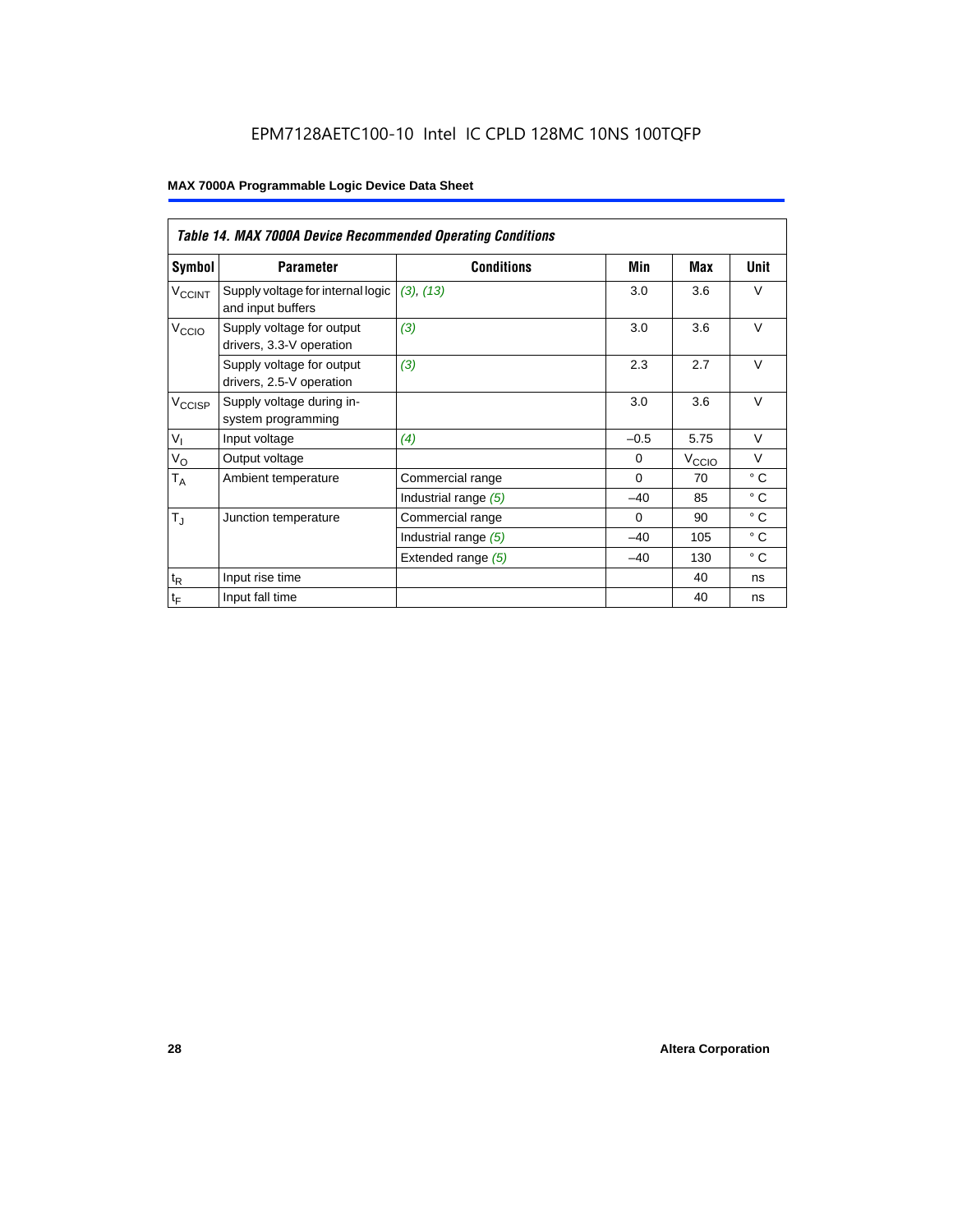EPM7128AETC100-10 Intel IC CPLD 128MC 10NS 100TQFP

| *Table 14. MAX 7000A Device Recommended Operating Conditions* | | | | | |
|---|---|---|---|---|---|
| **Symbol** | **Parameter** | **Conditions** | **Min** | **Max** | **Unit** |
| $V_{CCINT}$ | Supply voltage for internal logic and input buffers | *(3), (13)* | 3.0 | 3.6 | V |
| $V_{CCIO}$ | Supply voltage for output drivers, 3.3-V operation | *(3)* | 3.0 | 3.6 | V |
| | Supply voltage for output drivers, 2.5-V operation | *(3)* | 2.3 | 2.7 | V |
| $V_{CCISP}$ | Supply voltage during in-system programming | | 3.0 | 3.6 | V |
| $V_I$ | Input voltage | *(4)* | –0.5 | 5.75 | V |
| $V_O$ | Output voltage | | 0 | $V_{CCIO}$ | V |
| $T_A$ | Ambient temperature | Commercial range | 0 | 70 | ° C |
| | | Industrial range *(5)* | –40 | 85 | ° C |
| $T_J$ | Junction temperature | Commercial range | 0 | 90 | ° C |
| | | Industrial range *(5)* | –40 | 105 | ° C |
| | | Extended range *(5)* | –40 | 130 | ° C |
| $t_R$ | Input rise time | | | 40 | ns |
| $t_F$ | Input fall time | | | 40 | ns |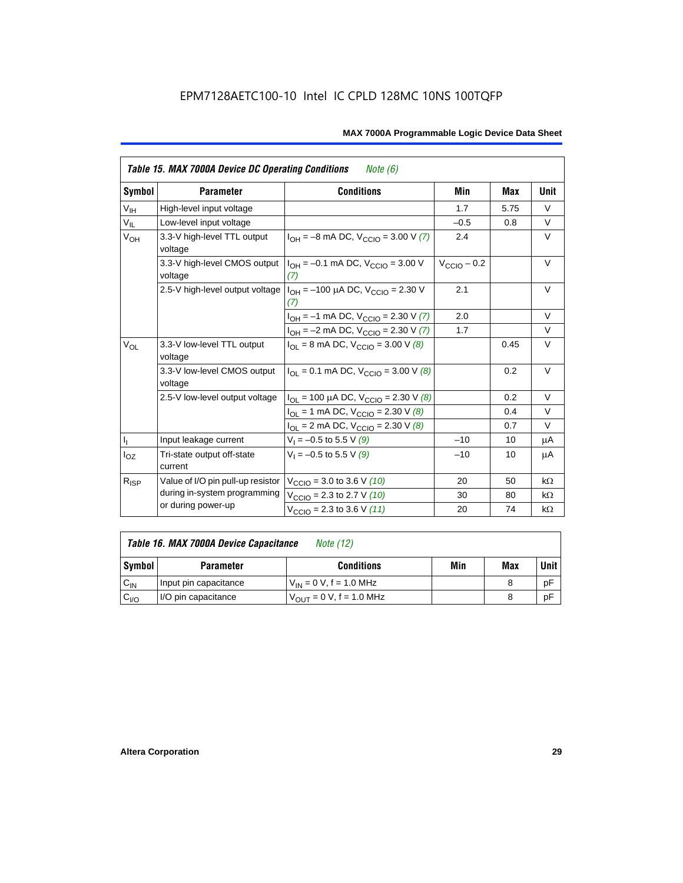EPM7128AETC100-10 Intel IC CPLD 128MC 10NS 100TQFP

| *Table 15. MAX 7000A Device DC Operating Conditions* *Note (6)* | | | | | |
|---|---|---|---|---|---|
| **Symbol** | **Parameter** | **Conditions** | **Min** | **Max** | **Unit** |
| $V_{IH}$ | High-level input voltage | | 1.7 | 5.75 | V |
| $V_{IL}$ | Low-level input voltage | | –0.5 | 0.8 | V |
| $V_{OH}$ | 3.3-V high-level TTL output voltage | $I_{OH}$ = –8 mA DC, $V_{CCIO}$ = 3.00 V *(7)* | 2.4 | | V |
| | 3.3-V high-level CMOS output voltage | $I_{OH}$ = –0.1 mA DC, $V_{CCIO}$ = 3.00 V *(7)* | $V_{CCIO}$ – 0.2 | | V |
| | 2.5-V high-level output voltage | $I_{OH}$ = –100 µA DC, $V_{CCIO}$ = 2.30 V *(7)* | 2.1 | | V |
| | | $I_{OH}$ = –1 mA DC, $V_{CCIO}$ = 2.30 V *(7)* | 2.0 | | V |
| | | $I_{OH}$ = –2 mA DC, $V_{CCIO}$ = 2.30 V *(7)* | 1.7 | | V |
| $V_{OL}$ | 3.3-V low-level TTL output voltage | $I_{OL}$ = 8 mA DC, $V_{CCIO}$ = 3.00 V *(8)* | | 0.45 | V |
| | 3.3-V low-level CMOS output voltage | $I_{OL}$ = 0.1 mA DC, $V_{CCIO}$ = 3.00 V *(8)* | | 0.2 | V |
| | 2.5-V low-level output voltage | $I_{OL}$ = 100 µA DC, $V_{CCIO}$ = 2.30 V *(8)* | | 0.2 | V |
| | | $I_{OL}$ = 1 mA DC, $V_{CCIO}$ = 2.30 V *(8)* | | 0.4 | V |
| | | $I_{OL}$ = 2 mA DC, $V_{CCIO}$ = 2.30 V *(8)* | | 0.7 | V |
| $I_I$ | Input leakage current | $V_I$ = –0.5 to 5.5 V *(9)* | –10 | 10 | µA |
| $I_{OZ}$ | Tri-state output off-state current | $V_I$ = –0.5 to 5.5 V *(9)* | –10 | 10 | µA |
| $R_{ISP}$ | Value of I/O pin pull-up resistor during in-system programming or during power-up | $V_{CCIO}$ = 3.0 to 3.6 V *(10)* | 20 | 50 | kΩ |
| | | $V_{CCIO}$ = 2.3 to 2.7 V *(10)* | 30 | 80 | kΩ |
| | | $V_{CCIO}$ = 2.3 to 3.6 V *(11)* | 20 | 74 | kΩ |

| *Table 16. MAX 7000A Device Capacitance* *Note (12)* | | | | | |
|---|---|---|---|---|---|
| **Symbol** | **Parameter** | **Conditions** | **Min** | **Max** | **Unit** |
| $C_{IN}$ | Input pin capacitance | $V_{IN}$ = 0 V, f = 1.0 MHz | | 8 | pF |
| $C_{I/O}$ | I/O pin capacitance | $V_{OUT}$ = 0 V, f = 1.0 MHz | | 8 | pF |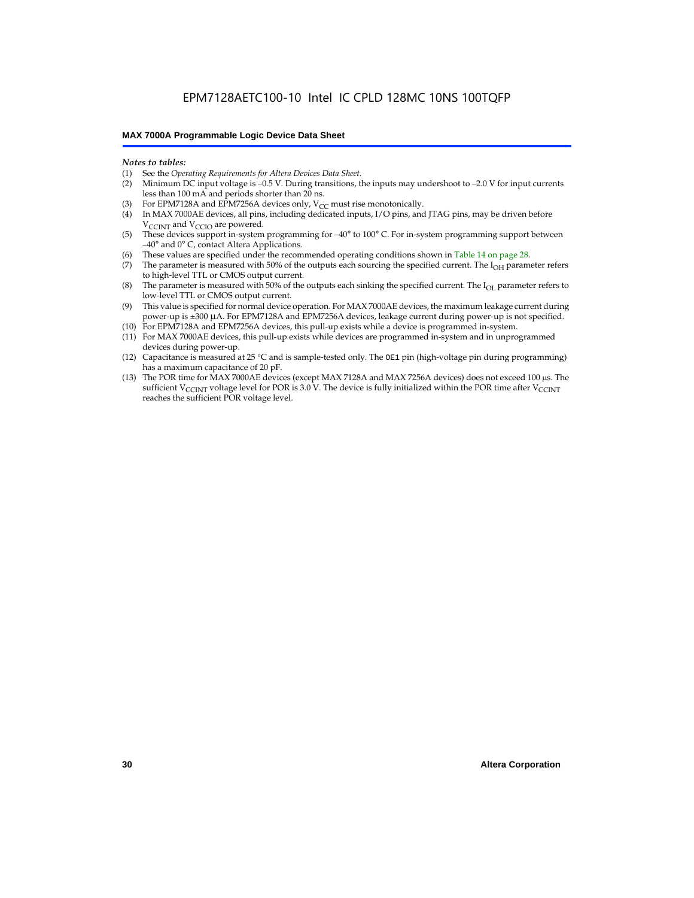*Notes to tables:*

(1) See the *Operating Requirements for Altera Devices Data Sheet*.
(2) Minimum DC input voltage is –0.5 V. During transitions, the inputs may undershoot to –2.0 V for input currents less than 100 mA and periods shorter than 20 ns.
(3) For EPM7128A and EPM7256A devices only, $V_{CC}$ must rise monotonically.
(4) In MAX 7000AE devices, all pins, including dedicated inputs, I/O pins, and JTAG pins, may be driven before $V_{CCINT}$ and $V_{CCIO}$ are powered.
(5) These devices support in-system programming for –40° to 100° C. For in-system programming support between –40° and 0° C, contact Altera Applications.
(6) These values are specified under the recommended operating conditions shown in Table 14 on page 28.
(7) The parameter is measured with 50% of the outputs each sourcing the specified current. The $I_{OH}$ parameter refers to high-level TTL or CMOS output current.
(8) The parameter is measured with 50% of the outputs each sinking the specified current. The $I_{OL}$ parameter refers to low-level TTL or CMOS output current.
(9) This value is specified for normal device operation. For MAX 7000AE devices, the maximum leakage current during power-up is ±300 µA. For EPM7128A and EPM7256A devices, leakage current during power-up is not specified.
(10) For EPM7128A and EPM7256A devices, this pull-up exists while a device is programmed in-system.
(11) For MAX 7000AE devices, this pull-up exists while devices are programmed in-system and in unprogrammed devices during power-up.
(12) Capacitance is measured at 25 °C and is sample-tested only. The OE1 pin (high-voltage pin during programming) has a maximum capacitance of 20 pF.
(13) The POR time for MAX 7000AE devices (except MAX 7128A and MAX 7256A devices) does not exceed 100 µs. The sufficient $V_{CCINT}$ voltage level for POR is 3.0 V. The device is fully initialized within the POR time after $V_{CCINT}$ reaches the sufficient POR voltage level.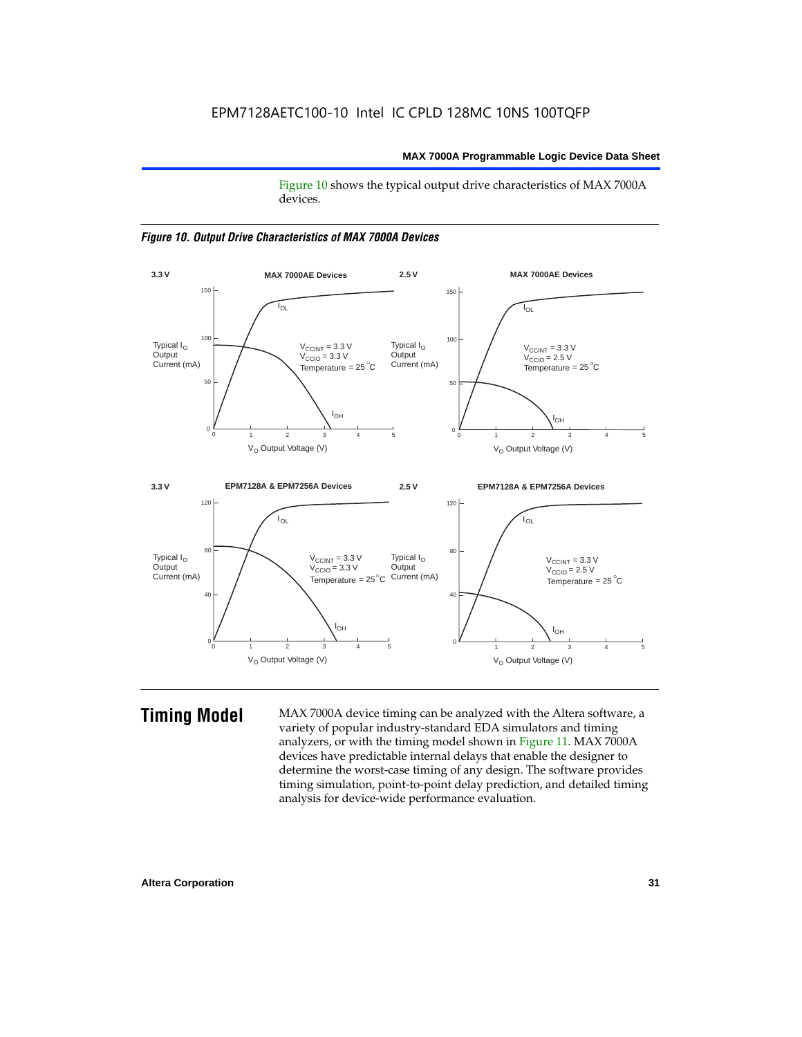Figure 10 shows the typical output drive characteristics of MAX 7000A devices.

*Figure 10. Output Drive Characteristics of MAX 7000A Devices*

## Timing Model

MAX 7000A device timing can be analyzed with the Altera software, a variety of popular industry-standard EDA simulators and timing analyzers, or with the timing model shown in Figure 11. MAX 7000A devices have predictable internal delays that enable the designer to determine the worst-case timing of any design. The software provides timing simulation, point-to-point delay prediction, and detailed timing analysis for device-wide performance evaluation.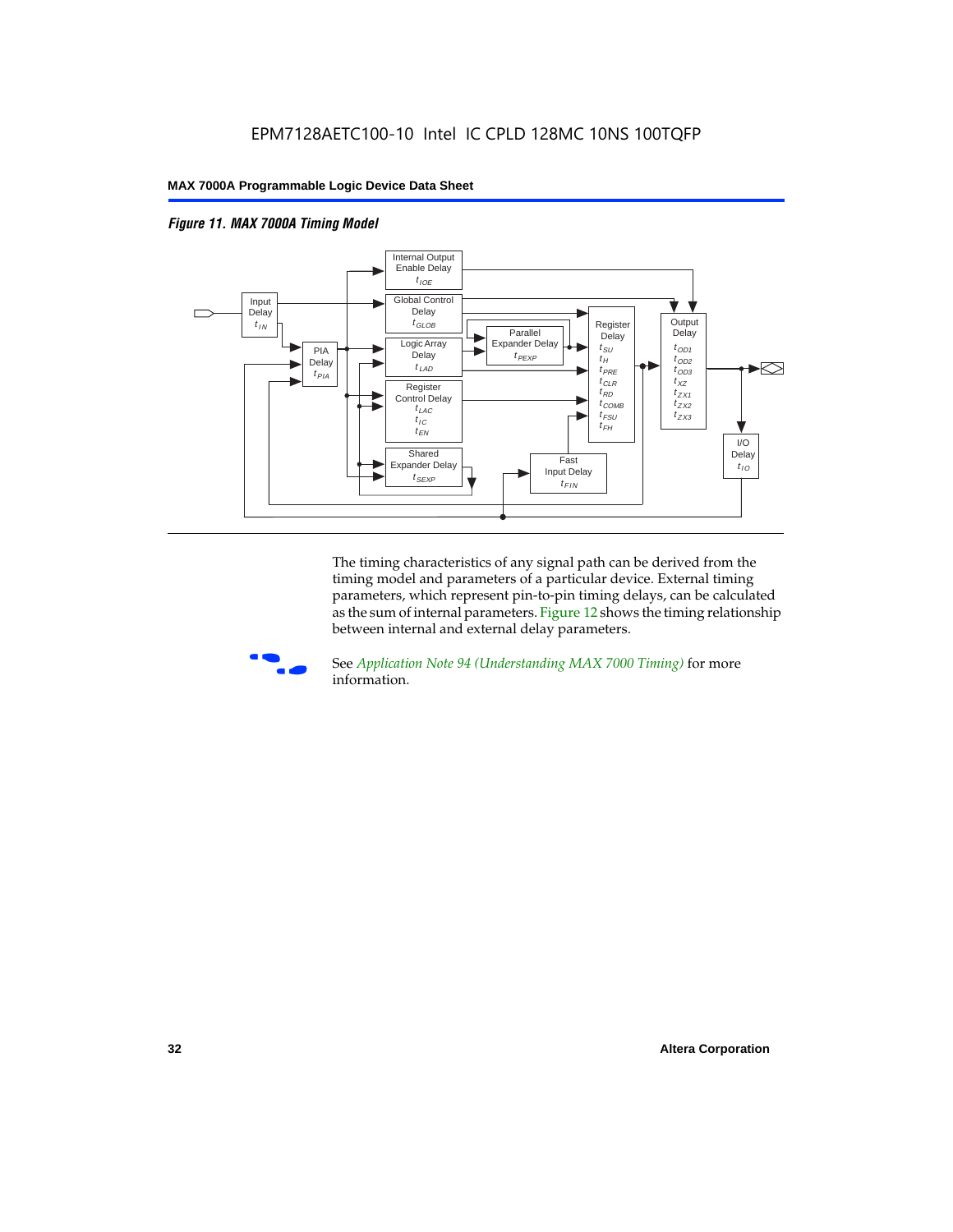*Figure 11. MAX 7000A Timing Model*

The timing characteristics of any signal path can be derived from the timing model and parameters of a particular device. External timing parameters, which represent pin-to-pin timing delays, can be calculated as the sum of internal parameters. Figure 12 shows the timing relationship between internal and external delay parameters.

See *Application Note 94 (Understanding MAX 7000 Timing)* for more information.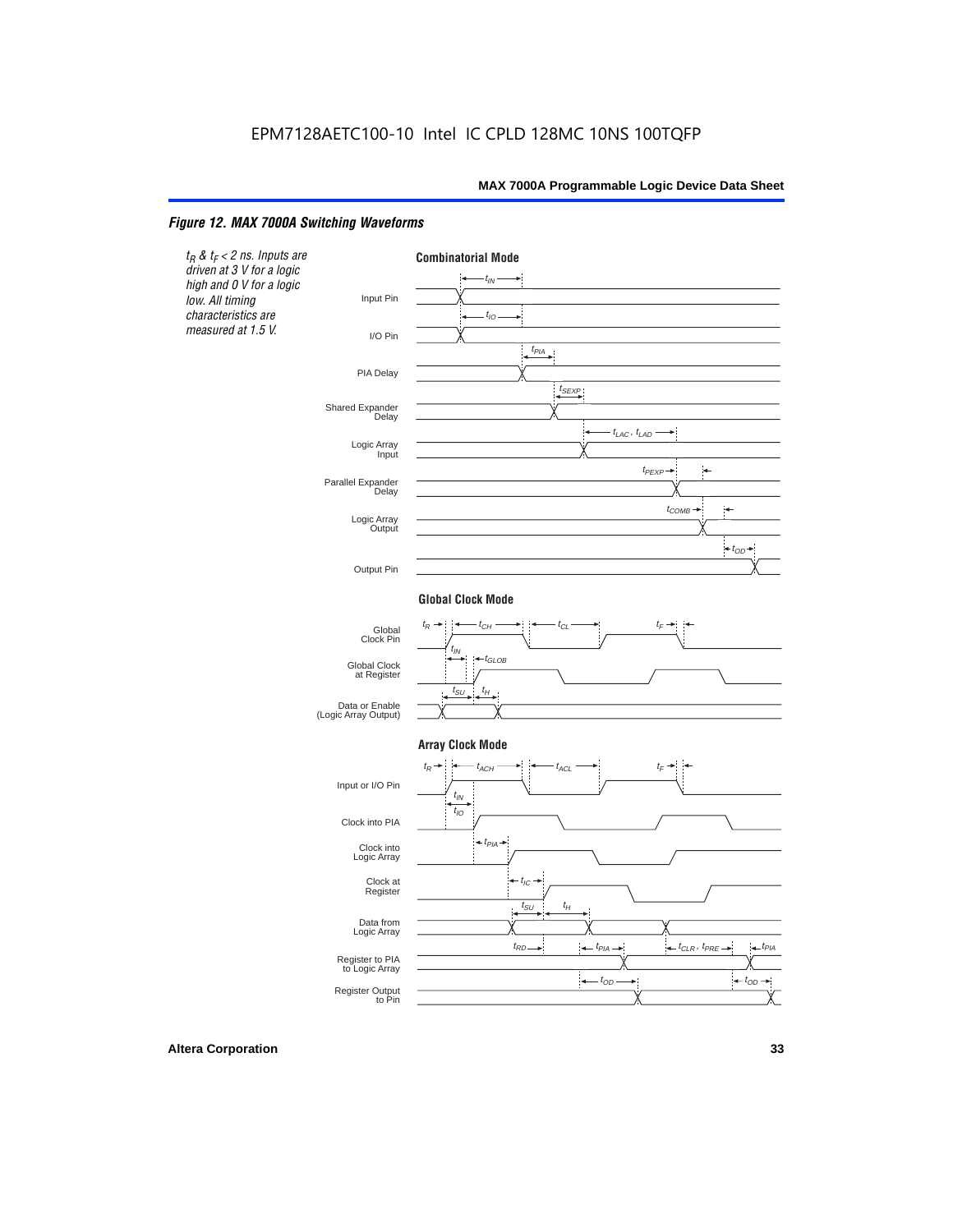EPM7128AETC100-10 Intel IC CPLD 128MC 10NS 100TQFP

*Figure 12. MAX 7000A Switching Waveforms*

*$t_R$ & $t_F$ < 2 ns. Inputs are driven at 3 V for a logic high and 0 V for a logic low. All timing characteristics are measured at 1.5 V.*

**Combinatorial Mode**

Input Pin — $t_{IN}$

I/O Pin — $t_{IO}$

PIA Delay — $t_{PIA}$

Shared Expander Delay — $t_{SEXP}$

Logic Array Input — $t_{LAC}$, $t_{LAD}$

Parallel Expander Delay — $t_{PEXP}$

Logic Array Output — $t_{COMB}$

Output Pin — $t_{OD}$

**Global Clock Mode**

Global Clock Pin — $t_R$, $t_{CH}$, $t_{CL}$, $t_F$

Global Clock at Register — $t_{IN}$, $t_{GLOB}$

Data or Enable (Logic Array Output) — $t_{SU}$, $t_H$

**Array Clock Mode**

Input or I/O Pin — $t_R$, $t_{ACH}$, $t_{ACL}$, $t_F$

Clock into PIA — $t_{IN}$, $t_{IO}$

Clock into Logic Array — $t_{PIA}$

Clock at Register — $t_{IC}$

Data from Logic Array — $t_{SU}$, $t_H$

Register to PIA to Logic Array — $t_{RD}$, $t_{PIA}$, $t_{CLR}$, $t_{PRE}$, $t_{PIA}$

Register Output to Pin — $t_{OD}$, $t_{OD}$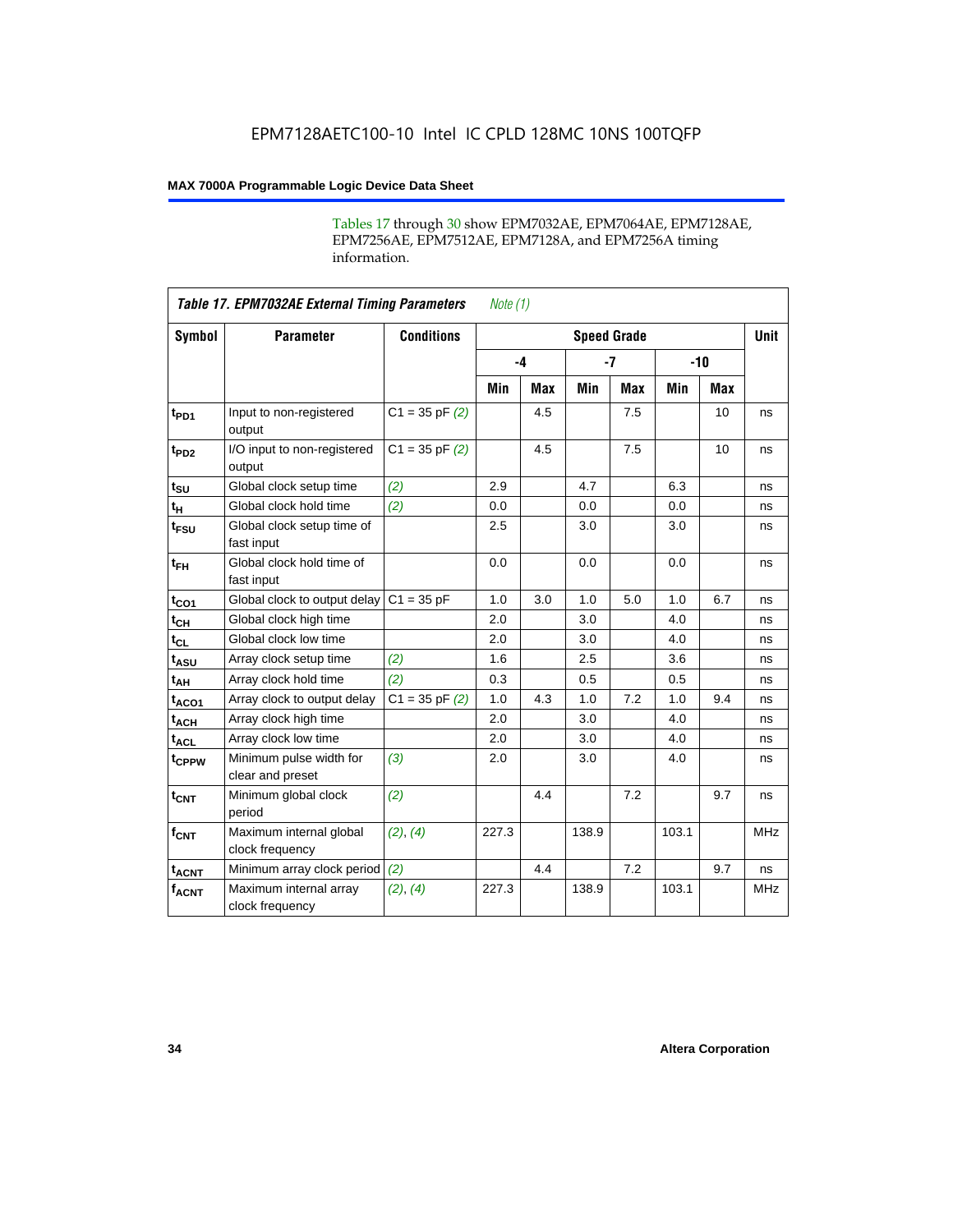Tables 17 through 30 show EPM7032AE, EPM7064AE, EPM7128AE, EPM7256AE, EPM7512AE, EPM7128A, and EPM7256A timing information.

| *Table 17. EPM7032AE External Timing Parameters* *Note (1)* | | | | | | | | | |
|---|---|---|---|---|---|---|---|---|---|
| **Symbol** | **Parameter** | **Conditions** | **Speed Grade** | | | | | | **Unit** |
| | | | **-4** | | **-7** | | **-10** | | |
| | | | **Min** | **Max** | **Min** | **Max** | **Min** | **Max** | |
| $t_{PD1}$ | Input to non-registered output | C1 = 35 pF *(2)* | | 4.5 | | 7.5 | | 10 | ns |
| $t_{PD2}$ | I/O input to non-registered output | C1 = 35 pF *(2)* | | 4.5 | | 7.5 | | 10 | ns |
| $t_{SU}$ | Global clock setup time | *(2)* | 2.9 | | 4.7 | | 6.3 | | ns |
| $t_{H}$ | Global clock hold time | *(2)* | 0.0 | | 0.0 | | 0.0 | | ns |
| $t_{FSU}$ | Global clock setup time of fast input | | 2.5 | | 3.0 | | 3.0 | | ns |
| $t_{FH}$ | Global clock hold time of fast input | | 0.0 | | 0.0 | | 0.0 | | ns |
| $t_{CO1}$ | Global clock to output delay | C1 = 35 pF | 1.0 | 3.0 | 1.0 | 5.0 | 1.0 | 6.7 | ns |
| $t_{CH}$ | Global clock high time | | 2.0 | | 3.0 | | 4.0 | | ns |
| $t_{CL}$ | Global clock low time | | 2.0 | | 3.0 | | 4.0 | | ns |
| $t_{ASU}$ | Array clock setup time | *(2)* | 1.6 | | 2.5 | | 3.6 | | ns |
| $t_{AH}$ | Array clock hold time | *(2)* | 0.3 | | 0.5 | | 0.5 | | ns |
| $t_{ACO1}$ | Array clock to output delay | C1 = 35 pF *(2)* | 1.0 | 4.3 | 1.0 | 7.2 | 1.0 | 9.4 | ns |
| $t_{ACH}$ | Array clock high time | | 2.0 | | 3.0 | | 4.0 | | ns |
| $t_{ACL}$ | Array clock low time | | 2.0 | | 3.0 | | 4.0 | | ns |
| $t_{CPPW}$ | Minimum pulse width for clear and preset | *(3)* | 2.0 | | 3.0 | | 4.0 | | ns |
| $t_{CNT}$ | Minimum global clock period | *(2)* | | 4.4 | | 7.2 | | 9.7 | ns |
| $f_{CNT}$ | Maximum internal global clock frequency | *(2)*, *(4)* | 227.3 | | 138.9 | | 103.1 | | MHz |
| $t_{ACNT}$ | Minimum array clock period | *(2)* | | 4.4 | | 7.2 | | 9.7 | ns |
| $f_{ACNT}$ | Maximum internal array clock frequency | *(2)*, *(4)* | 227.3 | | 138.9 | | 103.1 | | MHz |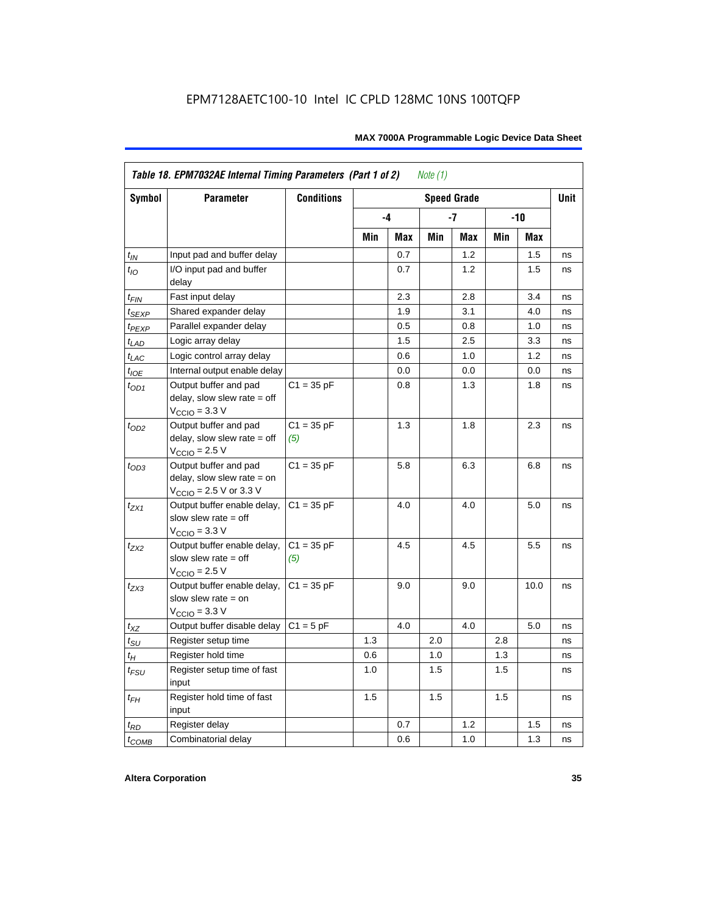EPM7128AETC100-10 Intel IC CPLD 128MC 10NS 100TQFP

| Table 18. EPM7032AE Internal Timing Parameters (Part 1 of 2) *Note (1)* | | | | | | | | | |
|---|---|---|---|---|---|---|---|---|---|
| **Symbol** | **Parameter** | **Conditions** | **Speed Grade** | | | | | | **Unit** |
| | | | **-4** | | **-7** | | **-10** | | |
| | | | **Min** | **Max** | **Min** | **Max** | **Min** | **Max** | |
| $t_{IN}$ | Input pad and buffer delay | | | 0.7 | | 1.2 | | 1.5 | ns |
| $t_{IO}$ | I/O input pad and buffer delay | | | 0.7 | | 1.2 | | 1.5 | ns |
| $t_{FIN}$ | Fast input delay | | | 2.3 | | 2.8 | | 3.4 | ns |
| $t_{SEXP}$ | Shared expander delay | | | 1.9 | | 3.1 | | 4.0 | ns |
| $t_{PEXP}$ | Parallel expander delay | | | 0.5 | | 0.8 | | 1.0 | ns |
| $t_{LAD}$ | Logic array delay | | | 1.5 | | 2.5 | | 3.3 | ns |
| $t_{LAC}$ | Logic control array delay | | | 0.6 | | 1.0 | | 1.2 | ns |
| $t_{IOE}$ | Internal output enable delay | | | 0.0 | | 0.0 | | 0.0 | ns |
| $t_{OD1}$ | Output buffer and pad delay, slow slew rate = off $V_{CCIO}$ = 3.3 V | C1 = 35 pF | | 0.8 | | 1.3 | | 1.8 | ns |
| $t_{OD2}$ | Output buffer and pad delay, slow slew rate = off $V_{CCIO}$ = 2.5 V | C1 = 35 pF *(5)* | | 1.3 | | 1.8 | | 2.3 | ns |
| $t_{OD3}$ | Output buffer and pad delay, slow slew rate = on $V_{CCIO}$ = 2.5 V or 3.3 V | C1 = 35 pF | | 5.8 | | 6.3 | | 6.8 | ns |
| $t_{ZX1}$ | Output buffer enable delay, slow slew rate = off $V_{CCIO}$ = 3.3 V | C1 = 35 pF | | 4.0 | | 4.0 | | 5.0 | ns |
| $t_{ZX2}$ | Output buffer enable delay, slow slew rate = off $V_{CCIO}$ = 2.5 V | C1 = 35 pF *(5)* | | 4.5 | | 4.5 | | 5.5 | ns |
| $t_{ZX3}$ | Output buffer enable delay, slow slew rate = on $V_{CCIO}$ = 3.3 V | C1 = 35 pF | | 9.0 | | 9.0 | | 10.0 | ns |
| $t_{XZ}$ | Output buffer disable delay | C1 = 5 pF | | 4.0 | | 4.0 | | 5.0 | ns |
| $t_{SU}$ | Register setup time | | 1.3 | | 2.0 | | 2.8 | | ns |
| $t_{H}$ | Register hold time | | 0.6 | | 1.0 | | 1.3 | | ns |
| $t_{FSU}$ | Register setup time of fast input | | 1.0 | | 1.5 | | 1.5 | | ns |
| $t_{FH}$ | Register hold time of fast input | | 1.5 | | 1.5 | | 1.5 | | ns |
| $t_{RD}$ | Register delay | | | 0.7 | | 1.2 | | 1.5 | ns |
| $t_{COMB}$ | Combinatorial delay | | | 0.6 | | 1.0 | | 1.3 | ns |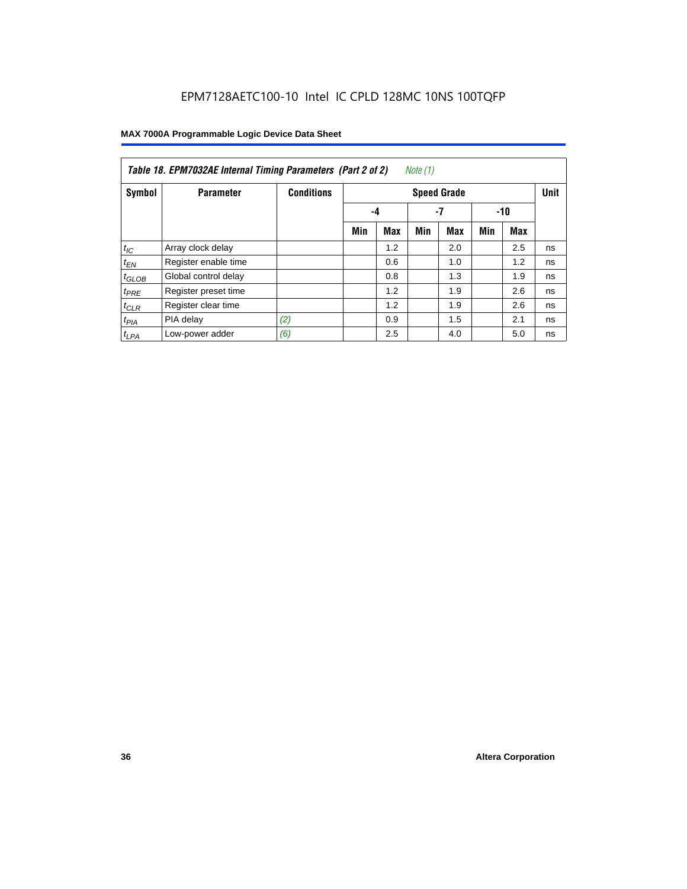**Table 18. EPM7032AE Internal Timing Parameters (Part 2 of 2)** *Note (1)*

| Symbol | Parameter | Conditions | Speed Grade | | | | | | Unit |
|---|---|---|---|---|---|---|---|---|---|
| | | | -4 | | -7 | | -10 | | |
| | | | Min | Max | Min | Max | Min | Max | |
| $t_{IC}$ | Array clock delay | | | 1.2 | | 2.0 | | 2.5 | ns |
| $t_{EN}$ | Register enable time | | | 0.6 | | 1.0 | | 1.2 | ns |
| $t_{GLOB}$ | Global control delay | | | 0.8 | | 1.3 | | 1.9 | ns |
| $t_{PRE}$ | Register preset time | | | 1.2 | | 1.9 | | 2.6 | ns |
| $t_{CLR}$ | Register clear time | | | 1.2 | | 1.9 | | 2.6 | ns |
| $t_{PIA}$ | PIA delay | *(2)* | | 0.9 | | 1.5 | | 2.1 | ns |
| $t_{LPA}$ | Low-power adder | *(6)* | | 2.5 | | 4.0 | | 5.0 | ns |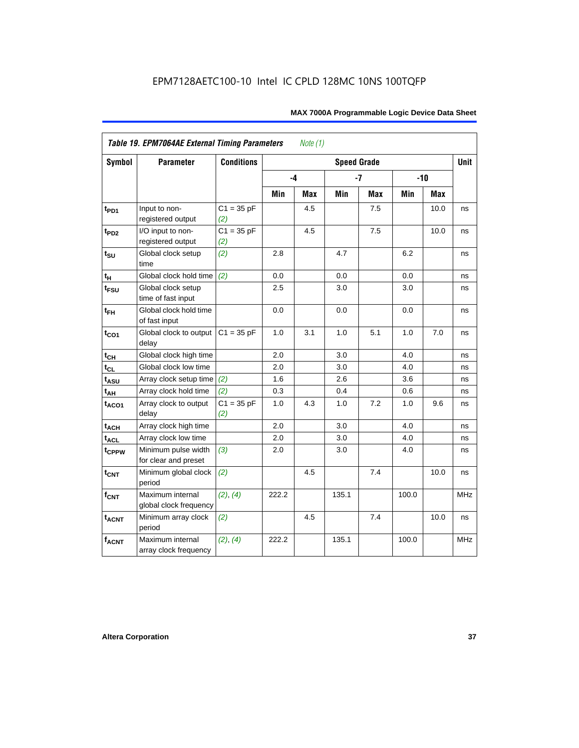| Table 19. EPM7064AE External Timing Parameters *Note (1)* | | | | | | | | | |
|---|---|---|---|---|---|---|---|---|---|
| **Symbol** | **Parameter** | **Conditions** | **Speed Grade** | | | | | | **Unit** |
| | | | **-4** | | **-7** | | **-10** | | |
| | | | **Min** | **Max** | **Min** | **Max** | **Min** | **Max** | |
| $t_{PD1}$ | Input to non-registered output | C1 = 35 pF *(2)* | | 4.5 | | 7.5 | | 10.0 | ns |
| $t_{PD2}$ | I/O input to non-registered output | C1 = 35 pF *(2)* | | 4.5 | | 7.5 | | 10.0 | ns |
| $t_{SU}$ | Global clock setup time | *(2)* | 2.8 | | 4.7 | | 6.2 | | ns |
| $t_H$ | Global clock hold time | *(2)* | 0.0 | | 0.0 | | 0.0 | | ns |
| $t_{FSU}$ | Global clock setup time of fast input | | 2.5 | | 3.0 | | 3.0 | | ns |
| $t_{FH}$ | Global clock hold time of fast input | | 0.0 | | 0.0 | | 0.0 | | ns |
| $t_{CO1}$ | Global clock to output delay | C1 = 35 pF | 1.0 | 3.1 | 1.0 | 5.1 | 1.0 | 7.0 | ns |
| $t_{CH}$ | Global clock high time | | 2.0 | | 3.0 | | 4.0 | | ns |
| $t_{CL}$ | Global clock low time | | 2.0 | | 3.0 | | 4.0 | | ns |
| $t_{ASU}$ | Array clock setup time | *(2)* | 1.6 | | 2.6 | | 3.6 | | ns |
| $t_{AH}$ | Array clock hold time | *(2)* | 0.3 | | 0.4 | | 0.6 | | ns |
| $t_{ACO1}$ | Array clock to output delay | C1 = 35 pF *(2)* | 1.0 | 4.3 | 1.0 | 7.2 | 1.0 | 9.6 | ns |
| $t_{ACH}$ | Array clock high time | | 2.0 | | 3.0 | | 4.0 | | ns |
| $t_{ACL}$ | Array clock low time | | 2.0 | | 3.0 | | 4.0 | | ns |
| $t_{CPPW}$ | Minimum pulse width for clear and preset | *(3)* | 2.0 | | 3.0 | | 4.0 | | ns |
| $t_{CNT}$ | Minimum global clock period | *(2)* | | 4.5 | | 7.4 | | 10.0 | ns |
| $f_{CNT}$ | Maximum internal global clock frequency | *(2)*, *(4)* | 222.2 | | 135.1 | | 100.0 | | MHz |
| $t_{ACNT}$ | Minimum array clock period | *(2)* | | 4.5 | | 7.4 | | 10.0 | ns |
| $f_{ACNT}$ | Maximum internal array clock frequency | *(2)*, *(4)* | 222.2 | | 135.1 | | 100.0 | | MHz |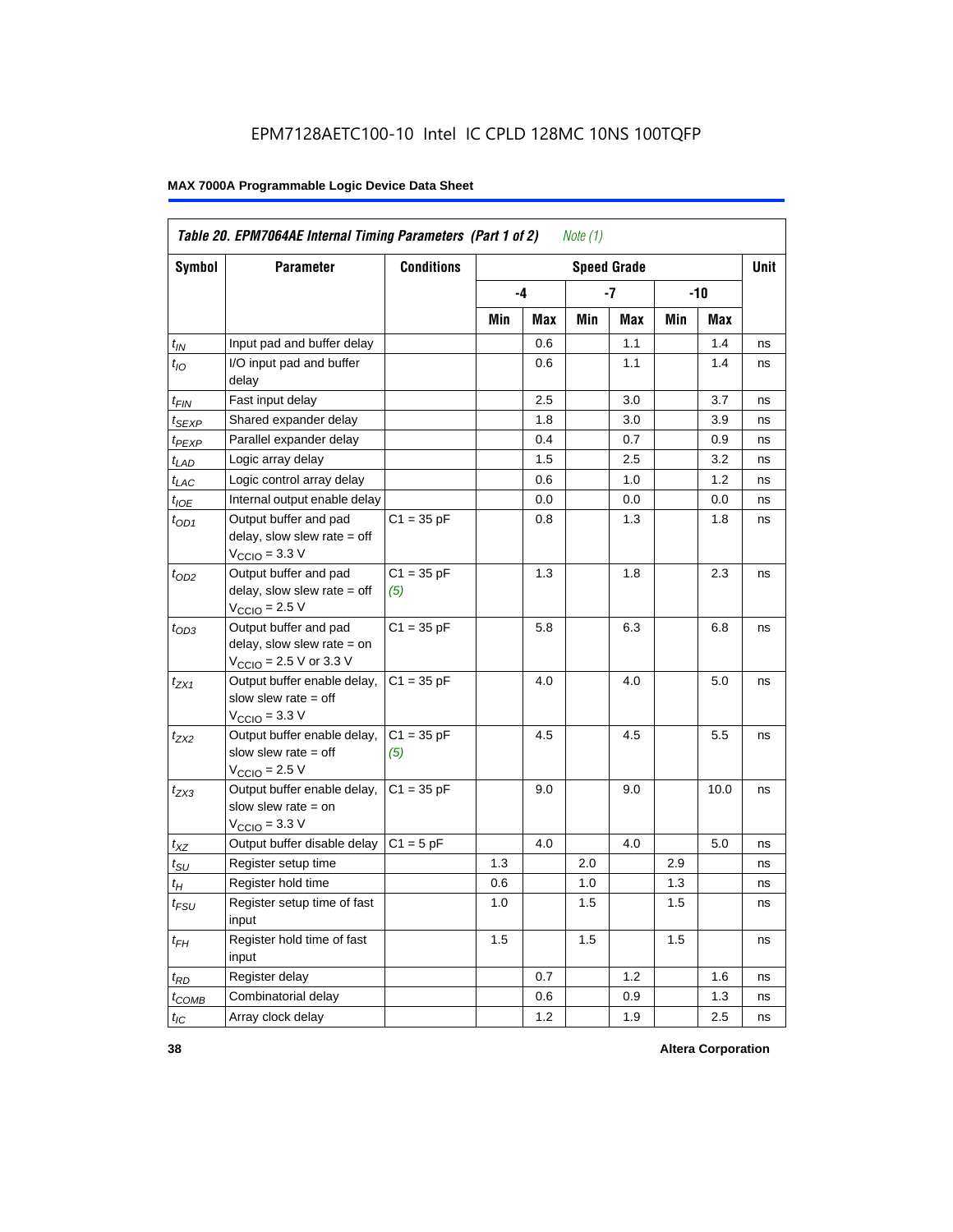EPM7128AETC100-10 Intel IC CPLD 128MC 10NS 100TQFP

**MAX 7000A Programmable Logic Device Data Sheet**

| *Table 20. EPM7064AE Internal Timing Parameters (Part 1 of 2) Note (1)* | | | | | | | | | |
|---|---|---|---|---|---|---|---|---|---|
| **Symbol** | **Parameter** | **Conditions** | **Speed Grade** | | | | | | **Unit** |
| | | | **-4** | | **-7** | | **-10** | | |
| | | | **Min** | **Max** | **Min** | **Max** | **Min** | **Max** | |
| $t_{IN}$ | Input pad and buffer delay | | | 0.6 | | 1.1 | | 1.4 | ns |
| $t_{IO}$ | I/O input pad and buffer delay | | | 0.6 | | 1.1 | | 1.4 | ns |
| $t_{FIN}$ | Fast input delay | | | 2.5 | | 3.0 | | 3.7 | ns |
| $t_{SEXP}$ | Shared expander delay | | | 1.8 | | 3.0 | | 3.9 | ns |
| $t_{PEXP}$ | Parallel expander delay | | | 0.4 | | 0.7 | | 0.9 | ns |
| $t_{LAD}$ | Logic array delay | | | 1.5 | | 2.5 | | 3.2 | ns |
| $t_{LAC}$ | Logic control array delay | | | 0.6 | | 1.0 | | 1.2 | ns |
| $t_{IOE}$ | Internal output enable delay | | | 0.0 | | 0.0 | | 0.0 | ns |
| $t_{OD1}$ | Output buffer and pad delay, slow slew rate = off $V_{CCIO}$ = 3.3 V | C1 = 35 pF | | 0.8 | | 1.3 | | 1.8 | ns |
| $t_{OD2}$ | Output buffer and pad delay, slow slew rate = off $V_{CCIO}$ = 2.5 V | C1 = 35 pF *(5)* | | 1.3 | | 1.8 | | 2.3 | ns |
| $t_{OD3}$ | Output buffer and pad delay, slow slew rate = on $V_{CCIO}$ = 2.5 V or 3.3 V | C1 = 35 pF | | 5.8 | | 6.3 | | 6.8 | ns |
| $t_{ZX1}$ | Output buffer enable delay, slow slew rate = off $V_{CCIO}$ = 3.3 V | C1 = 35 pF | | 4.0 | | 4.0 | | 5.0 | ns |
| $t_{ZX2}$ | Output buffer enable delay, slow slew rate = off $V_{CCIO}$ = 2.5 V | C1 = 35 pF *(5)* | | 4.5 | | 4.5 | | 5.5 | ns |
| $t_{ZX3}$ | Output buffer enable delay, slow slew rate = on $V_{CCIO}$ = 3.3 V | C1 = 35 pF | | 9.0 | | 9.0 | | 10.0 | ns |
| $t_{XZ}$ | Output buffer disable delay | C1 = 5 pF | | 4.0 | | 4.0 | | 5.0 | ns |
| $t_{SU}$ | Register setup time | | 1.3 | | 2.0 | | 2.9 | | ns |
| $t_{H}$ | Register hold time | | 0.6 | | 1.0 | | 1.3 | | ns |
| $t_{FSU}$ | Register setup time of fast input | | 1.0 | | 1.5 | | 1.5 | | ns |
| $t_{FH}$ | Register hold time of fast input | | 1.5 | | 1.5 | | 1.5 | | ns |
| $t_{RD}$ | Register delay | | | 0.7 | | 1.2 | | 1.6 | ns |
| $t_{COMB}$ | Combinatorial delay | | | 0.6 | | 0.9 | | 1.3 | ns |
| $t_{IC}$ | Array clock delay | | | 1.2 | | 1.9 | | 2.5 | ns |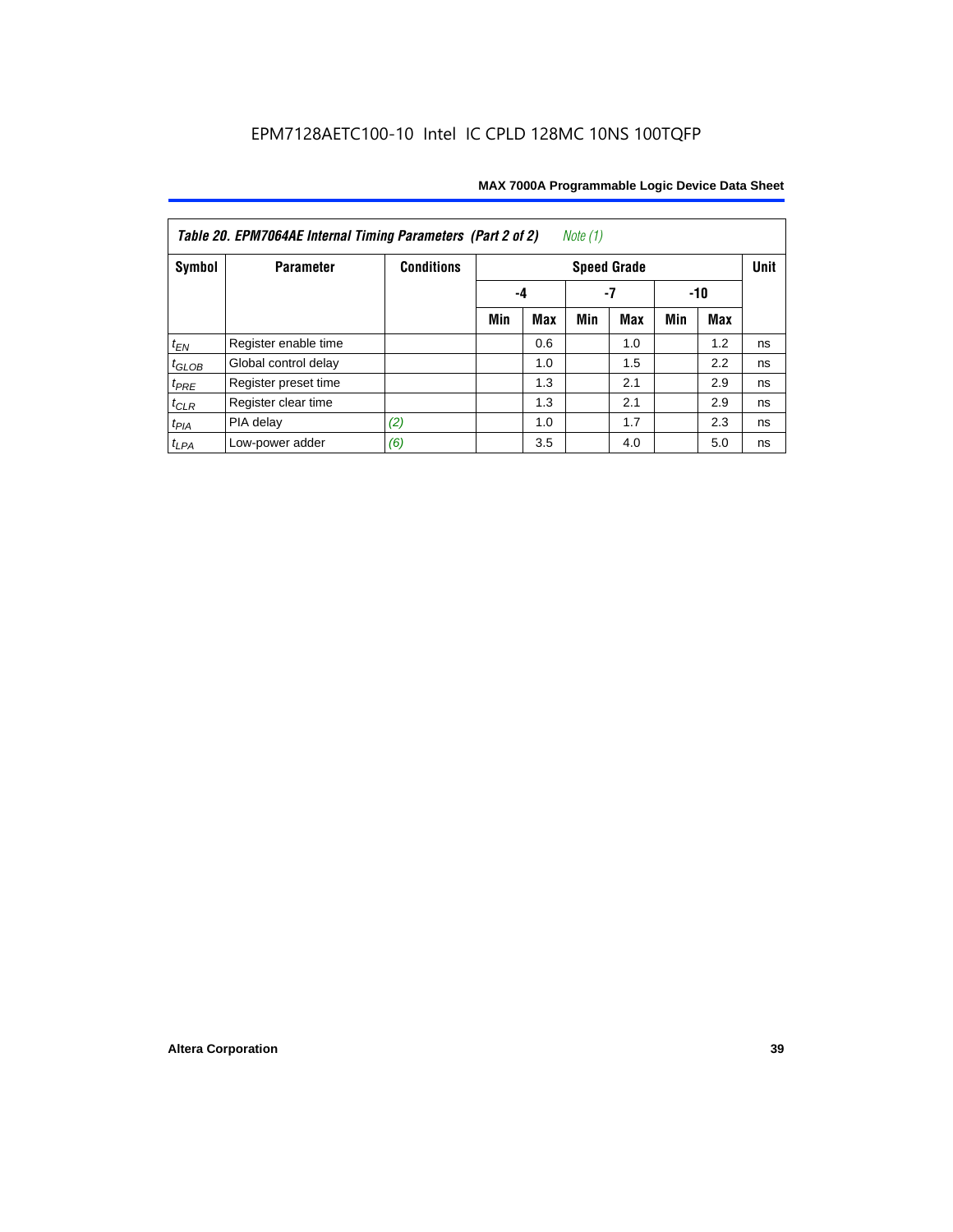**Table 20. EPM7064AE Internal Timing Parameters (Part 2 of 2)** *Note (1)*

| Symbol | Parameter | Conditions | Speed Grade | | | | | | Unit |
|---|---|---|---|---|---|---|---|---|---|
| | | | -4 | | -7 | | -10 | | |
| | | | Min | Max | Min | Max | Min | Max | |
| $t_{EN}$ | Register enable time | | | 0.6 | | 1.0 | | 1.2 | ns |
| $t_{GLOB}$ | Global control delay | | | 1.0 | | 1.5 | | 2.2 | ns |
| $t_{PRE}$ | Register preset time | | | 1.3 | | 2.1 | | 2.9 | ns |
| $t_{CLR}$ | Register clear time | | | 1.3 | | 2.1 | | 2.9 | ns |
| $t_{PIA}$ | PIA delay | *(2)* | | 1.0 | | 1.7 | | 2.3 | ns |
| $t_{LPA}$ | Low-power adder | *(6)* | | 3.5 | | 4.0 | | 5.0 | ns |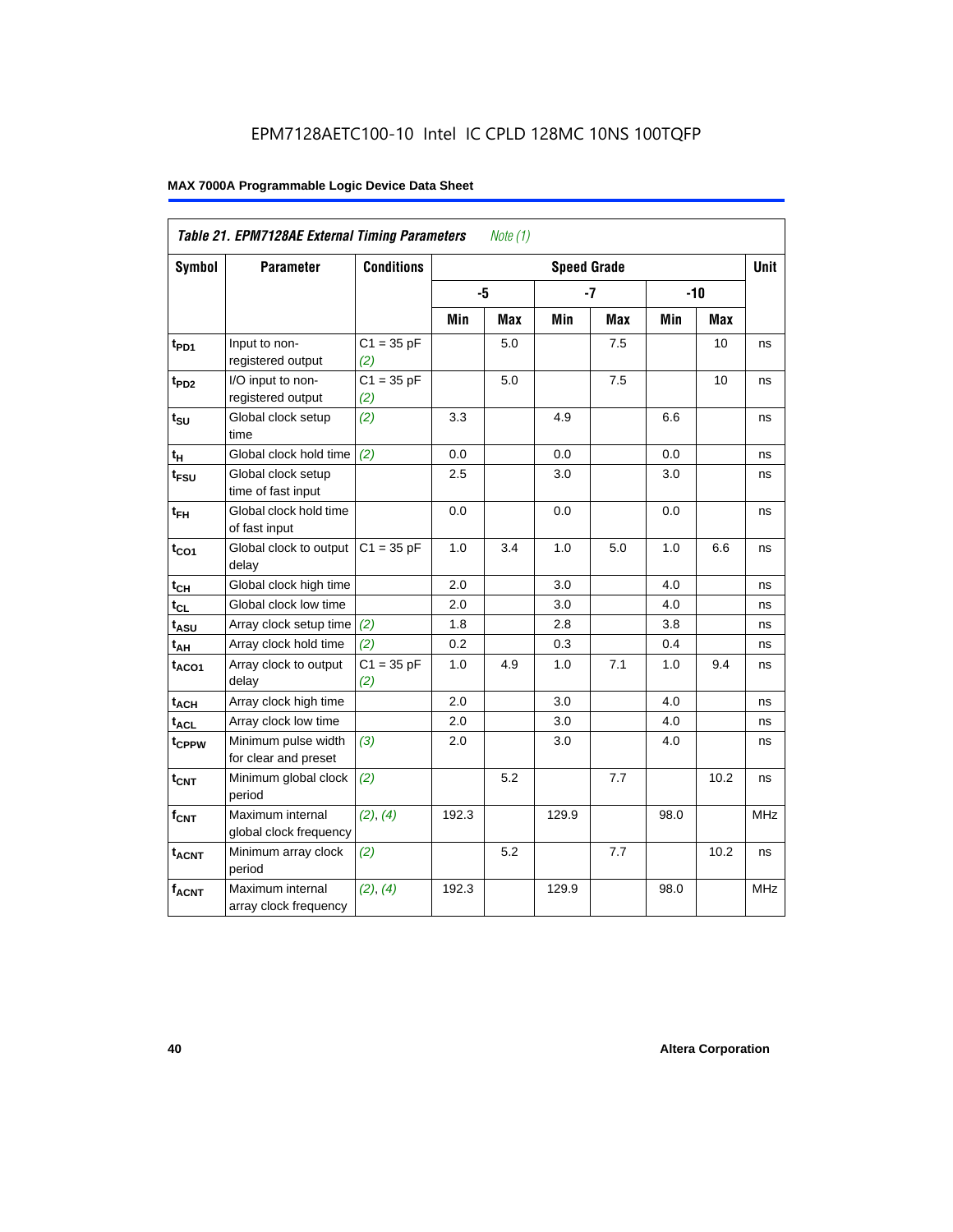EPM7128AETC100-10 Intel IC CPLD 128MC 10NS 100TQFP

| Table 21. EPM7128AE External Timing Parameters *Note (1)* | | | | | | | | | |
|---|---|---|---|---|---|---|---|---|---|
| Symbol | Parameter | Conditions | Speed Grade | | | | | | Unit |
| | | | -5 | | -7 | | -10 | | |
| | | | Min | Max | Min | Max | Min | Max | |
| $t_{PD1}$ | Input to non-registered output | C1 = 35 pF *(2)* | | 5.0 | | 7.5 | | 10 | ns |
| $t_{PD2}$ | I/O input to non-registered output | C1 = 35 pF *(2)* | | 5.0 | | 7.5 | | 10 | ns |
| $t_{SU}$ | Global clock setup time | *(2)* | 3.3 | | 4.9 | | 6.6 | | ns |
| $t_{H}$ | Global clock hold time | *(2)* | 0.0 | | 0.0 | | 0.0 | | ns |
| $t_{FSU}$ | Global clock setup time of fast input | | 2.5 | | 3.0 | | 3.0 | | ns |
| $t_{FH}$ | Global clock hold time of fast input | | 0.0 | | 0.0 | | 0.0 | | ns |
| $t_{CO1}$ | Global clock to output delay | C1 = 35 pF | 1.0 | 3.4 | 1.0 | 5.0 | 1.0 | 6.6 | ns |
| $t_{CH}$ | Global clock high time | | 2.0 | | 3.0 | | 4.0 | | ns |
| $t_{CL}$ | Global clock low time | | 2.0 | | 3.0 | | 4.0 | | ns |
| $t_{ASU}$ | Array clock setup time | *(2)* | 1.8 | | 2.8 | | 3.8 | | ns |
| $t_{AH}$ | Array clock hold time | *(2)* | 0.2 | | 0.3 | | 0.4 | | ns |
| $t_{ACO1}$ | Array clock to output delay | C1 = 35 pF *(2)* | 1.0 | 4.9 | 1.0 | 7.1 | 1.0 | 9.4 | ns |
| $t_{ACH}$ | Array clock high time | | 2.0 | | 3.0 | | 4.0 | | ns |
| $t_{ACL}$ | Array clock low time | | 2.0 | | 3.0 | | 4.0 | | ns |
| $t_{CPPW}$ | Minimum pulse width for clear and preset | *(3)* | 2.0 | | 3.0 | | 4.0 | | ns |
| $t_{CNT}$ | Minimum global clock period | *(2)* | | 5.2 | | 7.7 | | 10.2 | ns |
| $f_{CNT}$ | Maximum internal global clock frequency | *(2)*, *(4)* | 192.3 | | 129.9 | | 98.0 | | MHz |
| $t_{ACNT}$ | Minimum array clock period | *(2)* | | 5.2 | | 7.7 | | 10.2 | ns |
| $f_{ACNT}$ | Maximum internal array clock frequency | *(2)*, *(4)* | 192.3 | | 129.9 | | 98.0 | | MHz |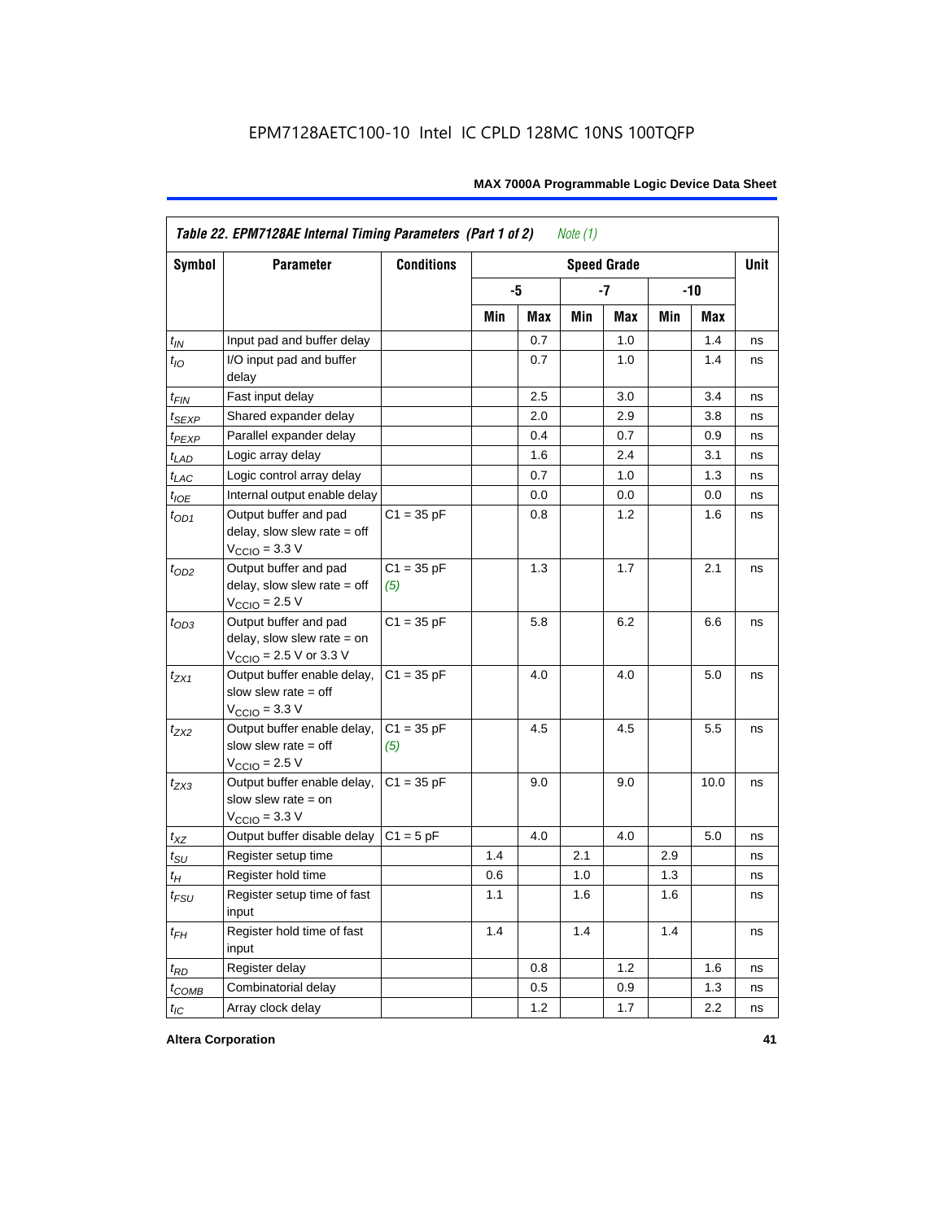EPM7128AETC100-10 Intel IC CPLD 128MC 10NS 100TQFP

**Table 22. EPM7128AE Internal Timing Parameters (Part 1 of 2)** *Note (1)*

| Symbol | Parameter | Conditions | Speed Grade | | | | | | Unit |
|---|---|---|---|---|---|---|---|---|---|
| | | | -5 | | -7 | | -10 | | |
| | | | Min | Max | Min | Max | Min | Max | |
| $t_{IN}$ | Input pad and buffer delay | | | 0.7 | | 1.0 | | 1.4 | ns |
| $t_{IO}$ | I/O input pad and buffer delay | | | 0.7 | | 1.0 | | 1.4 | ns |
| $t_{FIN}$ | Fast input delay | | | 2.5 | | 3.0 | | 3.4 | ns |
| $t_{SEXP}$ | Shared expander delay | | | 2.0 | | 2.9 | | 3.8 | ns |
| $t_{PEXP}$ | Parallel expander delay | | | 0.4 | | 0.7 | | 0.9 | ns |
| $t_{LAD}$ | Logic array delay | | | 1.6 | | 2.4 | | 3.1 | ns |
| $t_{LAC}$ | Logic control array delay | | | 0.7 | | 1.0 | | 1.3 | ns |
| $t_{IOE}$ | Internal output enable delay | | | 0.0 | | 0.0 | | 0.0 | ns |
| $t_{OD1}$ | Output buffer and pad delay, slow slew rate = off $V_{CCIO}$ = 3.3 V | C1 = 35 pF | | 0.8 | | 1.2 | | 1.6 | ns |
| $t_{OD2}$ | Output buffer and pad delay, slow slew rate = off $V_{CCIO}$ = 2.5 V | C1 = 35 pF *(5)* | | 1.3 | | 1.7 | | 2.1 | ns |
| $t_{OD3}$ | Output buffer and pad delay, slow slew rate = on $V_{CCIO}$ = 2.5 V or 3.3 V | C1 = 35 pF | | 5.8 | | 6.2 | | 6.6 | ns |
| $t_{ZX1}$ | Output buffer enable delay, slow slew rate = off $V_{CCIO}$ = 3.3 V | C1 = 35 pF | | 4.0 | | 4.0 | | 5.0 | ns |
| $t_{ZX2}$ | Output buffer enable delay, slow slew rate = off $V_{CCIO}$ = 2.5 V | C1 = 35 pF *(5)* | | 4.5 | | 4.5 | | 5.5 | ns |
| $t_{ZX3}$ | Output buffer enable delay, slow slew rate = on $V_{CCIO}$ = 3.3 V | C1 = 35 pF | | 9.0 | | 9.0 | | 10.0 | ns |
| $t_{XZ}$ | Output buffer disable delay | C1 = 5 pF | | 4.0 | | 4.0 | | 5.0 | ns |
| $t_{SU}$ | Register setup time | | 1.4 | | 2.1 | | 2.9 | | ns |
| $t_{H}$ | Register hold time | | 0.6 | | 1.0 | | 1.3 | | ns |
| $t_{FSU}$ | Register setup time of fast input | | 1.1 | | 1.6 | | 1.6 | | ns |
| $t_{FH}$ | Register hold time of fast input | | 1.4 | | 1.4 | | 1.4 | | ns |
| $t_{RD}$ | Register delay | | | 0.8 | | 1.2 | | 1.6 | ns |
| $t_{COMB}$ | Combinatorial delay | | | 0.5 | | 0.9 | | 1.3 | ns |
| $t_{IC}$ | Array clock delay | | | 1.2 | | 1.7 | | 2.2 | ns |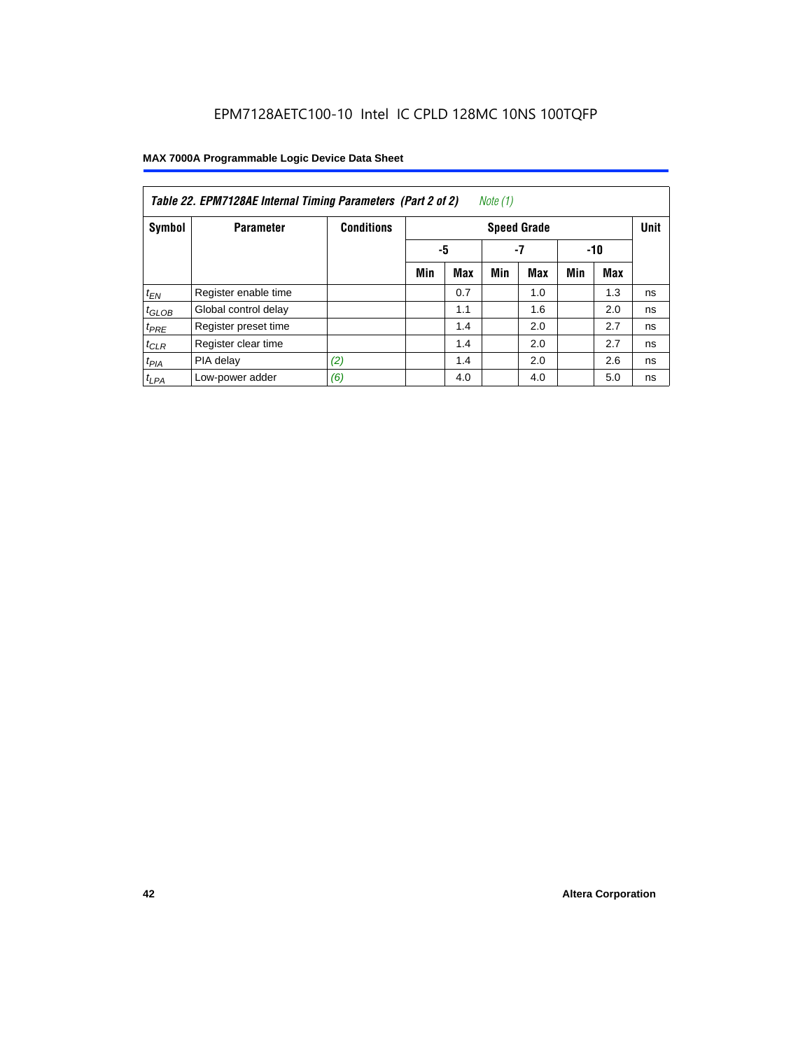EPM7128AETC100-10 Intel IC CPLD 128MC 10NS 100TQFP

| Table 22. EPM7128AE Internal Timing Parameters (Part 2 of 2) *Note (1)* | | | | | | | | | |
|---|---|---|---|---|---|---|---|---|---|
| Symbol | Parameter | Conditions | Speed Grade | | | | | | Unit |
| | | | -5 | | -7 | | -10 | | |
| | | | Min | Max | Min | Max | Min | Max | |
| $t_{EN}$ | Register enable time | | | 0.7 | | 1.0 | | 1.3 | ns |
| $t_{GLOB}$ | Global control delay | | | 1.1 | | 1.6 | | 2.0 | ns |
| $t_{PRE}$ | Register preset time | | | 1.4 | | 2.0 | | 2.7 | ns |
| $t_{CLR}$ | Register clear time | | | 1.4 | | 2.0 | | 2.7 | ns |
| $t_{PIA}$ | PIA delay | *(2)* | | 1.4 | | 2.0 | | 2.6 | ns |
| $t_{LPA}$ | Low-power adder | *(6)* | | 4.0 | | 4.0 | | 5.0 | ns |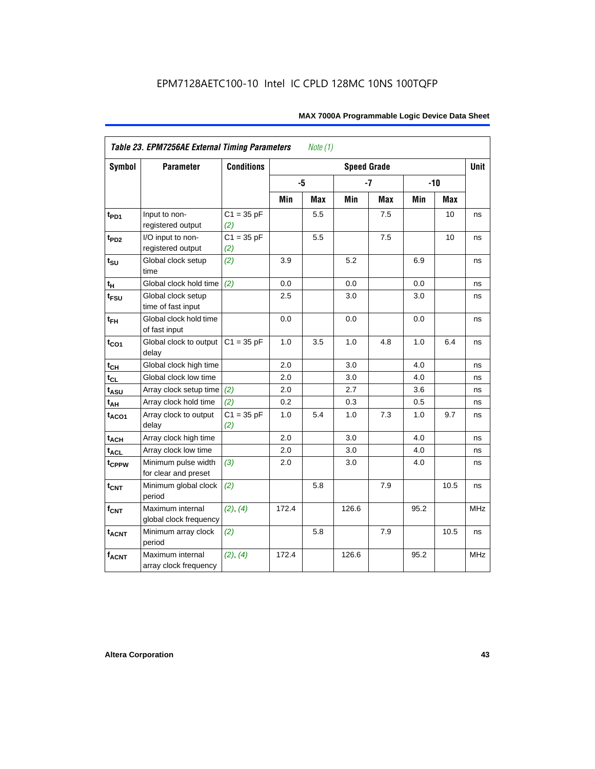EPM7128AETC100-10 Intel IC CPLD 128MC 10NS 100TQFP

**Table 23. EPM7256AE External Timing Parameters** *Note (1)*

| Symbol | Parameter | Conditions | Speed Grade | | | | | | Unit |
|---|---|---|---|---|---|---|---|---|---|
| | | | -5 | | -7 | | -10 | | |
| | | | Min | Max | Min | Max | Min | Max | |
| $t_{PD1}$ | Input to non-registered output | C1 = 35 pF *(2)* | | 5.5 | | 7.5 | | 10 | ns |
| $t_{PD2}$ | I/O input to non-registered output | C1 = 35 pF *(2)* | | 5.5 | | 7.5 | | 10 | ns |
| $t_{SU}$ | Global clock setup time | *(2)* | 3.9 | | 5.2 | | 6.9 | | ns |
| $t_H$ | Global clock hold time | *(2)* | 0.0 | | 0.0 | | 0.0 | | ns |
| $t_{FSU}$ | Global clock setup time of fast input | | 2.5 | | 3.0 | | 3.0 | | ns |
| $t_{FH}$ | Global clock hold time of fast input | | 0.0 | | 0.0 | | 0.0 | | ns |
| $t_{CO1}$ | Global clock to output delay | C1 = 35 pF | 1.0 | 3.5 | 1.0 | 4.8 | 1.0 | 6.4 | ns |
| $t_{CH}$ | Global clock high time | | 2.0 | | 3.0 | | 4.0 | | ns |
| $t_{CL}$ | Global clock low time | | 2.0 | | 3.0 | | 4.0 | | ns |
| $t_{ASU}$ | Array clock setup time | *(2)* | 2.0 | | 2.7 | | 3.6 | | ns |
| $t_{AH}$ | Array clock hold time | *(2)* | 0.2 | | 0.3 | | 0.5 | | ns |
| $t_{ACO1}$ | Array clock to output delay | C1 = 35 pF *(2)* | 1.0 | 5.4 | 1.0 | 7.3 | 1.0 | 9.7 | ns |
| $t_{ACH}$ | Array clock high time | | 2.0 | | 3.0 | | 4.0 | | ns |
| $t_{ACL}$ | Array clock low time | | 2.0 | | 3.0 | | 4.0 | | ns |
| $t_{CPPW}$ | Minimum pulse width for clear and preset | *(3)* | 2.0 | | 3.0 | | 4.0 | | ns |
| $t_{CNT}$ | Minimum global clock period | *(2)* | | 5.8 | | 7.9 | | 10.5 | ns |
| $f_{CNT}$ | Maximum internal global clock frequency | *(2)*, *(4)* | 172.4 | | 126.6 | | 95.2 | | MHz |
| $t_{ACNT}$ | Minimum array clock period | *(2)* | | 5.8 | | 7.9 | | 10.5 | ns |
| $f_{ACNT}$ | Maximum internal array clock frequency | *(2)*, *(4)* | 172.4 | | 126.6 | | 95.2 | | MHz |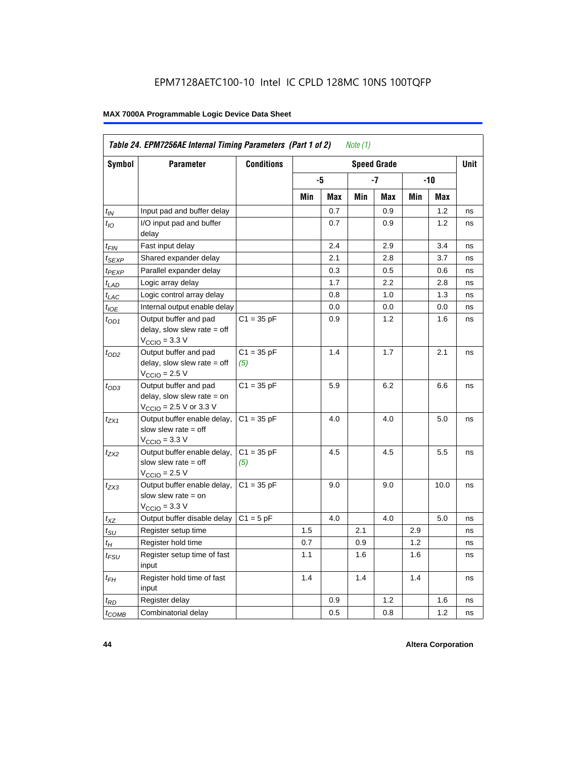EPM7128AETC100-10 Intel IC CPLD 128MC 10NS 100TQFP

**MAX 7000A Programmable Logic Device Data Sheet**

| *Table 24. EPM7256AE Internal Timing Parameters (Part 1 of 2) Note (1)* | | | | | | | | | |
|---|---|---|---|---|---|---|---|---|---|
| **Symbol** | **Parameter** | **Conditions** | **Speed Grade** | | | | | | **Unit** |
| | | | **-5** | | **-7** | | **-10** | | |
| | | | **Min** | **Max** | **Min** | **Max** | **Min** | **Max** | |
| $t_{IN}$ | Input pad and buffer delay | | | 0.7 | | 0.9 | | 1.2 | ns |
| $t_{IO}$ | I/O input pad and buffer delay | | | 0.7 | | 0.9 | | 1.2 | ns |
| $t_{FIN}$ | Fast input delay | | | 2.4 | | 2.9 | | 3.4 | ns |
| $t_{SEXP}$ | Shared expander delay | | | 2.1 | | 2.8 | | 3.7 | ns |
| $t_{PEXP}$ | Parallel expander delay | | | 0.3 | | 0.5 | | 0.6 | ns |
| $t_{LAD}$ | Logic array delay | | | 1.7 | | 2.2 | | 2.8 | ns |
| $t_{LAC}$ | Logic control array delay | | | 0.8 | | 1.0 | | 1.3 | ns |
| $t_{IOE}$ | Internal output enable delay | | | 0.0 | | 0.0 | | 0.0 | ns |
| $t_{OD1}$ | Output buffer and pad delay, slow slew rate = off $V_{CCIO}$ = 3.3 V | C1 = 35 pF | | 0.9 | | 1.2 | | 1.6 | ns |
| $t_{OD2}$ | Output buffer and pad delay, slow slew rate = off $V_{CCIO}$ = 2.5 V | C1 = 35 pF *(5)* | | 1.4 | | 1.7 | | 2.1 | ns |
| $t_{OD3}$ | Output buffer and pad delay, slow slew rate = on $V_{CCIO}$ = 2.5 V or 3.3 V | C1 = 35 pF | | 5.9 | | 6.2 | | 6.6 | ns |
| $t_{ZX1}$ | Output buffer enable delay, slow slew rate = off $V_{CCIO}$ = 3.3 V | C1 = 35 pF | | 4.0 | | 4.0 | | 5.0 | ns |
| $t_{ZX2}$ | Output buffer enable delay, slow slew rate = off $V_{CCIO}$ = 2.5 V | C1 = 35 pF *(5)* | | 4.5 | | 4.5 | | 5.5 | ns |
| $t_{ZX3}$ | Output buffer enable delay, slow slew rate = on $V_{CCIO}$ = 3.3 V | C1 = 35 pF | | 9.0 | | 9.0 | | 10.0 | ns |
| $t_{XZ}$ | Output buffer disable delay | C1 = 5 pF | | 4.0 | | 4.0 | | 5.0 | ns |
| $t_{SU}$ | Register setup time | | 1.5 | | 2.1 | | 2.9 | | ns |
| $t_{H}$ | Register hold time | | 0.7 | | 0.9 | | 1.2 | | ns |
| $t_{FSU}$ | Register setup time of fast input | | 1.1 | | 1.6 | | 1.6 | | ns |
| $t_{FH}$ | Register hold time of fast input | | 1.4 | | 1.4 | | 1.4 | | ns |
| $t_{RD}$ | Register delay | | | 0.9 | | 1.2 | | 1.6 | ns |
| $t_{COMB}$ | Combinatorial delay | | | 0.5 | | 0.8 | | 1.2 | ns |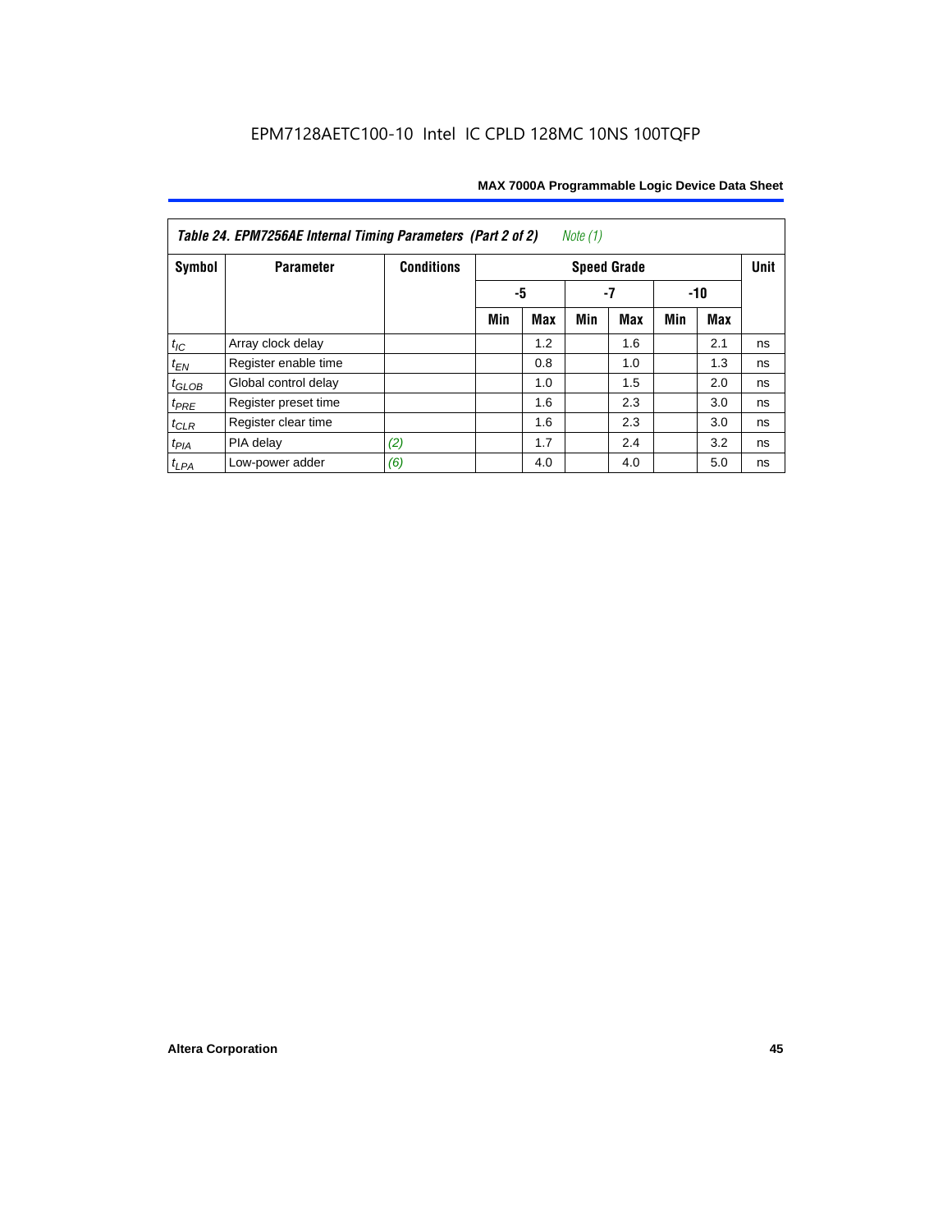*Table 24. EPM7256AE Internal Timing Parameters (Part 2 of 2)* *Note (1)*

| Symbol | Parameter | Conditions | Speed Grade | | | | | | Unit |
|---|---|---|---|---|---|---|---|---|---|
| | | | -5 | | -7 | | -10 | | |
| | | | Min | Max | Min | Max | Min | Max | |
| $t_{IC}$ | Array clock delay | | | 1.2 | | 1.6 | | 2.1 | ns |
| $t_{EN}$ | Register enable time | | | 0.8 | | 1.0 | | 1.3 | ns |
| $t_{GLOB}$ | Global control delay | | | 1.0 | | 1.5 | | 2.0 | ns |
| $t_{PRE}$ | Register preset time | | | 1.6 | | 2.3 | | 3.0 | ns |
| $t_{CLR}$ | Register clear time | | | 1.6 | | 2.3 | | 3.0 | ns |
| $t_{PIA}$ | PIA delay | *(2)* | | 1.7 | | 2.4 | | 3.2 | ns |
| $t_{LPA}$ | Low-power adder | *(6)* | | 4.0 | | 4.0 | | 5.0 | ns |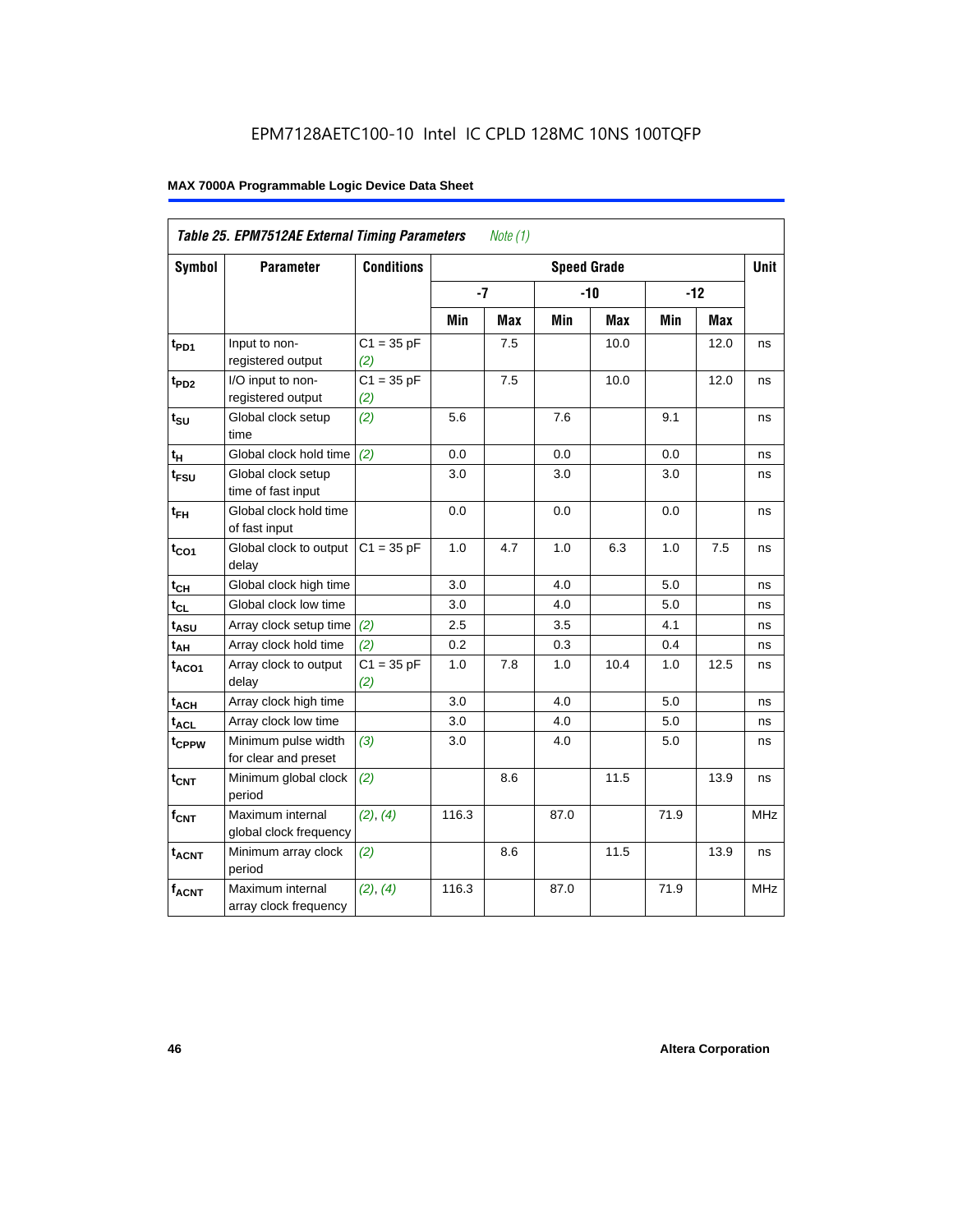EPM7128AETC100-10 Intel IC CPLD 128MC 10NS 100TQFP

**MAX 7000A Programmable Logic Device Data Sheet**

| *Table 25. EPM7512AE External Timing Parameters* *Note (1)* | | | | | | | | | |
|---|---|---|---|---|---|---|---|---|---|
| **Symbol** | **Parameter** | **Conditions** | **Speed Grade** | | | | | | **Unit** |
| | | | **-7** | | **-10** | | **-12** | | |
| | | | **Min** | **Max** | **Min** | **Max** | **Min** | **Max** | |
| $t_{PD1}$ | Input to non-registered output | C1 = 35 pF *(2)* | | 7.5 | | 10.0 | | 12.0 | ns |
| $t_{PD2}$ | I/O input to non-registered output | C1 = 35 pF *(2)* | | 7.5 | | 10.0 | | 12.0 | ns |
| $t_{SU}$ | Global clock setup time | *(2)* | 5.6 | | 7.6 | | 9.1 | | ns |
| $t_H$ | Global clock hold time | *(2)* | 0.0 | | 0.0 | | 0.0 | | ns |
| $t_{FSU}$ | Global clock setup time of fast input | | 3.0 | | 3.0 | | 3.0 | | ns |
| $t_{FH}$ | Global clock hold time of fast input | | 0.0 | | 0.0 | | 0.0 | | ns |
| $t_{CO1}$ | Global clock to output delay | C1 = 35 pF | 1.0 | 4.7 | 1.0 | 6.3 | 1.0 | 7.5 | ns |
| $t_{CH}$ | Global clock high time | | 3.0 | | 4.0 | | 5.0 | | ns |
| $t_{CL}$ | Global clock low time | | 3.0 | | 4.0 | | 5.0 | | ns |
| $t_{ASU}$ | Array clock setup time | *(2)* | 2.5 | | 3.5 | | 4.1 | | ns |
| $t_{AH}$ | Array clock hold time | *(2)* | 0.2 | | 0.3 | | 0.4 | | ns |
| $t_{ACO1}$ | Array clock to output delay | C1 = 35 pF *(2)* | 1.0 | 7.8 | 1.0 | 10.4 | 1.0 | 12.5 | ns |
| $t_{ACH}$ | Array clock high time | | 3.0 | | 4.0 | | 5.0 | | ns |
| $t_{ACL}$ | Array clock low time | | 3.0 | | 4.0 | | 5.0 | | ns |
| $t_{CPPW}$ | Minimum pulse width for clear and preset | *(3)* | 3.0 | | 4.0 | | 5.0 | | ns |
| $t_{CNT}$ | Minimum global clock period | *(2)* | | 8.6 | | 11.5 | | 13.9 | ns |
| $f_{CNT}$ | Maximum internal global clock frequency | *(2)*, *(4)* | 116.3 | | 87.0 | | 71.9 | | MHz |
| $t_{ACNT}$ | Minimum array clock period | *(2)* | | 8.6 | | 11.5 | | 13.9 | ns |
| $f_{ACNT}$ | Maximum internal array clock frequency | *(2)*, *(4)* | 116.3 | | 87.0 | | 71.9 | | MHz |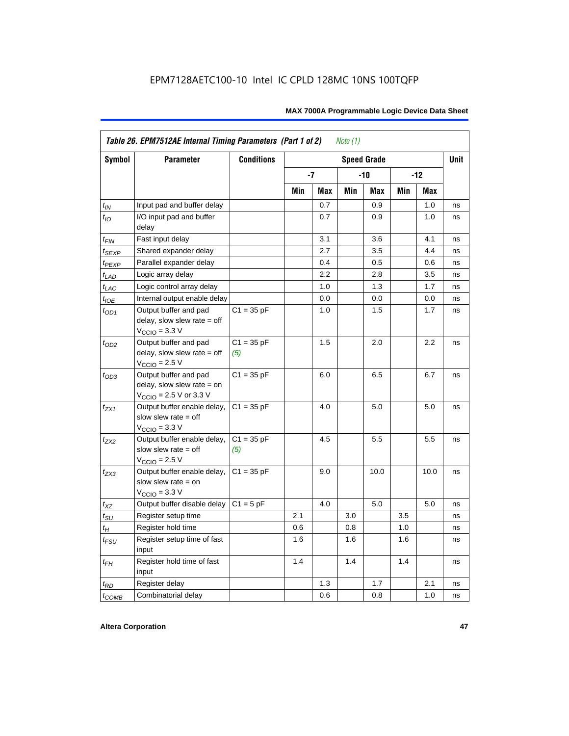**Table 26. EPM7512AE Internal Timing Parameters (Part 1 of 2)** *Note (1)*

| Symbol | Parameter | Conditions | Speed Grade | | | | | | Unit |
|---|---|---|---|---|---|---|---|---|---|
| | | | -7 | | -10 | | -12 | | |
| | | | Min | Max | Min | Max | Min | Max | |
| $t_{IN}$ | Input pad and buffer delay | | | 0.7 | | 0.9 | | 1.0 | ns |
| $t_{IO}$ | I/O input pad and buffer delay | | | 0.7 | | 0.9 | | 1.0 | ns |
| $t_{FIN}$ | Fast input delay | | | 3.1 | | 3.6 | | 4.1 | ns |
| $t_{SEXP}$ | Shared expander delay | | | 2.7 | | 3.5 | | 4.4 | ns |
| $t_{PEXP}$ | Parallel expander delay | | | 0.4 | | 0.5 | | 0.6 | ns |
| $t_{LAD}$ | Logic array delay | | | 2.2 | | 2.8 | | 3.5 | ns |
| $t_{LAC}$ | Logic control array delay | | | 1.0 | | 1.3 | | 1.7 | ns |
| $t_{IOE}$ | Internal output enable delay | | | 0.0 | | 0.0 | | 0.0 | ns |
| $t_{OD1}$ | Output buffer and pad delay, slow slew rate = off $V_{CCIO}$ = 3.3 V | C1 = 35 pF | | 1.0 | | 1.5 | | 1.7 | ns |
| $t_{OD2}$ | Output buffer and pad delay, slow slew rate = off $V_{CCIO}$ = 2.5 V | C1 = 35 pF *(5)* | | 1.5 | | 2.0 | | 2.2 | ns |
| $t_{OD3}$ | Output buffer and pad delay, slow slew rate = on $V_{CCIO}$ = 2.5 V or 3.3 V | C1 = 35 pF | | 6.0 | | 6.5 | | 6.7 | ns |
| $t_{ZX1}$ | Output buffer enable delay, slow slew rate = off $V_{CCIO}$ = 3.3 V | C1 = 35 pF | | 4.0 | | 5.0 | | 5.0 | ns |
| $t_{ZX2}$ | Output buffer enable delay, slow slew rate = off $V_{CCIO}$ = 2.5 V | C1 = 35 pF *(5)* | | 4.5 | | 5.5 | | 5.5 | ns |
| $t_{ZX3}$ | Output buffer enable delay, slow slew rate = on $V_{CCIO}$ = 3.3 V | C1 = 35 pF | | 9.0 | | 10.0 | | 10.0 | ns |
| $t_{XZ}$ | Output buffer disable delay | C1 = 5 pF | | 4.0 | | 5.0 | | 5.0 | ns |
| $t_{SU}$ | Register setup time | | 2.1 | | 3.0 | | 3.5 | | ns |
| $t_{H}$ | Register hold time | | 0.6 | | 0.8 | | 1.0 | | ns |
| $t_{FSU}$ | Register setup time of fast input | | 1.6 | | 1.6 | | 1.6 | | ns |
| $t_{FH}$ | Register hold time of fast input | | 1.4 | | 1.4 | | 1.4 | | ns |
| $t_{RD}$ | Register delay | | | 1.3 | | 1.7 | | 2.1 | ns |
| $t_{COMB}$ | Combinatorial delay | | | 0.6 | | 0.8 | | 1.0 | ns |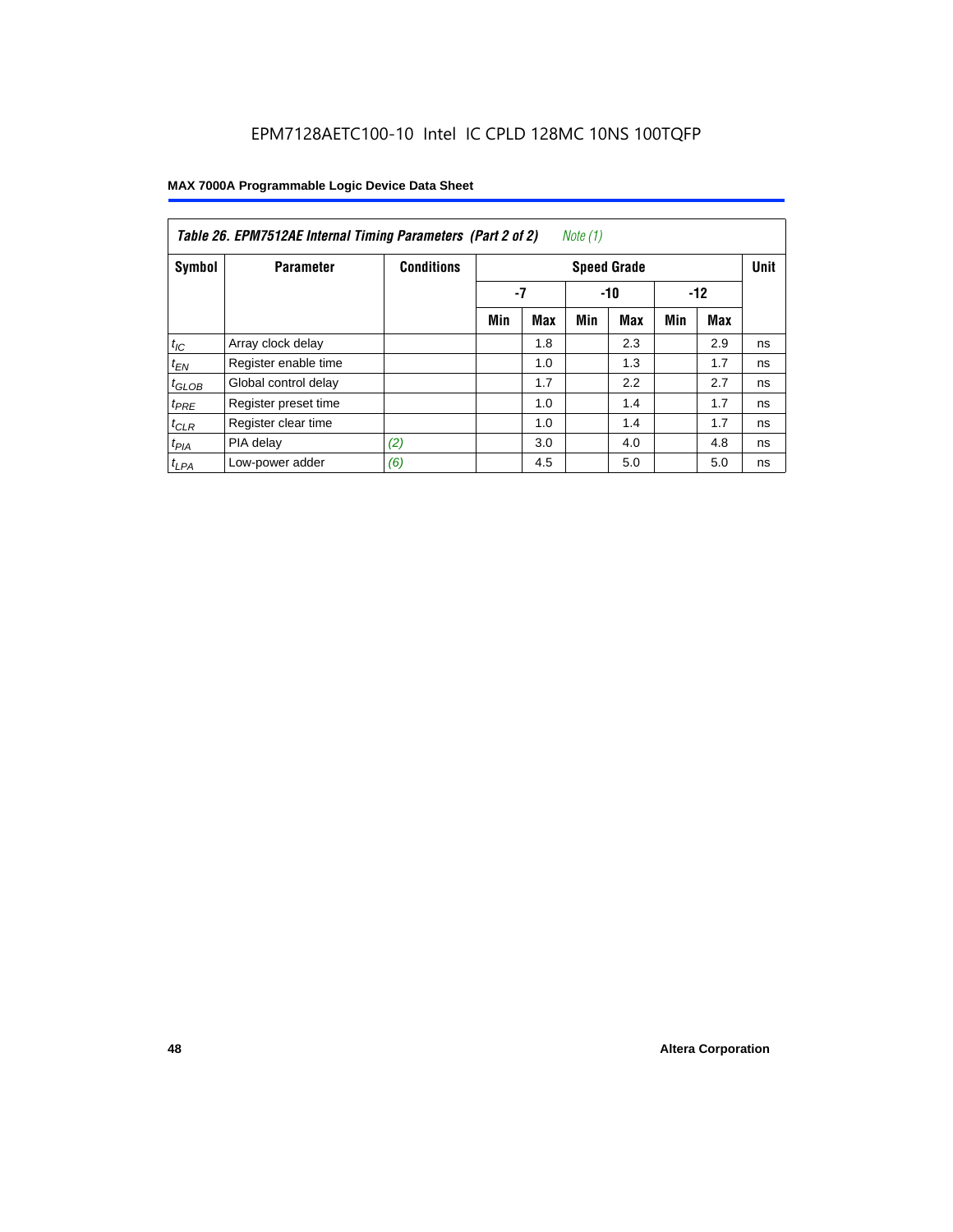EPM7128AETC100-10 Intel IC CPLD 128MC 10NS 100TQFP

**Table 26. EPM7512AE Internal Timing Parameters (Part 2 of 2)** *Note (1)*

| Symbol | Parameter | Conditions | Speed Grade | | | | | | Unit |
|---|---|---|---|---|---|---|---|---|---|
| | | | -7 | | -10 | | -12 | | |
| | | | Min | Max | Min | Max | Min | Max | |
| $t_{IC}$ | Array clock delay | | | 1.8 | | 2.3 | | 2.9 | ns |
| $t_{EN}$ | Register enable time | | | 1.0 | | 1.3 | | 1.7 | ns |
| $t_{GLOB}$ | Global control delay | | | 1.7 | | 2.2 | | 2.7 | ns |
| $t_{PRE}$ | Register preset time | | | 1.0 | | 1.4 | | 1.7 | ns |
| $t_{CLR}$ | Register clear time | | | 1.0 | | 1.4 | | 1.7 | ns |
| $t_{PIA}$ | PIA delay | *(2)* | | 3.0 | | 4.0 | | 4.8 | ns |
| $t_{LPA}$ | Low-power adder | *(6)* | | 4.5 | | 5.0 | | 5.0 | ns |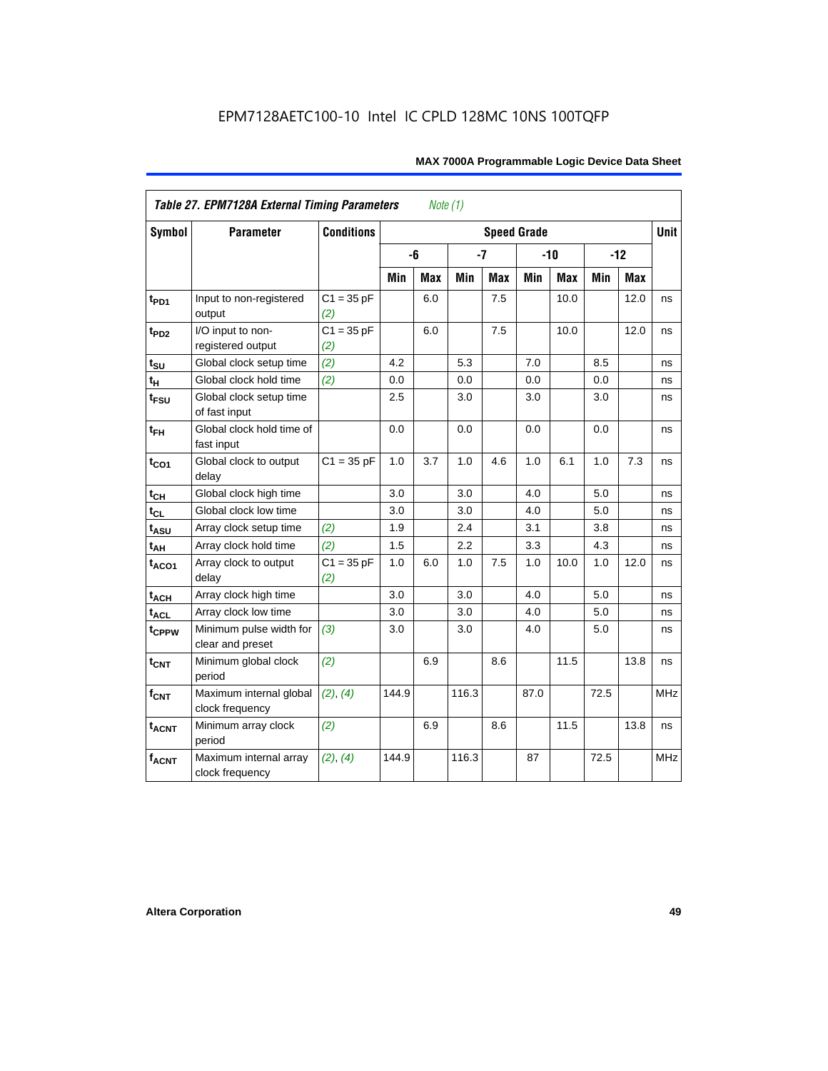EPM7128AETC100-10 Intel IC CPLD 128MC 10NS 100TQFP

**Table 27. EPM7128A External Timing Parameters** *Note (1)*

| Symbol | Parameter | Conditions | Speed Grade | | | | | | | | Unit |
|---|---|---|---|---|---|---|---|---|---|---|---|
| | | | -6 | | -7 | | -10 | | -12 | | |
| | | | Min | Max | Min | Max | Min | Max | Min | Max | |
| $t_{PD1}$ | Input to non-registered output | C1 = 35 pF *(2)* | | 6.0 | | 7.5 | | 10.0 | | 12.0 | ns |
| $t_{PD2}$ | I/O input to non-registered output | C1 = 35 pF *(2)* | | 6.0 | | 7.5 | | 10.0 | | 12.0 | ns |
| $t_{SU}$ | Global clock setup time | *(2)* | 4.2 | | 5.3 | | 7.0 | | 8.5 | | ns |
| $t_H$ | Global clock hold time | *(2)* | 0.0 | | 0.0 | | 0.0 | | 0.0 | | ns |
| $t_{FSU}$ | Global clock setup time of fast input | | 2.5 | | 3.0 | | 3.0 | | 3.0 | | ns |
| $t_{FH}$ | Global clock hold time of fast input | | 0.0 | | 0.0 | | 0.0 | | 0.0 | | ns |
| $t_{CO1}$ | Global clock to output delay | C1 = 35 pF | 1.0 | 3.7 | 1.0 | 4.6 | 1.0 | 6.1 | 1.0 | 7.3 | ns |
| $t_{CH}$ | Global clock high time | | 3.0 | | 3.0 | | 4.0 | | 5.0 | | ns |
| $t_{CL}$ | Global clock low time | | 3.0 | | 3.0 | | 4.0 | | 5.0 | | ns |
| $t_{ASU}$ | Array clock setup time | *(2)* | 1.9 | | 2.4 | | 3.1 | | 3.8 | | ns |
| $t_{AH}$ | Array clock hold time | *(2)* | 1.5 | | 2.2 | | 3.3 | | 4.3 | | ns |
| $t_{ACO1}$ | Array clock to output delay | C1 = 35 pF *(2)* | 1.0 | 6.0 | 1.0 | 7.5 | 1.0 | 10.0 | 1.0 | 12.0 | ns |
| $t_{ACH}$ | Array clock high time | | 3.0 | | 3.0 | | 4.0 | | 5.0 | | ns |
| $t_{ACL}$ | Array clock low time | | 3.0 | | 3.0 | | 4.0 | | 5.0 | | ns |
| $t_{CPPW}$ | Minimum pulse width for clear and preset | *(3)* | 3.0 | | 3.0 | | 4.0 | | 5.0 | | ns |
| $t_{CNT}$ | Minimum global clock period | *(2)* | | 6.9 | | 8.6 | | 11.5 | | 13.8 | ns |
| $f_{CNT}$ | Maximum internal global clock frequency | *(2)*, *(4)* | 144.9 | | 116.3 | | 87.0 | | 72.5 | | MHz |
| $t_{ACNT}$ | Minimum array clock period | *(2)* | | 6.9 | | 8.6 | | 11.5 | | 13.8 | ns |
| $f_{ACNT}$ | Maximum internal array clock frequency | *(2)*, *(4)* | 144.9 | | 116.3 | | 87 | | 72.5 | | MHz |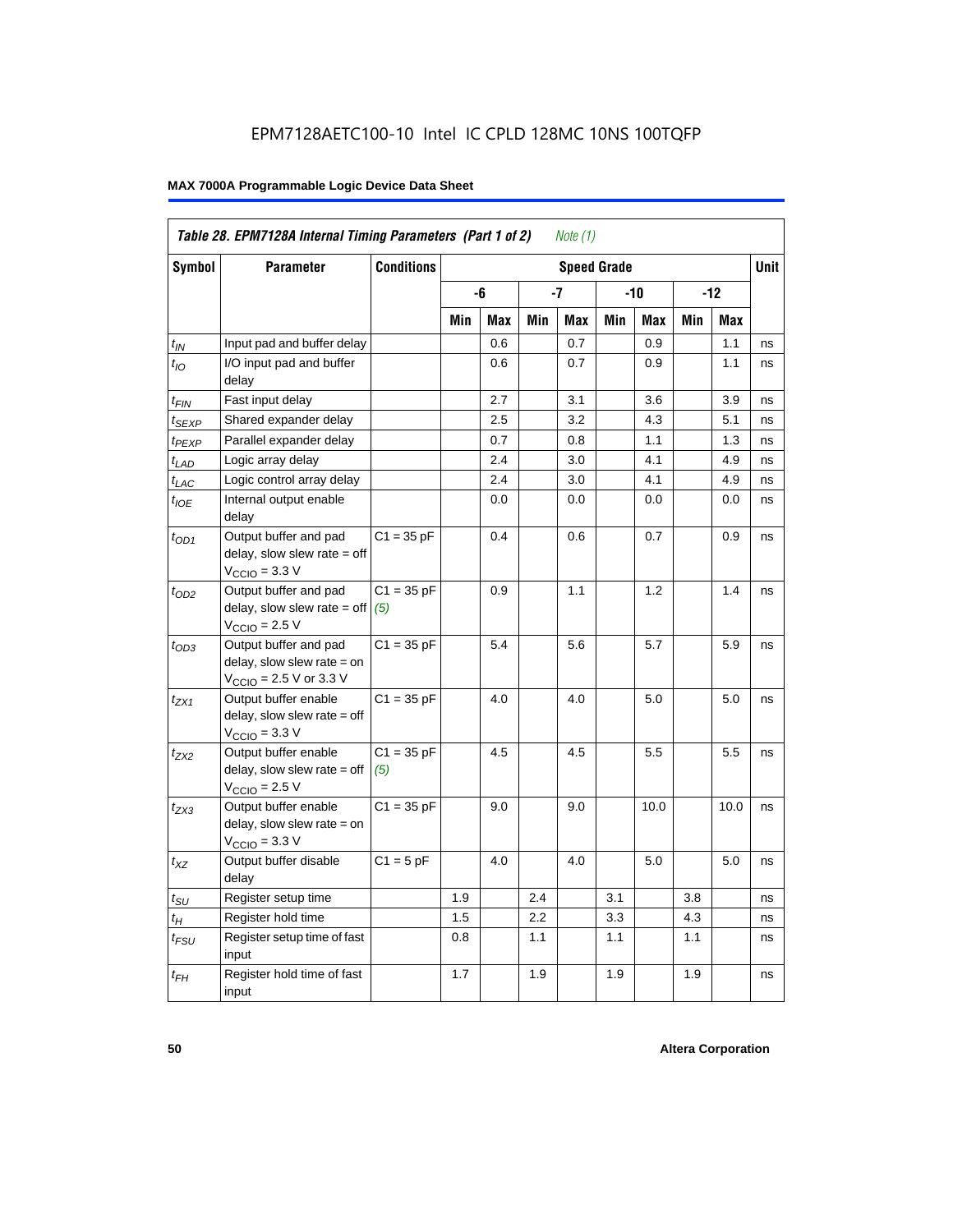EPM7128AETC100-10 Intel IC CPLD 128MC 10NS 100TQFP

**MAX 7000A Programmable Logic Device Data Sheet**

*Table 28. EPM7128A Internal Timing Parameters (Part 1 of 2) Note (1)*

| Symbol | Parameter | Conditions | Speed Grade | | | | | | | | Unit |
|---|---|---|---|---|---|---|---|---|---|---|---|
| | | | -6 | | -7 | | -10 | | -12 | | |
| | | | Min | Max | Min | Max | Min | Max | Min | Max | |
| $t_{IN}$ | Input pad and buffer delay | | | 0.6 | | 0.7 | | 0.9 | | 1.1 | ns |
| $t_{IO}$ | I/O input pad and buffer delay | | | 0.6 | | 0.7 | | 0.9 | | 1.1 | ns |
| $t_{FIN}$ | Fast input delay | | | 2.7 | | 3.1 | | 3.6 | | 3.9 | ns |
| $t_{SEXP}$ | Shared expander delay | | | 2.5 | | 3.2 | | 4.3 | | 5.1 | ns |
| $t_{PEXP}$ | Parallel expander delay | | | 0.7 | | 0.8 | | 1.1 | | 1.3 | ns |
| $t_{LAD}$ | Logic array delay | | | 2.4 | | 3.0 | | 4.1 | | 4.9 | ns |
| $t_{LAC}$ | Logic control array delay | | | 2.4 | | 3.0 | | 4.1 | | 4.9 | ns |
| $t_{IOE}$ | Internal output enable delay | | | 0.0 | | 0.0 | | 0.0 | | 0.0 | ns |
| $t_{OD1}$ | Output buffer and pad delay, slow slew rate = off $V_{CCIO}$ = 3.3 V | C1 = 35 pF | | 0.4 | | 0.6 | | 0.7 | | 0.9 | ns |
| $t_{OD2}$ | Output buffer and pad delay, slow slew rate = off $V_{CCIO}$ = 2.5 V | C1 = 35 pF (5) | | 0.9 | | 1.1 | | 1.2 | | 1.4 | ns |
| $t_{OD3}$ | Output buffer and pad delay, slow slew rate = on $V_{CCIO}$ = 2.5 V or 3.3 V | C1 = 35 pF | | 5.4 | | 5.6 | | 5.7 | | 5.9 | ns |
| $t_{ZX1}$ | Output buffer enable delay, slow slew rate = off $V_{CCIO}$ = 3.3 V | C1 = 35 pF | | 4.0 | | 4.0 | | 5.0 | | 5.0 | ns |
| $t_{ZX2}$ | Output buffer enable delay, slow slew rate = off $V_{CCIO}$ = 2.5 V | C1 = 35 pF (5) | | 4.5 | | 4.5 | | 5.5 | | 5.5 | ns |
| $t_{ZX3}$ | Output buffer enable delay, slow slew rate = on $V_{CCIO}$ = 3.3 V | C1 = 35 pF | | 9.0 | | 9.0 | | 10.0 | | 10.0 | ns |
| $t_{XZ}$ | Output buffer disable delay | C1 = 5 pF | | 4.0 | | 4.0 | | 5.0 | | 5.0 | ns |
| $t_{SU}$ | Register setup time | | 1.9 | | 2.4 | | 3.1 | | 3.8 | | ns |
| $t_{H}$ | Register hold time | | 1.5 | | 2.2 | | 3.3 | | 4.3 | | ns |
| $t_{FSU}$ | Register setup time of fast input | | 0.8 | | 1.1 | | 1.1 | | 1.1 | | ns |
| $t_{FH}$ | Register hold time of fast input | | 1.7 | | 1.9 | | 1.9 | | 1.9 | | ns |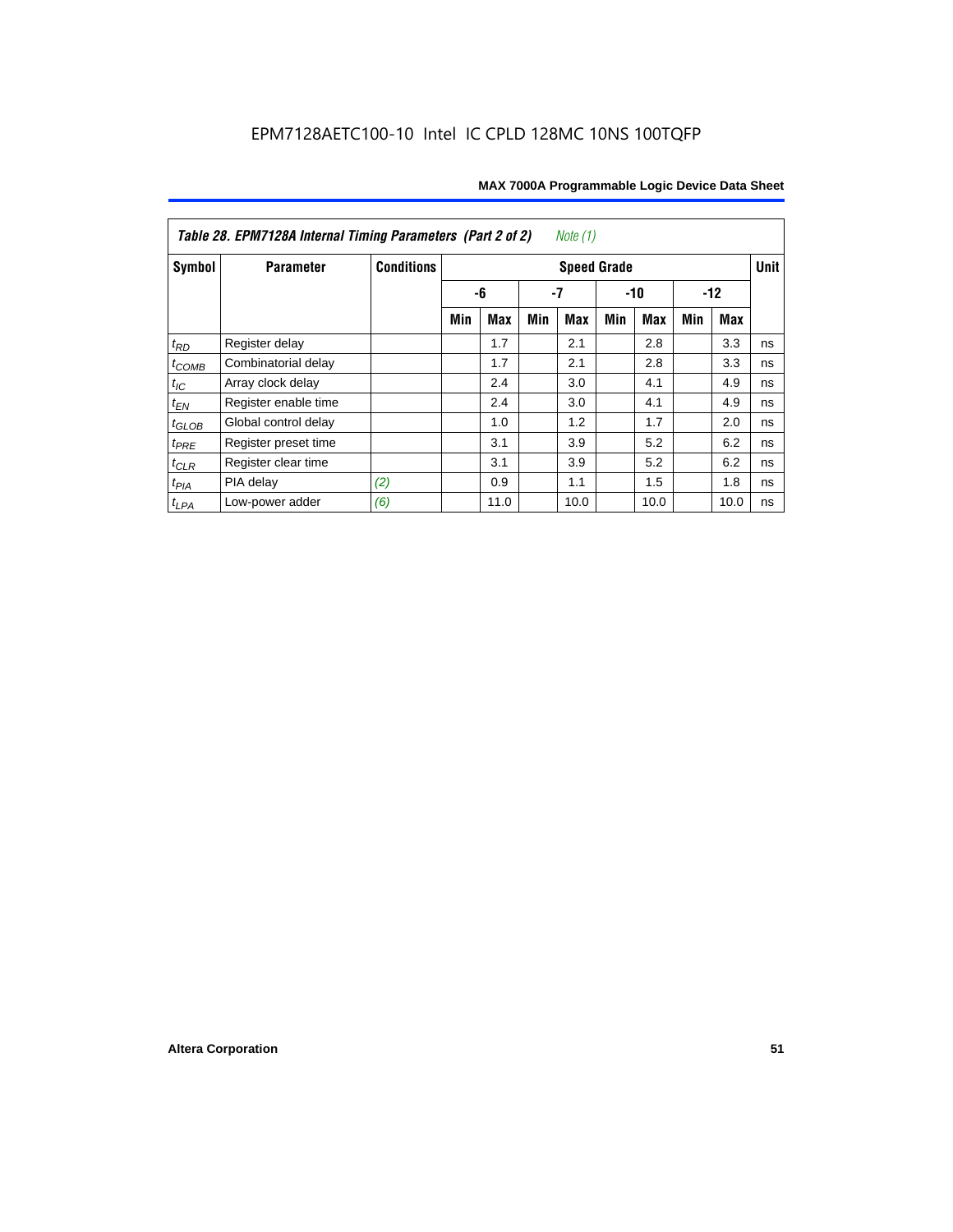EPM7128AETC100-10 Intel IC CPLD 128MC 10NS 100TQFP

*Table 28. EPM7128A Internal Timing Parameters (Part 2 of 2) Note (1)*

| Symbol | Parameter | Conditions | Speed Grade | | | | | | | | Unit |
|---|---|---|---|---|---|---|---|---|---|---|---|
| | | | -6 | | -7 | | -10 | | -12 | | |
| | | | Min | Max | Min | Max | Min | Max | Min | Max | |
| $t_{RD}$ | Register delay | | | 1.7 | | 2.1 | | 2.8 | | 3.3 | ns |
| $t_{COMB}$ | Combinatorial delay | | | 1.7 | | 2.1 | | 2.8 | | 3.3 | ns |
| $t_{IC}$ | Array clock delay | | | 2.4 | | 3.0 | | 4.1 | | 4.9 | ns |
| $t_{EN}$ | Register enable time | | | 2.4 | | 3.0 | | 4.1 | | 4.9 | ns |
| $t_{GLOB}$ | Global control delay | | | 1.0 | | 1.2 | | 1.7 | | 2.0 | ns |
| $t_{PRE}$ | Register preset time | | | 3.1 | | 3.9 | | 5.2 | | 6.2 | ns |
| $t_{CLR}$ | Register clear time | | | 3.1 | | 3.9 | | 5.2 | | 6.2 | ns |
| $t_{PIA}$ | PIA delay | (2) | | 0.9 | | 1.1 | | 1.5 | | 1.8 | ns |
| $t_{LPA}$ | Low-power adder | (6) | | 11.0 | | 10.0 | | 10.0 | | 10.0 | ns |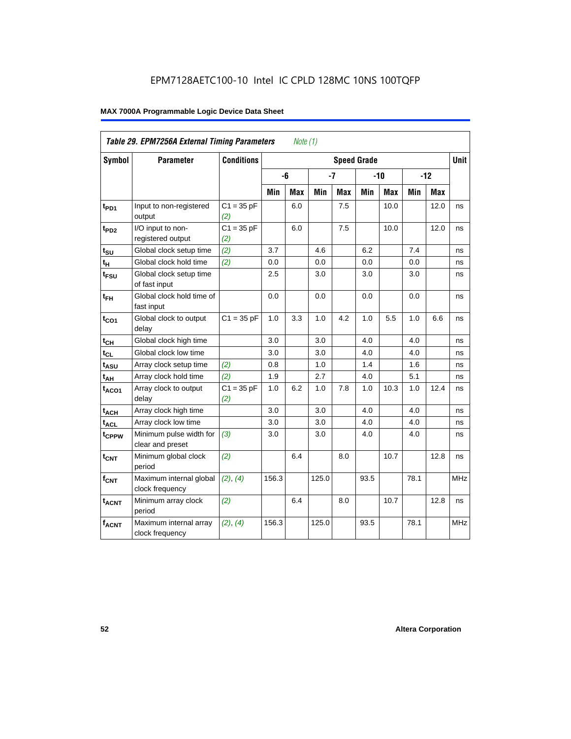**Table 29. EPM7256A External Timing Parameters** *Note (1)*

| Symbol | Parameter | Conditions | Speed Grade | | | | | | | | Unit |
|---|---|---|---|---|---|---|---|---|---|---|---|
| | | | -6 | | -7 | | -10 | | -12 | | |
| | | | Min | Max | Min | Max | Min | Max | Min | Max | |
| $t_{PD1}$ | Input to non-registered output | C1 = 35 pF *(2)* | | 6.0 | | 7.5 | | 10.0 | | 12.0 | ns |
| $t_{PD2}$ | I/O input to non-registered output | C1 = 35 pF *(2)* | | 6.0 | | 7.5 | | 10.0 | | 12.0 | ns |
| $t_{SU}$ | Global clock setup time | *(2)* | 3.7 | | 4.6 | | 6.2 | | 7.4 | | ns |
| $t_{H}$ | Global clock hold time | *(2)* | 0.0 | | 0.0 | | 0.0 | | 0.0 | | ns |
| $t_{FSU}$ | Global clock setup time of fast input | | 2.5 | | 3.0 | | 3.0 | | 3.0 | | ns |
| $t_{FH}$ | Global clock hold time of fast input | | 0.0 | | 0.0 | | 0.0 | | 0.0 | | ns |
| $t_{CO1}$ | Global clock to output delay | C1 = 35 pF | 1.0 | 3.3 | 1.0 | 4.2 | 1.0 | 5.5 | 1.0 | 6.6 | ns |
| $t_{CH}$ | Global clock high time | | 3.0 | | 3.0 | | 4.0 | | 4.0 | | ns |
| $t_{CL}$ | Global clock low time | | 3.0 | | 3.0 | | 4.0 | | 4.0 | | ns |
| $t_{ASU}$ | Array clock setup time | *(2)* | 0.8 | | 1.0 | | 1.4 | | 1.6 | | ns |
| $t_{AH}$ | Array clock hold time | *(2)* | 1.9 | | 2.7 | | 4.0 | | 5.1 | | ns |
| $t_{ACO1}$ | Array clock to output delay | C1 = 35 pF *(2)* | 1.0 | 6.2 | 1.0 | 7.8 | 1.0 | 10.3 | 1.0 | 12.4 | ns |
| $t_{ACH}$ | Array clock high time | | 3.0 | | 3.0 | | 4.0 | | 4.0 | | ns |
| $t_{ACL}$ | Array clock low time | | 3.0 | | 3.0 | | 4.0 | | 4.0 | | ns |
| $t_{CPPW}$ | Minimum pulse width for clear and preset | *(3)* | 3.0 | | 3.0 | | 4.0 | | 4.0 | | ns |
| $t_{CNT}$ | Minimum global clock period | *(2)* | | 6.4 | | 8.0 | | 10.7 | | 12.8 | ns |
| $f_{CNT}$ | Maximum internal global clock frequency | *(2)*, *(4)* | 156.3 | | 125.0 | | 93.5 | | 78.1 | | MHz |
| $t_{ACNT}$ | Minimum array clock period | *(2)* | | 6.4 | | 8.0 | | 10.7 | | 12.8 | ns |
| $f_{ACNT}$ | Maximum internal array clock frequency | *(2)*, *(4)* | 156.3 | | 125.0 | | 93.5 | | 78.1 | | MHz |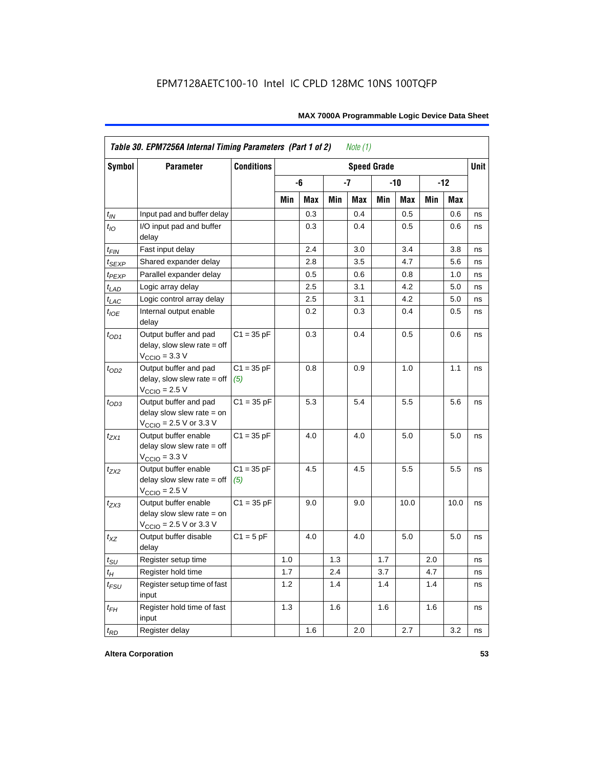EPM7128AETC100-10 Intel IC CPLD 128MC 10NS 100TQFP

| Table 30. EPM7256A Internal Timing Parameters (Part 1 of 2) *Note (1)* | | | | | | | | | | | |
|---|---|---|---|---|---|---|---|---|---|---|---|
| Symbol | Parameter | Conditions | Speed Grade | | | | | | | | Unit |
| | | | -6 | | -7 | | -10 | | -12 | | |
| | | | Min | Max | Min | Max | Min | Max | Min | Max | |
| $t_{IN}$ | Input pad and buffer delay | | | 0.3 | | 0.4 | | 0.5 | | 0.6 | ns |
| $t_{IO}$ | I/O input pad and buffer delay | | | 0.3 | | 0.4 | | 0.5 | | 0.6 | ns |
| $t_{FIN}$ | Fast input delay | | | 2.4 | | 3.0 | | 3.4 | | 3.8 | ns |
| $t_{SEXP}$ | Shared expander delay | | | 2.8 | | 3.5 | | 4.7 | | 5.6 | ns |
| $t_{PEXP}$ | Parallel expander delay | | | 0.5 | | 0.6 | | 0.8 | | 1.0 | ns |
| $t_{LAD}$ | Logic array delay | | | 2.5 | | 3.1 | | 4.2 | | 5.0 | ns |
| $t_{LAC}$ | Logic control array delay | | | 2.5 | | 3.1 | | 4.2 | | 5.0 | ns |
| $t_{IOE}$ | Internal output enable delay | | | 0.2 | | 0.3 | | 0.4 | | 0.5 | ns |
| $t_{OD1}$ | Output buffer and pad delay, slow slew rate = off $V_{CCIO}$ = 3.3 V | C1 = 35 pF | | 0.3 | | 0.4 | | 0.5 | | 0.6 | ns |
| $t_{OD2}$ | Output buffer and pad delay, slow slew rate = off $V_{CCIO}$ = 2.5 V | C1 = 35 pF *(5)* | | 0.8 | | 0.9 | | 1.0 | | 1.1 | ns |
| $t_{OD3}$ | Output buffer and pad delay slow slew rate = on $V_{CCIO}$ = 2.5 V or 3.3 V | C1 = 35 pF | | 5.3 | | 5.4 | | 5.5 | | 5.6 | ns |
| $t_{ZX1}$ | Output buffer enable delay slow slew rate = off $V_{CCIO}$ = 3.3 V | C1 = 35 pF | | 4.0 | | 4.0 | | 5.0 | | 5.0 | ns |
| $t_{ZX2}$ | Output buffer enable delay slow slew rate = off $V_{CCIO}$ = 2.5 V | C1 = 35 pF *(5)* | | 4.5 | | 4.5 | | 5.5 | | 5.5 | ns |
| $t_{ZX3}$ | Output buffer enable delay slow slew rate = on $V_{CCIO}$ = 2.5 V or 3.3 V | C1 = 35 pF | | 9.0 | | 9.0 | | 10.0 | | 10.0 | ns |
| $t_{XZ}$ | Output buffer disable delay | C1 = 5 pF | | 4.0 | | 4.0 | | 5.0 | | 5.0 | ns |
| $t_{SU}$ | Register setup time | | 1.0 | | 1.3 | | 1.7 | | 2.0 | | ns |
| $t_{H}$ | Register hold time | | 1.7 | | 2.4 | | 3.7 | | 4.7 | | ns |
| $t_{FSU}$ | Register setup time of fast input | | 1.2 | | 1.4 | | 1.4 | | 1.4 | | ns |
| $t_{FH}$ | Register hold time of fast input | | 1.3 | | 1.6 | | 1.6 | | 1.6 | | ns |
| $t_{RD}$ | Register delay | | | 1.6 | | 2.0 | | 2.7 | | 3.2 | ns |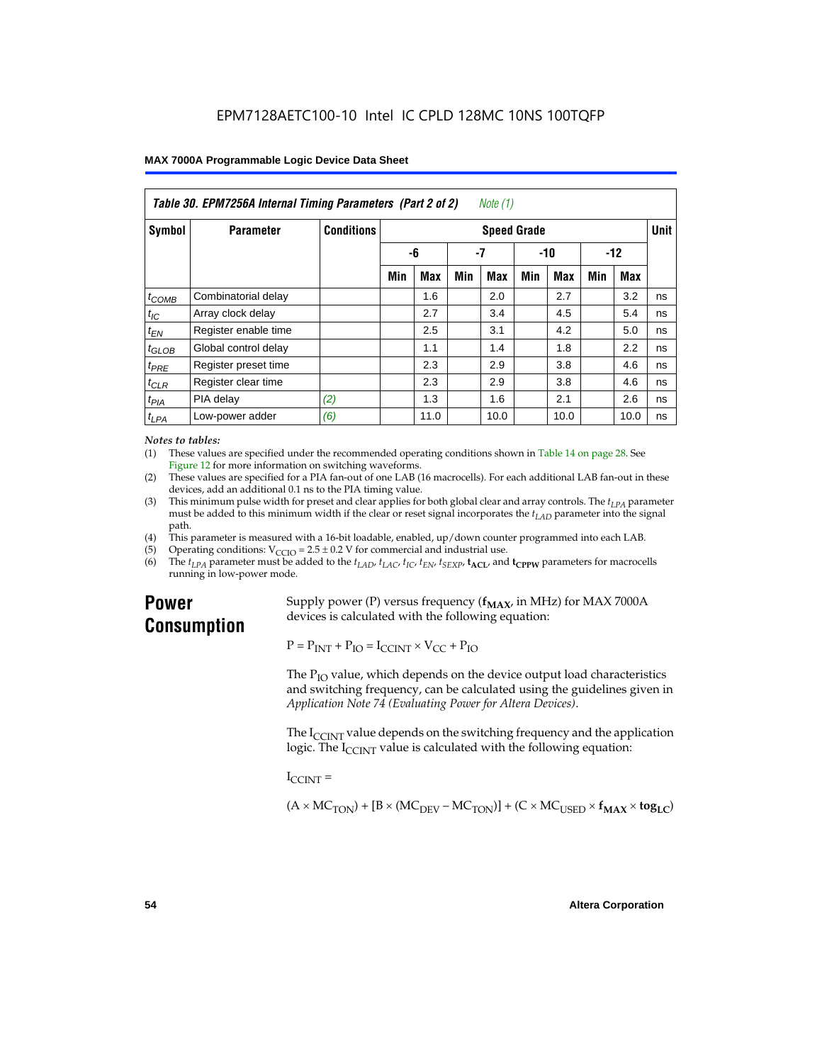**Table 30. EPM7256A Internal Timing Parameters (Part 2 of 2)** *Note (1)*

| Symbol | Parameter | Conditions | Speed Grade | | | | | | | | Unit |
|---|---|---|---|---|---|---|---|---|---|---|---|
| | | | -6 | | -7 | | -10 | | -12 | | |
| | | | Min | Max | Min | Max | Min | Max | Min | Max | |
| $t_{COMB}$ | Combinatorial delay | | | 1.6 | | 2.0 | | 2.7 | | 3.2 | ns |
| $t_{IC}$ | Array clock delay | | | 2.7 | | 3.4 | | 4.5 | | 5.4 | ns |
| $t_{EN}$ | Register enable time | | | 2.5 | | 3.1 | | 4.2 | | 5.0 | ns |
| $t_{GLOB}$ | Global control delay | | | 1.1 | | 1.4 | | 1.8 | | 2.2 | ns |
| $t_{PRE}$ | Register preset time | | | 2.3 | | 2.9 | | 3.8 | | 4.6 | ns |
| $t_{CLR}$ | Register clear time | | | 2.3 | | 2.9 | | 3.8 | | 4.6 | ns |
| $t_{PIA}$ | PIA delay | (2) | | 1.3 | | 1.6 | | 2.1 | | 2.6 | ns |
| $t_{LPA}$ | Low-power adder | (6) | | 11.0 | | 10.0 | | 10.0 | | 10.0 | ns |

*Notes to tables:*

(1) These values are specified under the recommended operating conditions shown in Table 14 on page 28. See Figure 12 for more information on switching waveforms.

(2) These values are specified for a PIA fan-out of one LAB (16 macrocells). For each additional LAB fan-out in these devices, add an additional 0.1 ns to the PIA timing value.

(3) This minimum pulse width for preset and clear applies for both global clear and array controls. The $t_{LPA}$ parameter must be added to this minimum width if the clear or reset signal incorporates the $t_{LAD}$ parameter into the signal path.

(4) This parameter is measured with a 16-bit loadable, enabled, up/down counter programmed into each LAB.

(5) Operating conditions: $V_{CCIO} = 2.5 \pm 0.2$ V for commercial and industrial use.

(6) The $t_{LPA}$ parameter must be added to the $t_{LAD}$, $t_{LAC}$, $t_{IC}$, $t_{EN}$, $t_{SEXP}$, $\mathbf{t_{ACL}}$, and $\mathbf{t_{CPPW}}$ parameters for macrocells running in low-power mode.

# Power Consumption

Supply power (P) versus frequency ($\mathbf{f_{MAX}}$, in MHz) for MAX 7000A devices is calculated with the following equation:

$$P = P_{INT} + P_{IO} = I_{CCINT} \times V_{CC} + P_{IO}$$

The $P_{IO}$ value, which depends on the device output load characteristics and switching frequency, can be calculated using the guidelines given in *Application Note 74 (Evaluating Power for Altera Devices)*.

The $I_{CCINT}$ value depends on the switching frequency and the application logic. The $I_{CCINT}$ value is calculated with the following equation:

$I_{CCINT}$ =

$$(A \times MC_{TON}) + [B \times (MC_{DEV} - MC_{TON})] + (C \times MC_{USED} \times \mathbf{f_{MAX}} \times \mathbf{tog_{LC}})$$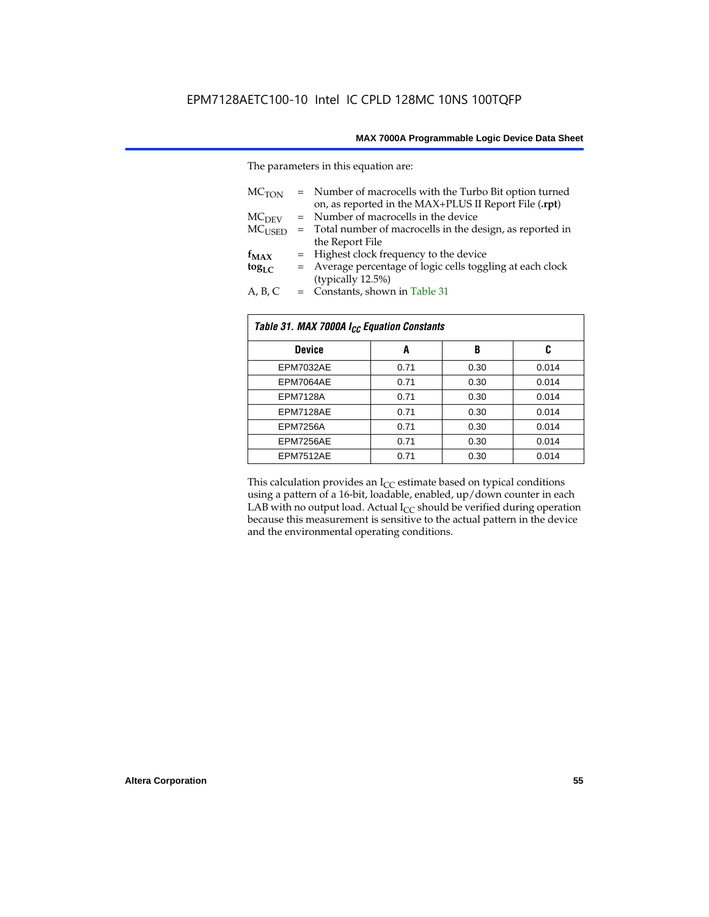The parameters in this equation are:

$MC_{TON}$ = Number of macrocells with the Turbo Bit option turned on, as reported in the MAX+PLUS II Report File (**.rpt**)
$MC_{DEV}$ = Number of macrocells in the device
$MC_{USED}$ = Total number of macrocells in the design, as reported in the Report File
$f_{MAX}$ = Highest clock frequency to the device
$tog_{LC}$ = Average percentage of logic cells toggling at each clock (typically 12.5%)
A, B, C = Constants, shown in Table 31

| *Table 31. MAX 7000A $I_{CC}$ Equation Constants* | | | |
|---|---|---|---|
| **Device** | **A** | **B** | **C** |
| EPM7032AE | 0.71 | 0.30 | 0.014 |
| EPM7064AE | 0.71 | 0.30 | 0.014 |
| EPM7128A | 0.71 | 0.30 | 0.014 |
| EPM7128AE | 0.71 | 0.30 | 0.014 |
| EPM7256A | 0.71 | 0.30 | 0.014 |
| EPM7256AE | 0.71 | 0.30 | 0.014 |
| EPM7512AE | 0.71 | 0.30 | 0.014 |

This calculation provides an $I_{CC}$ estimate based on typical conditions using a pattern of a 16-bit, loadable, enabled, up/down counter in each LAB with no output load. Actual $I_{CC}$ should be verified during operation because this measurement is sensitive to the actual pattern in the device and the environmental operating conditions.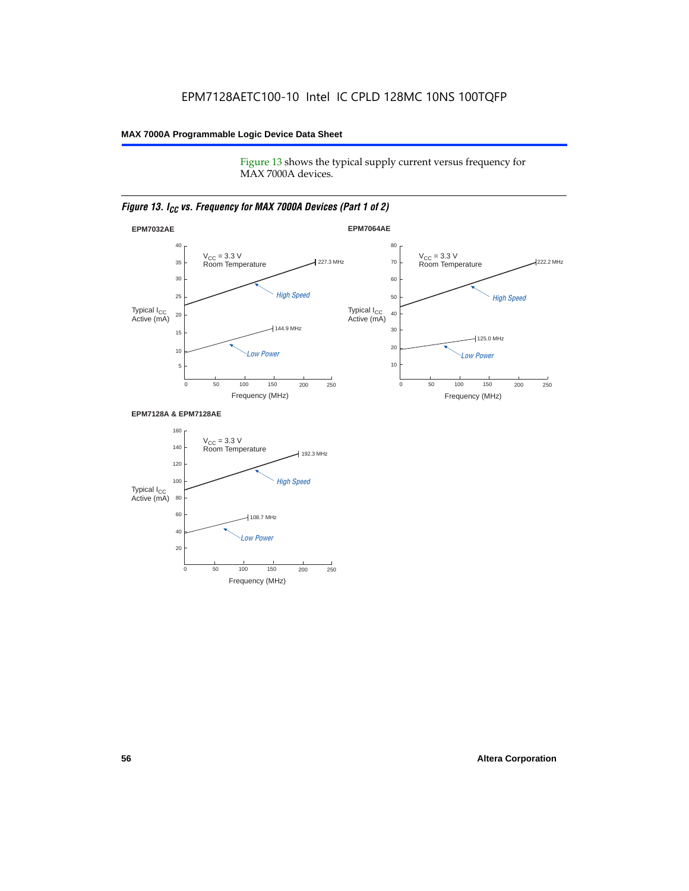Figure 13 shows the typical supply current versus frequency for MAX 7000A devices.

*Figure 13. $I_{CC}$ vs. Frequency for MAX 7000A Devices (Part 1 of 2)*

**EPM7032AE**

$V_{CC}$ = 3.3 V
Room Temperature

Typical $I_{CC}$ Active (mA)

Frequency (MHz)

High Speed: 227.3 MHz

Low Power: 144.9 MHz

**EPM7064AE**

$V_{CC}$ = 3.3 V
Room Temperature

Typical $I_{CC}$ Active (mA)

Frequency (MHz)

High Speed: 222.2 MHz

Low Power: 125.0 MHz

**EPM7128A & EPM7128AE**

$V_{CC}$ = 3.3 V
Room Temperature

Typical $I_{CC}$ Active (mA)

Frequency (MHz)

High Speed: 192.3 MHz

Low Power: 108.7 MHz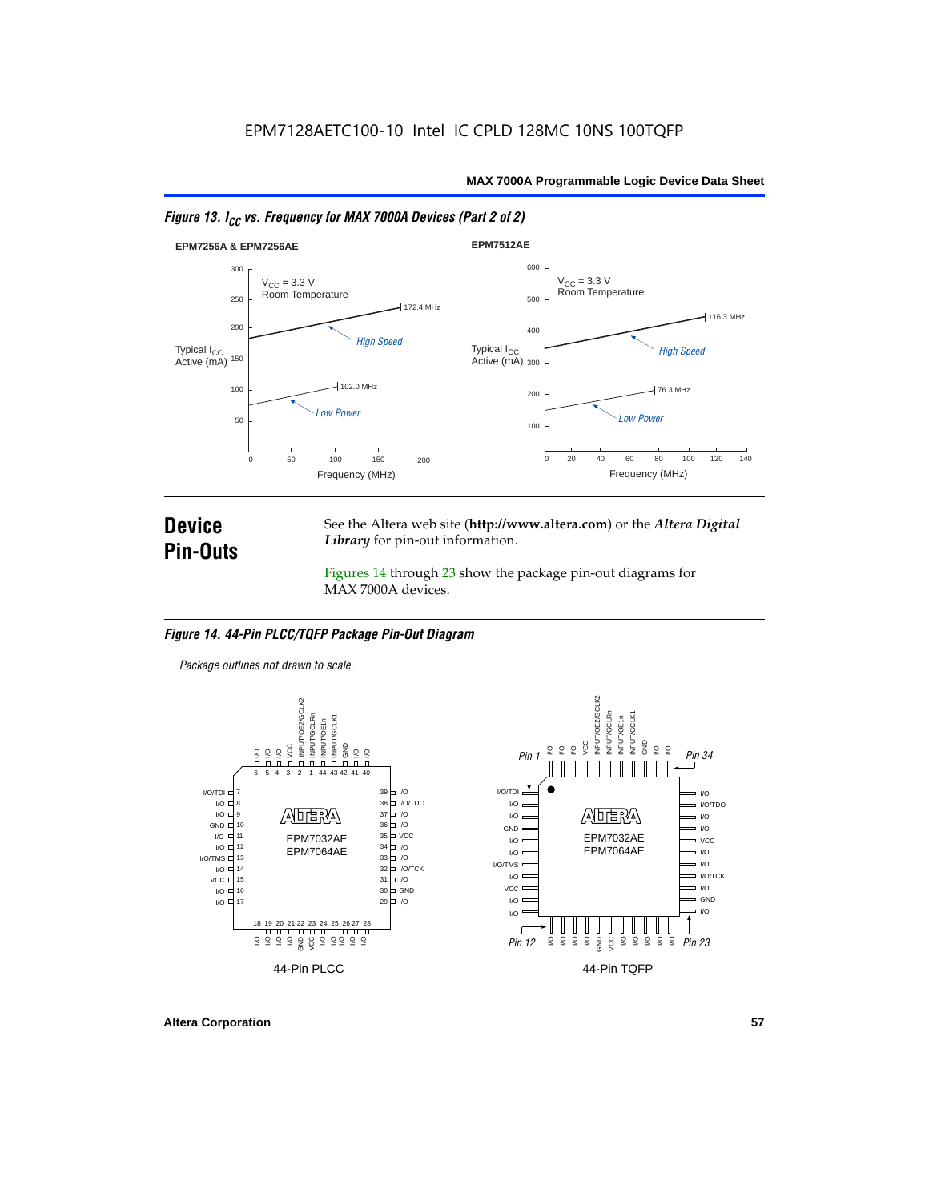*Figure 13. $I_{CC}$ vs. Frequency for MAX 7000A Devices (Part 2 of 2)*

**EPM7256A & EPM7256AE**

$V_{CC}$ = 3.3 V
Room Temperature

Typical $I_{CC}$ Active (mA)

High Speed: 172.4 MHz
Low Power: 102.0 MHz

Frequency (MHz)

**EPM7512AE**

$V_{CC}$ = 3.3 V
Room Temperature

Typical $I_{CC}$ Active (mA)

High Speed: 116.3 MHz
Low Power: 76.3 MHz

Frequency (MHz)

## Device Pin-Outs

See the Altera web site (**http://www.altera.com**) or the *Altera Digital Library* for pin-out information.

Figures 14 through 23 show the package pin-out diagrams for MAX 7000A devices.

*Figure 14. 44-Pin PLCC/TQFP Package Pin-Out Diagram*

*Package outlines not drawn to scale.*

44-Pin PLCC (EPM7032AE, EPM7064AE)

44-Pin TQFP (EPM7032AE, EPM7064AE)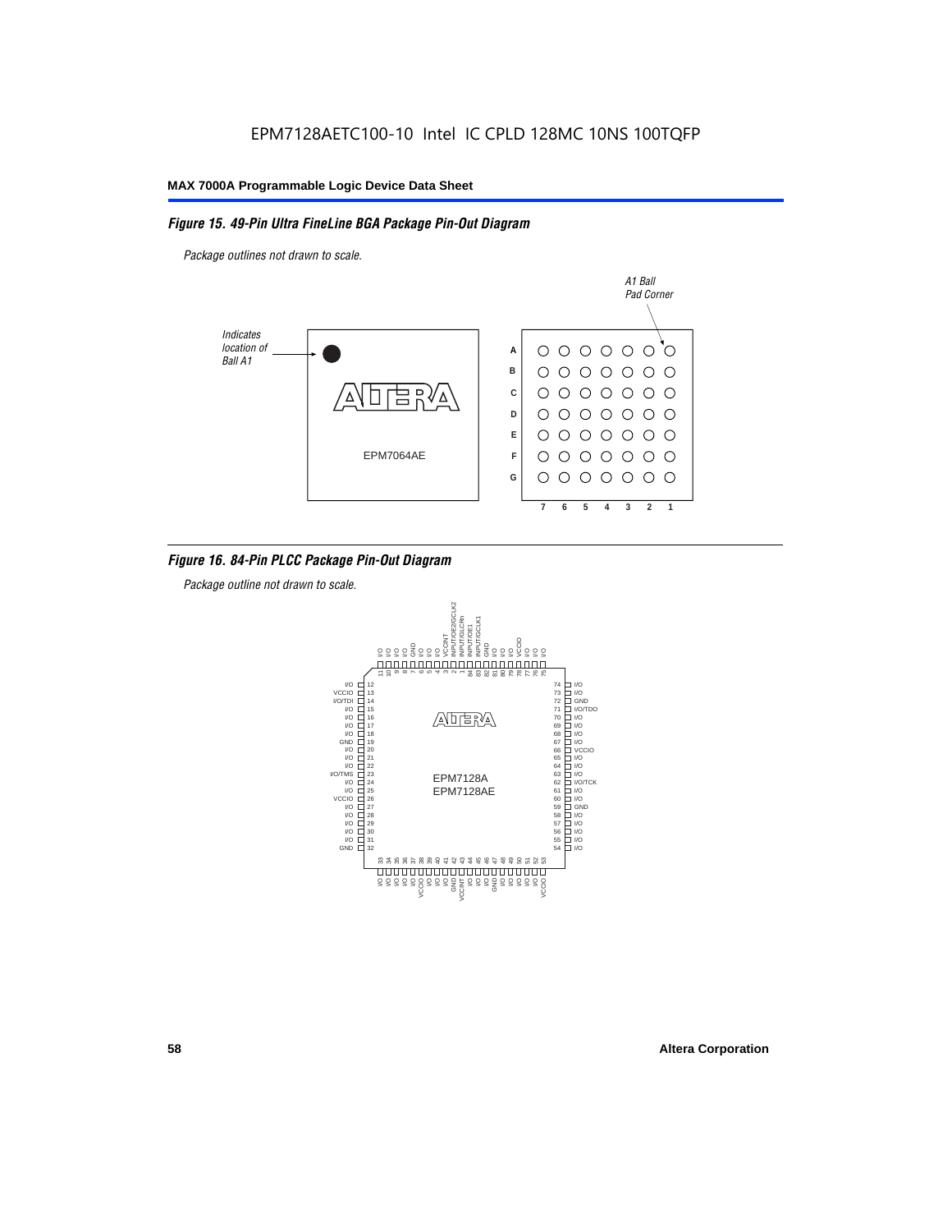EPM7128AETC100-10 Intel IC CPLD 128MC 10NS 100TQFP

*Figure 15. 49-Pin Ultra FineLine BGA Package Pin-Out Diagram*

*Package outlines not drawn to scale.*

*Figure 16. 84-Pin PLCC Package Pin-Out Diagram*

*Package outline not drawn to scale.*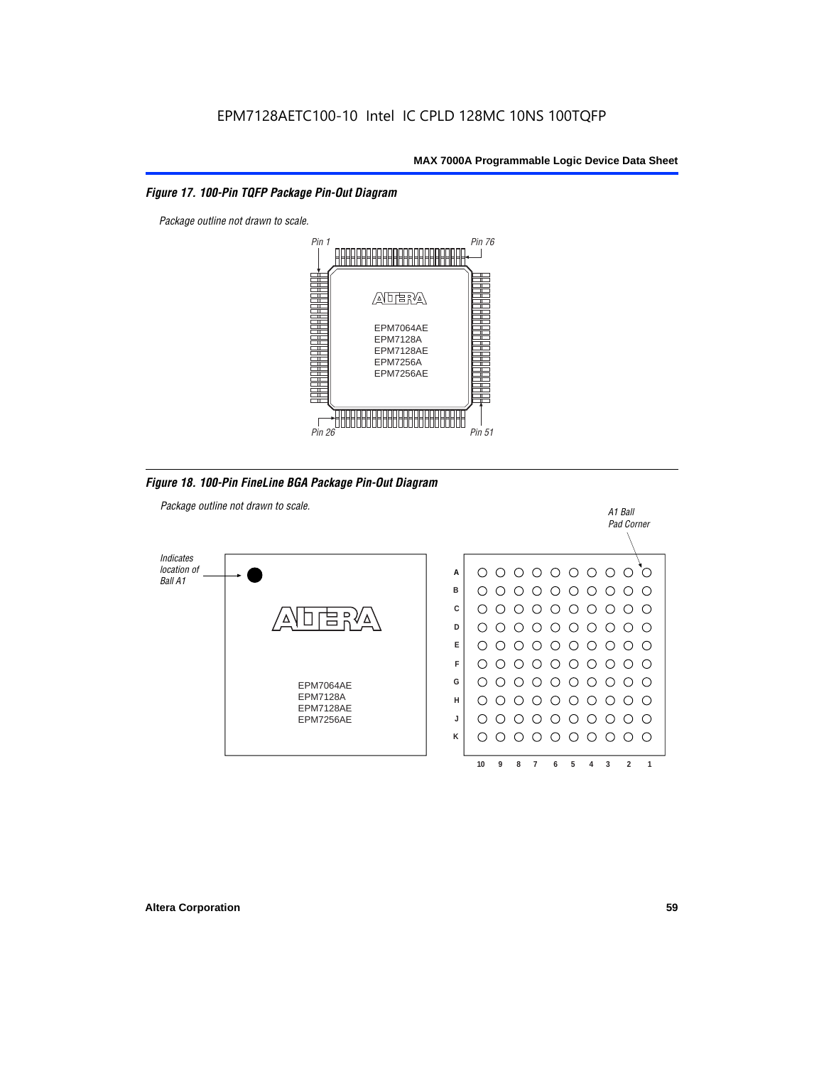EPM7128AETC100-10 Intel IC CPLD 128MC 10NS 100TQFP

*Figure 17. 100-Pin TQFP Package Pin-Out Diagram*

*Package outline not drawn to scale.*

Pin 1, Pin 76, Pin 26, Pin 51

EPM7064AE
EPM7128A
EPM7128AE
EPM7256A
EPM7256AE

*Figure 18. 100-Pin FineLine BGA Package Pin-Out Diagram*

*Package outline not drawn to scale.*

*Indicates location of Ball A1*

*A1 Ball Pad Corner*

EPM7064AE
EPM7128A
EPM7128AE
EPM7256AE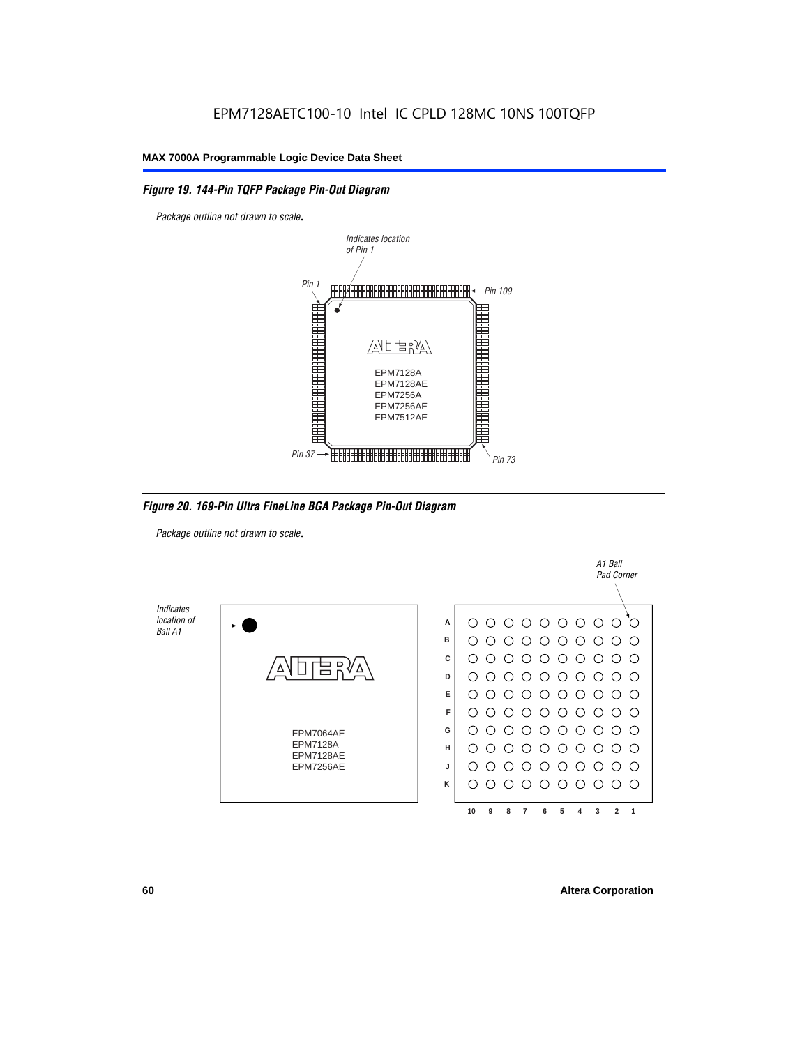*Figure 19. 144-Pin TQFP Package Pin-Out Diagram*

*Package outline not drawn to scale.*

*Figure 20. 169-Pin Ultra FineLine BGA Package Pin-Out Diagram*

*Package outline not drawn to scale.*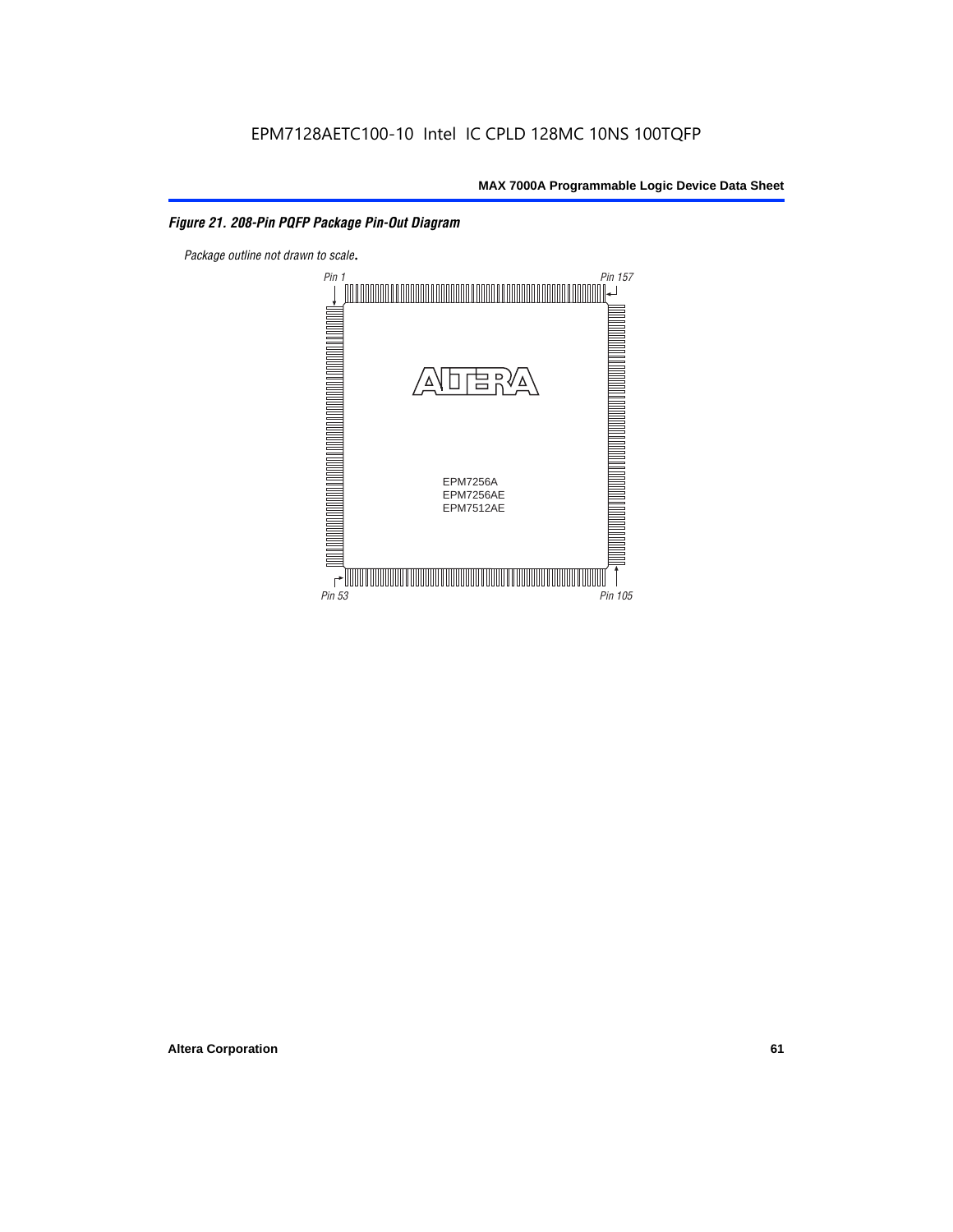*Figure 21. 208-Pin PQFP Package Pin-Out Diagram*

*Package outline not drawn to scale.*

Pin 1

Pin 157

EPM7256A
EPM7256AE
EPM7512AE

Pin 53

Pin 105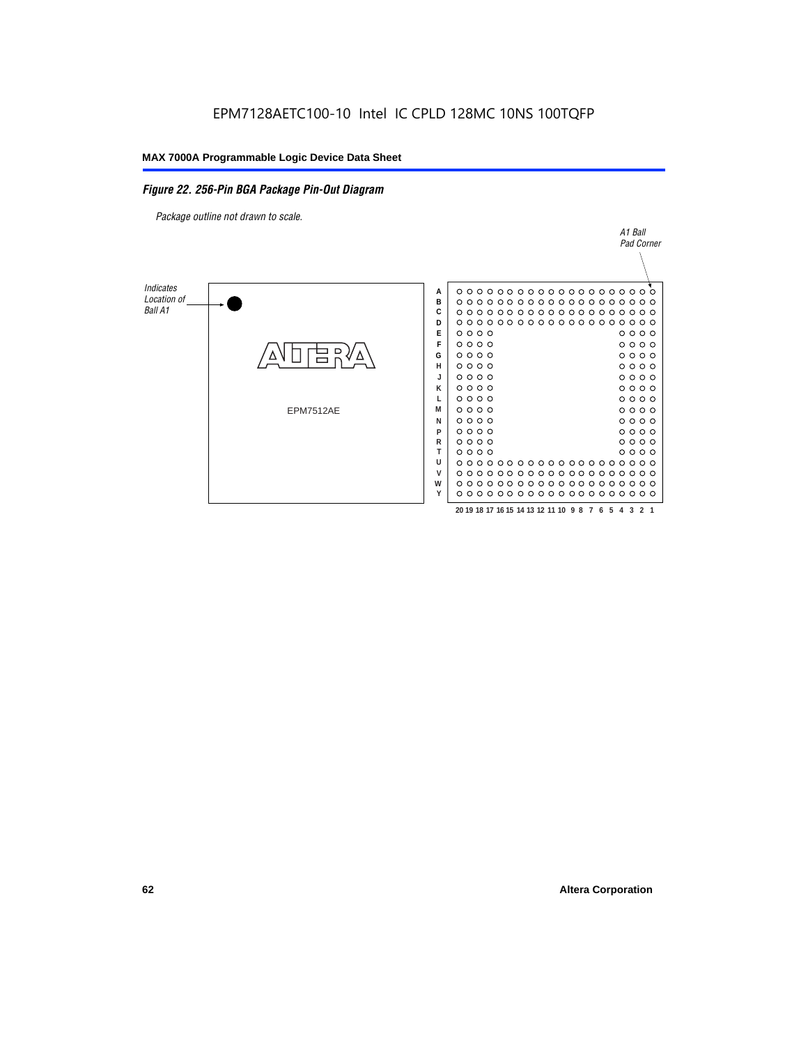EPM7128AETC100-10 Intel IC CPLD 128MC 10NS 100TQFP

*Figure 22. 256-Pin BGA Package Pin-Out Diagram*

*Package outline not drawn to scale.*

*A1 Ball Pad Corner*

*Indicates Location of Ball A1*

EPM7512AE

A B C D E F G H J K L M N P R T U V W Y

20 19 18 17 16 15 14 13 12 11 10 9 8 7 6 5 4 3 2 1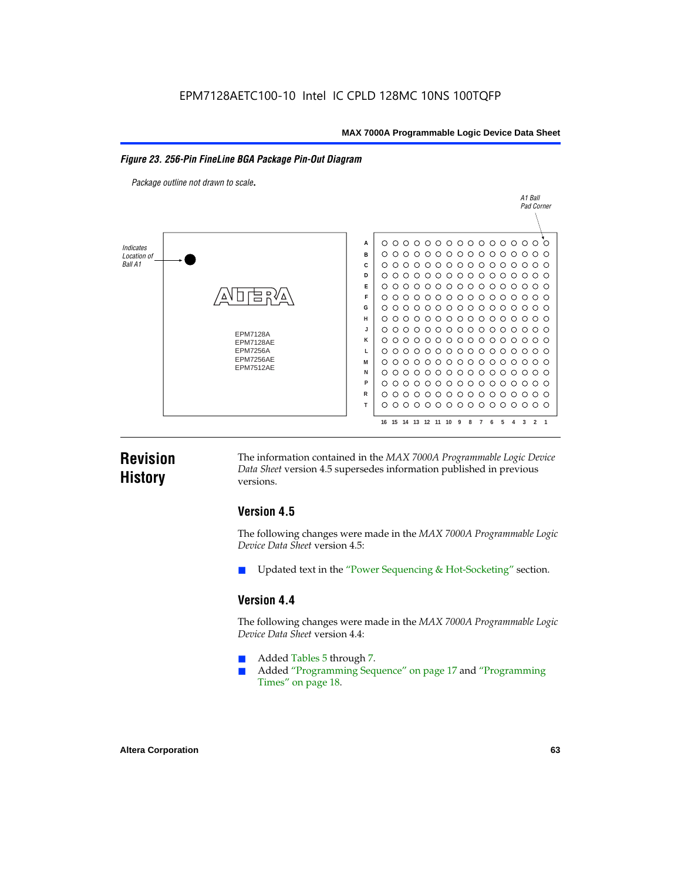**Figure 23. 256-Pin FineLine BGA Package Pin-Out Diagram**

*Package outline not drawn to scale.*

A1 Ball Pad Corner

Indicates Location of Ball A1

EPM7128A
EPM7128AE
EPM7256A
EPM7256AE
EPM7512AE

# Revision History

The information contained in the *MAX 7000A Programmable Logic Device Data Sheet* version 4.5 supersedes information published in previous versions.

## Version 4.5

The following changes were made in the *MAX 7000A Programmable Logic Device Data Sheet* version 4.5:

- Updated text in the "Power Sequencing & Hot-Socketing" section.

## Version 4.4

The following changes were made in the *MAX 7000A Programmable Logic Device Data Sheet* version 4.4:

- Added Tables 5 through 7.
- Added "Programming Sequence" on page 17 and "Programming Times" on page 18.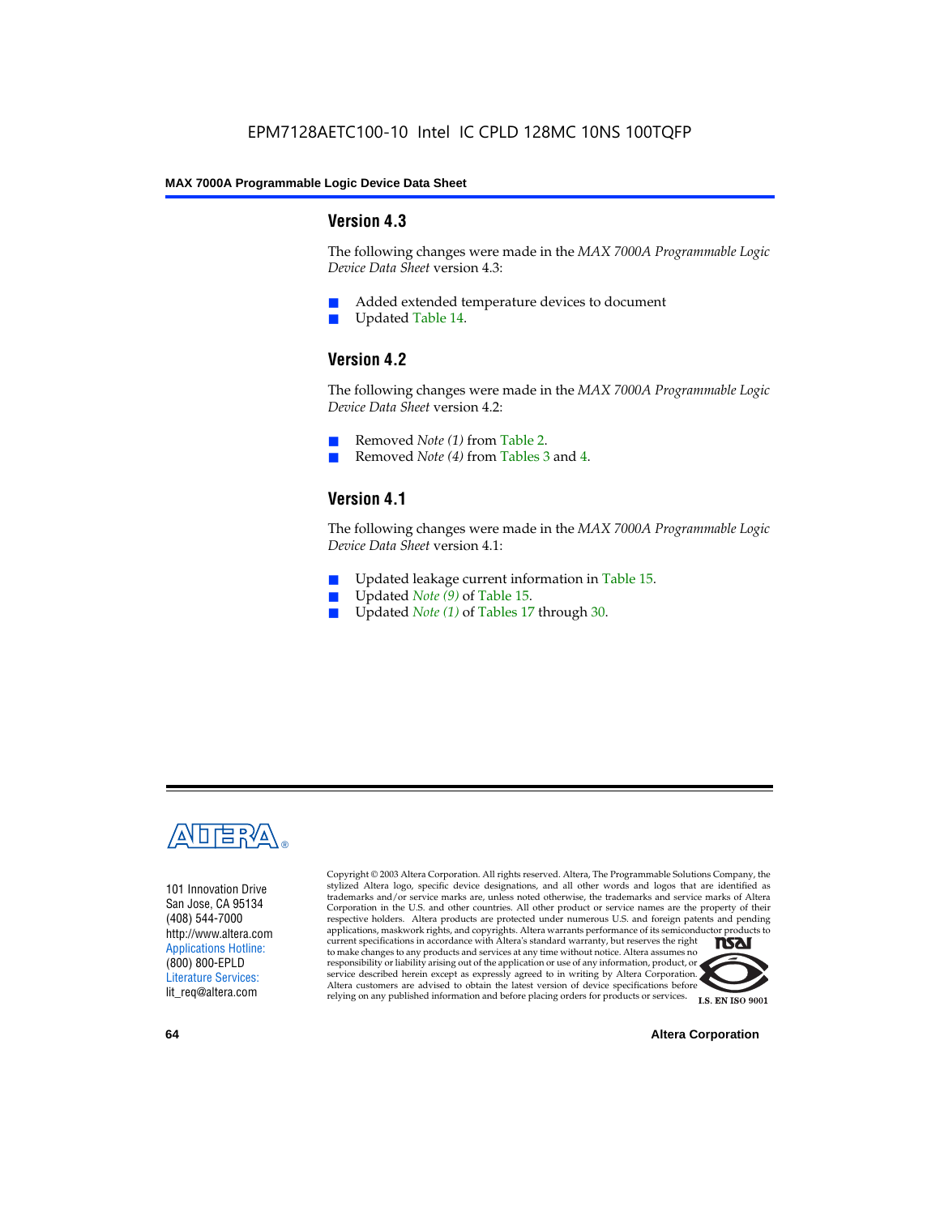## Version 4.3

The following changes were made in the *MAX 7000A Programmable Logic Device Data Sheet* version 4.3:

- Added extended temperature devices to document
- Updated Table 14.

## Version 4.2

The following changes were made in the *MAX 7000A Programmable Logic Device Data Sheet* version 4.2:

- Removed *Note (1)* from Table 2.
- Removed *Note (4)* from Tables 3 and 4.

## Version 4.1

The following changes were made in the *MAX 7000A Programmable Logic Device Data Sheet* version 4.1:

- Updated leakage current information in Table 15.
- Updated *Note (9)* of Table 15.
- Updated *Note (1)* of Tables 17 through 30.

101 Innovation Drive
San Jose, CA 95134
(408) 544-7000
http://www.altera.com
Applications Hotline:
(800) 800-EPLD
Literature Services:
lit_req@altera.com

Copyright © 2003 Altera Corporation. All rights reserved. Altera, The Programmable Solutions Company, the stylized Altera logo, specific device designations, and all other words and logos that are identified as trademarks and/or service marks are, unless noted otherwise, the trademarks and service marks of Altera Corporation in the U.S. and other countries. All other product or service names are the property of their respective holders. Altera products are protected under numerous U.S. and foreign patents and pending applications, maskwork rights, and copyrights. Altera warrants performance of its semiconductor products to current specifications in accordance with Altera's standard warranty, but reserves the right to make changes to any products and services at any time without notice. Altera assumes no responsibility or liability arising out of the application or use of any information, product, or service described herein except as expressly agreed to in writing by Altera Corporation. Altera customers are advised to obtain the latest version of device specifications before relying on any published information and before placing orders for products or services.

I.S. EN ISO 9001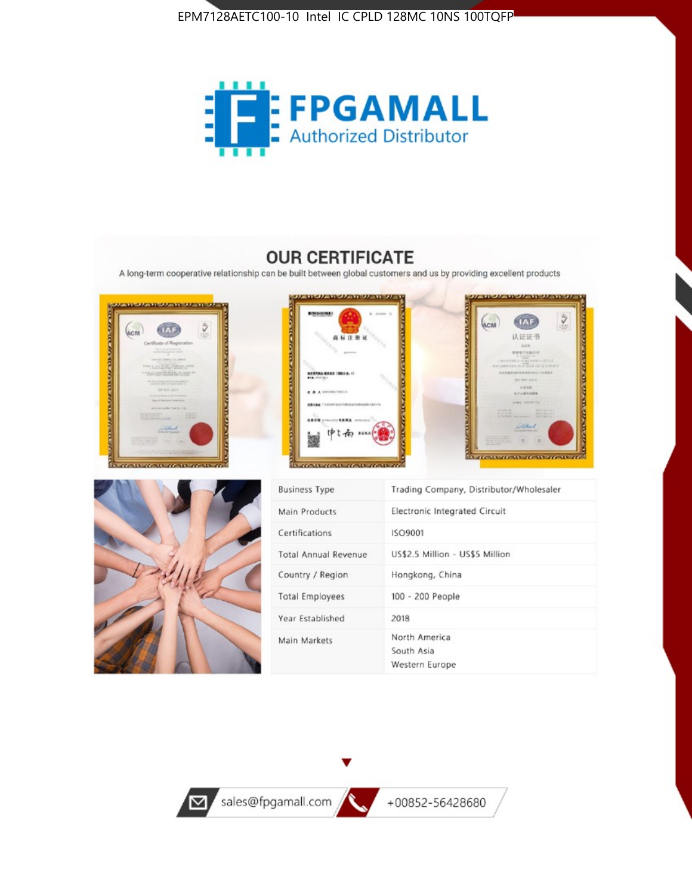FPGAMALL
Authorized Distributor

## OUR CERTIFICATE

A long-term cooperative relationship can be built between global customers and us by providing excellent products

| | |
|---|---|
| Business Type | Trading Company, Distributor/Wholesaler |
| Main Products | Electronic Integrated Circuit |
| Certifications | ISO9001 |
| Total Annual Revenue | US$2.5 Million - US$5 Million |
| Country / Region | Hongkong, China |
| Total Employees | 100 - 200 People |
| Year Established | 2018 |
| Main Markets | North America<br>South Asia<br>Western Europe |

sales@fpgamall.com

+00852-56428680